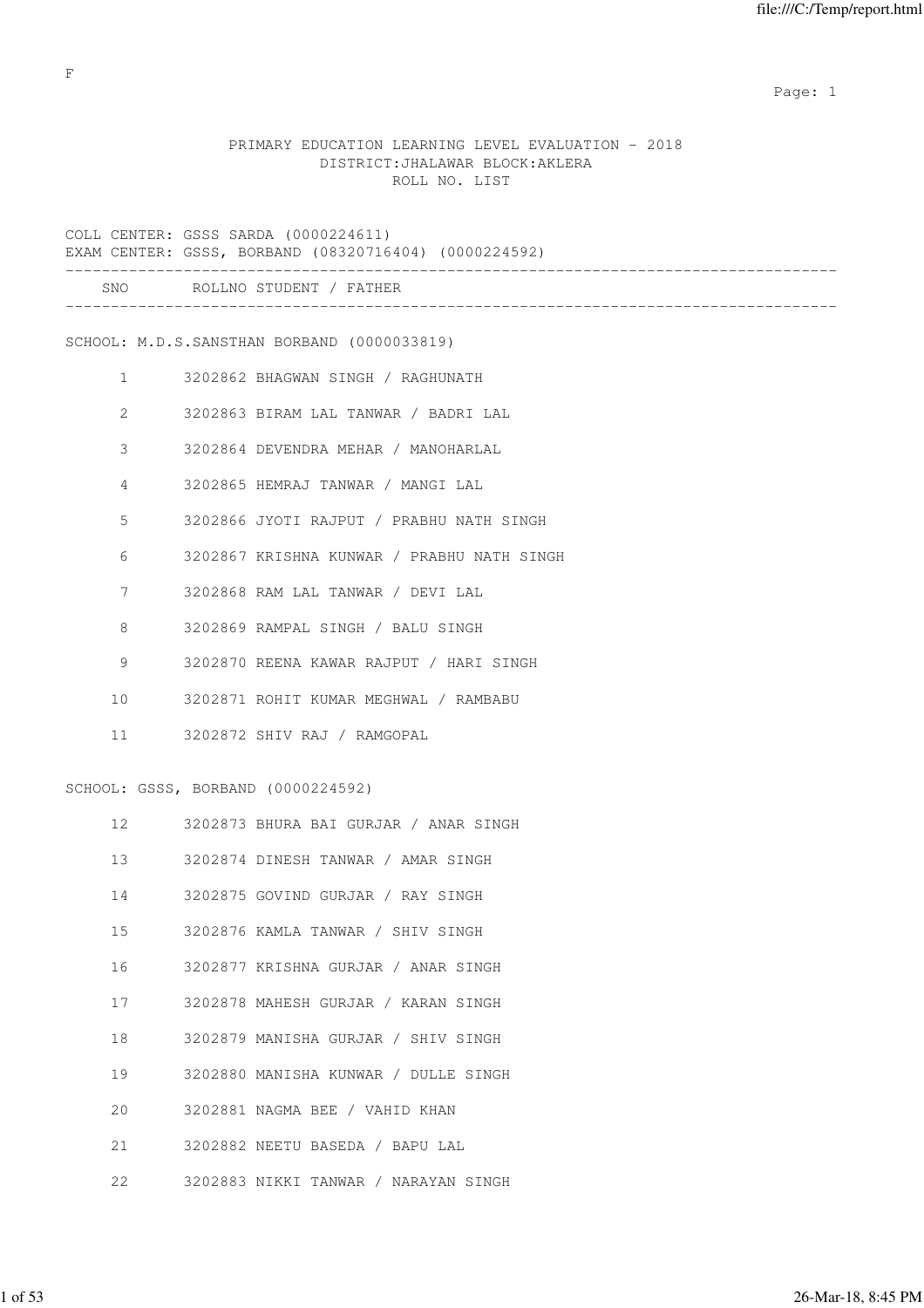F

PRIMARY EDUCATION LEARNING LEVEL EVALUATION - 2018
DISTRICT:JHALAWAR BLOCK:AKLERA
ROLL NO. LIST

COLL CENTER: GSSS SARDA (0000224611)
EXAM CENTER: GSSS, BORBAND (08320716404) (0000224592)

| SNO | ROLLNO | STUDENT / FATHER |
|---|---|---|
| **SCHOOL: M.D.S.SANSTHAN BORBAND (0000033819)** | | |
| 1 | 3202862 | BHAGWAN SINGH / RAGHUNATH |
| 2 | 3202863 | BIRAM LAL TANWAR / BADRI LAL |
| 3 | 3202864 | DEVENDRA MEHAR / MANOHARLAL |
| 4 | 3202865 | HEMRAJ TANWAR / MANGI LAL |
| 5 | 3202866 | JYOTI RAJPUT / PRABHU NATH SINGH |
| 6 | 3202867 | KRISHNA KUNWAR / PRABHU NATH SINGH |
| 7 | 3202868 | RAM LAL TANWAR / DEVI LAL |
| 8 | 3202869 | RAMPAL SINGH / BALU SINGH |
| 9 | 3202870 | REENA KAWAR RAJPUT / HARI SINGH |
| 10 | 3202871 | ROHIT KUMAR MEGHWAL / RAMBABU |
| 11 | 3202872 | SHIV RAJ / RAMGOPAL |
| **SCHOOL: GSSS, BORBAND (0000224592)** | | |
| 12 | 3202873 | BHURA BAI GURJAR / ANAR SINGH |
| 13 | 3202874 | DINESH TANWAR / AMAR SINGH |
| 14 | 3202875 | GOVIND GURJAR / RAY SINGH |
| 15 | 3202876 | KAMLA TANWAR / SHIV SINGH |
| 16 | 3202877 | KRISHNA GURJAR / ANAR SINGH |
| 17 | 3202878 | MAHESH GURJAR / KARAN SINGH |
| 18 | 3202879 | MANISHA GURJAR / SHIV SINGH |
| 19 | 3202880 | MANISHA KUNWAR / DULLE SINGH |
| 20 | 3202881 | NAGMA BEE / VAHID KHAN |
| 21 | 3202882 | NEETU BASEDA / BAPU LAL |
| 22 | 3202883 | NIKKI TANWAR / NARAYAN SINGH |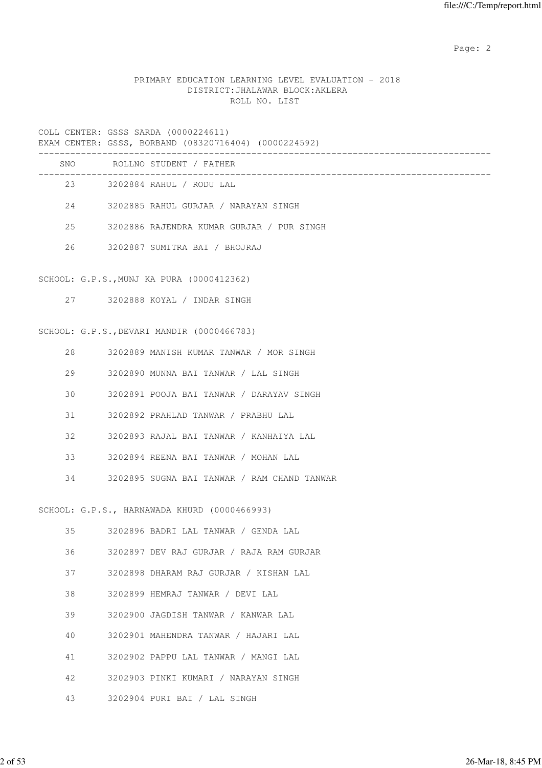PRIMARY EDUCATION LEARNING LEVEL EVALUATION - 2018
DISTRICT:JHALAWAR BLOCK:AKLERA
ROLL NO. LIST

COLL CENTER: GSSS SARDA (0000224611)
EXAM CENTER: GSSS, BORBAND (08320716404) (0000224592)

| SNO | ROLLNO | STUDENT / FATHER |
|---|---|---|
| 23 | 3202884 | RAHUL / RODU LAL |
| 24 | 3202885 | RAHUL GURJAR / NARAYAN SINGH |
| 25 | 3202886 | RAJENDRA KUMAR GURJAR / PUR SINGH |
| 26 | 3202887 | SUMITRA BAI / BHOJRAJ |

SCHOOL: G.P.S.,MUNJ KA PURA (0000412362)

| SNO | ROLLNO | STUDENT / FATHER |
|---|---|---|
| 27 | 3202888 | KOYAL / INDAR SINGH |

SCHOOL: G.P.S.,DEVARI MANDIR (0000466783)

| SNO | ROLLNO | STUDENT / FATHER |
|---|---|---|
| 28 | 3202889 | MANISH KUMAR TANWAR / MOR SINGH |
| 29 | 3202890 | MUNNA BAI TANWAR / LAL SINGH |
| 30 | 3202891 | POOJA BAI TANWAR / DARAYAV SINGH |
| 31 | 3202892 | PRAHLAD TANWAR / PRABHU LAL |
| 32 | 3202893 | RAJAL BAI TANWAR / KANHAIYA LAL |
| 33 | 3202894 | REENA BAI TANWAR / MOHAN LAL |
| 34 | 3202895 | SUGNA BAI TANWAR / RAM CHAND TANWAR |

SCHOOL: G.P.S., HARNAWADA KHURD (0000466993)

| SNO | ROLLNO | STUDENT / FATHER |
|---|---|---|
| 35 | 3202896 | BADRI LAL TANWAR / GENDA LAL |
| 36 | 3202897 | DEV RAJ GURJAR / RAJA RAM GURJAR |
| 37 | 3202898 | DHARAM RAJ GURJAR / KISHAN LAL |
| 38 | 3202899 | HEMRAJ TANWAR / DEVI LAL |
| 39 | 3202900 | JAGDISH TANWAR / KANWAR LAL |
| 40 | 3202901 | MAHENDRA TANWAR / HAJARI LAL |
| 41 | 3202902 | PAPPU LAL TANWAR / MANGI LAL |
| 42 | 3202903 | PINKI KUMARI / NARAYAN SINGH |
| 43 | 3202904 | PURI BAI / LAL SINGH |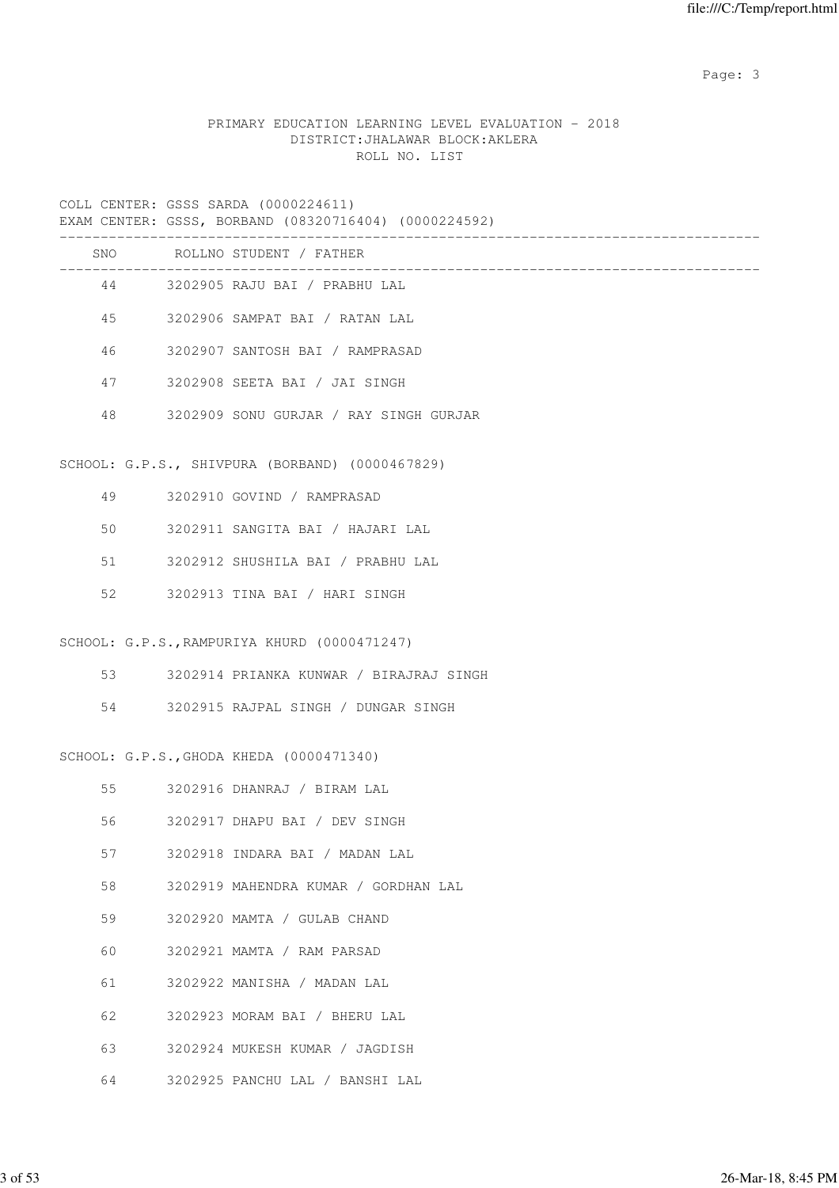PRIMARY EDUCATION LEARNING LEVEL EVALUATION - 2018
DISTRICT:JHALAWAR BLOCK:AKLERA
ROLL NO. LIST

COLL CENTER: GSSS SARDA (0000224611)
EXAM CENTER: GSSS, BORBAND (08320716404) (0000224592)

| SNO | ROLLNO | STUDENT / FATHER |
|---|---|---|
| 44 | 3202905 | RAJU BAI / PRABHU LAL |
| 45 | 3202906 | SAMPAT BAI / RATAN LAL |
| 46 | 3202907 | SANTOSH BAI / RAMPRASAD |
| 47 | 3202908 | SEETA BAI / JAI SINGH |
| 48 | 3202909 | SONU GURJAR / RAY SINGH GURJAR |

SCHOOL: G.P.S., SHIVPURA (BORBAND) (0000467829)

| SNO | ROLLNO | STUDENT / FATHER |
|---|---|---|
| 49 | 3202910 | GOVIND / RAMPRASAD |
| 50 | 3202911 | SANGITA BAI / HAJARI LAL |
| 51 | 3202912 | SHUSHILA BAI / PRABHU LAL |
| 52 | 3202913 | TINA BAI / HARI SINGH |

SCHOOL: G.P.S.,RAMPURIYA KHURD (0000471247)

| SNO | ROLLNO | STUDENT / FATHER |
|---|---|---|
| 53 | 3202914 | PRIANKA KUNWAR / BIRAJRAJ SINGH |
| 54 | 3202915 | RAJPAL SINGH / DUNGAR SINGH |

SCHOOL: G.P.S.,GHODA KHEDA (0000471340)

| SNO | ROLLNO | STUDENT / FATHER |
|---|---|---|
| 55 | 3202916 | DHANRAJ / BIRAM LAL |
| 56 | 3202917 | DHAPU BAI / DEV SINGH |
| 57 | 3202918 | INDARA BAI / MADAN LAL |
| 58 | 3202919 | MAHENDRA KUMAR / GORDHAN LAL |
| 59 | 3202920 | MAMTA / GULAB CHAND |
| 60 | 3202921 | MAMTA / RAM PARSAD |
| 61 | 3202922 | MANISHA / MADAN LAL |
| 62 | 3202923 | MORAM BAI / BHERU LAL |
| 63 | 3202924 | MUKESH KUMAR / JAGDISH |
| 64 | 3202925 | PANCHU LAL / BANSHI LAL |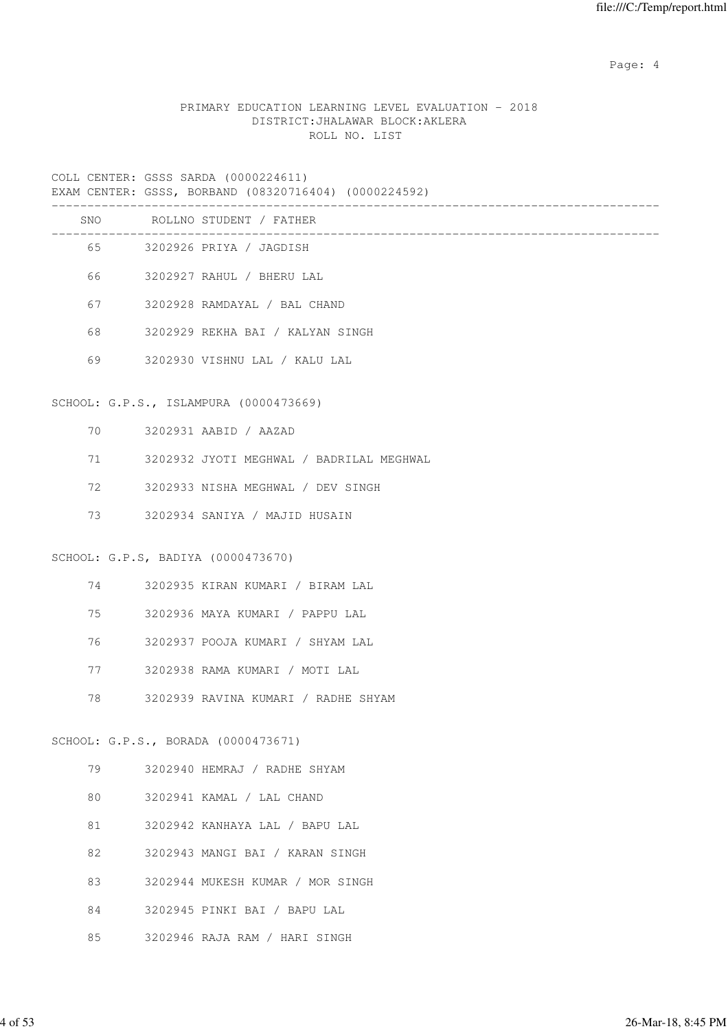PRIMARY EDUCATION LEARNING LEVEL EVALUATION - 2018
DISTRICT:JHALAWAR BLOCK:AKLERA
ROLL NO. LIST

COLL CENTER: GSSS SARDA (0000224611)
EXAM CENTER: GSSS, BORBAND (08320716404) (0000224592)

| SNO | ROLLNO STUDENT / FATHER |
|---|---|
| 65 | 3202926 PRIYA / JAGDISH |
| 66 | 3202927 RAHUL / BHERU LAL |
| 67 | 3202928 RAMDAYAL / BAL CHAND |
| 68 | 3202929 REKHA BAI / KALYAN SINGH |
| 69 | 3202930 VISHNU LAL / KALU LAL |

SCHOOL: G.P.S., ISLAMPURA (0000473669)

| SNO | ROLLNO STUDENT / FATHER |
|---|---|
| 70 | 3202931 AABID / AAZAD |
| 71 | 3202932 JYOTI MEGHWAL / BADRILAL MEGHWAL |
| 72 | 3202933 NISHA MEGHWAL / DEV SINGH |
| 73 | 3202934 SANIYA / MAJID HUSAIN |

SCHOOL: G.P.S, BADIYA (0000473670)

| SNO | ROLLNO STUDENT / FATHER |
|---|---|
| 74 | 3202935 KIRAN KUMARI / BIRAM LAL |
| 75 | 3202936 MAYA KUMARI / PAPPU LAL |
| 76 | 3202937 POOJA KUMARI / SHYAM LAL |
| 77 | 3202938 RAMA KUMARI / MOTI LAL |
| 78 | 3202939 RAVINA KUMARI / RADHE SHYAM |

SCHOOL: G.P.S., BORADA (0000473671)

| SNO | ROLLNO STUDENT / FATHER |
|---|---|
| 79 | 3202940 HEMRAJ / RADHE SHYAM |
| 80 | 3202941 KAMAL / LAL CHAND |
| 81 | 3202942 KANHAYA LAL / BAPU LAL |
| 82 | 3202943 MANGI BAI / KARAN SINGH |
| 83 | 3202944 MUKESH KUMAR / MOR SINGH |
| 84 | 3202945 PINKI BAI / BAPU LAL |
| 85 | 3202946 RAJA RAM / HARI SINGH |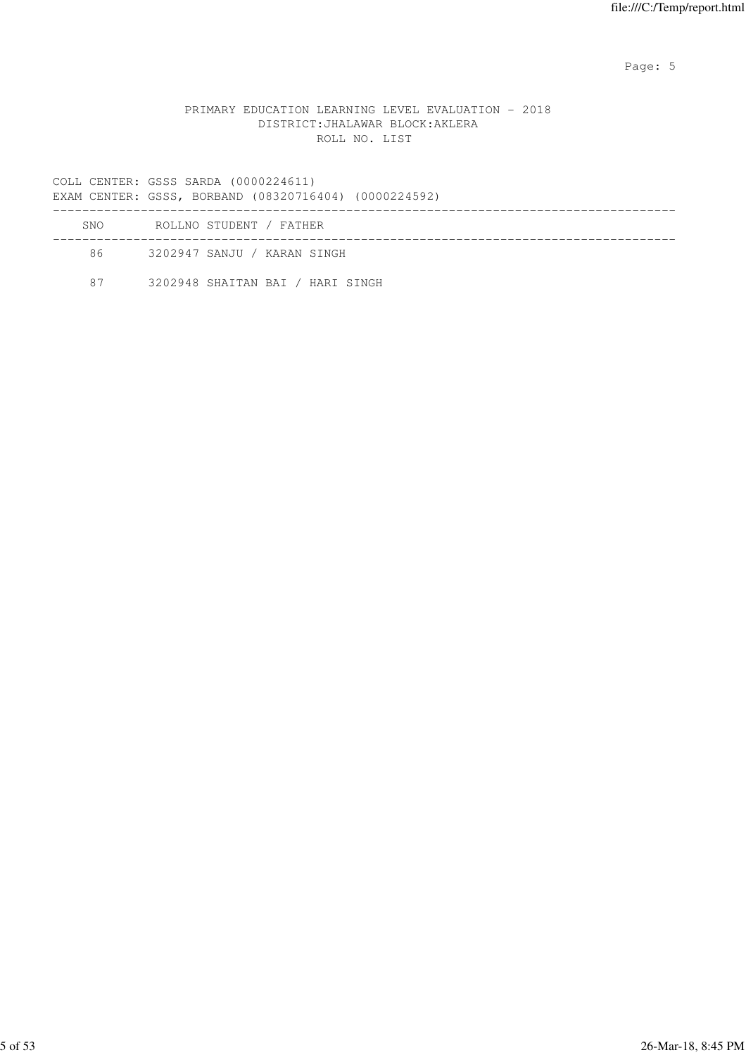PRIMARY EDUCATION LEARNING LEVEL EVALUATION - 2018
DISTRICT:JHALAWAR BLOCK:AKLERA
ROLL NO. LIST

COLL CENTER: GSSS SARDA (0000224611)
EXAM CENTER: GSSS, BORBAND (08320716404) (0000224592)

| SNO | ROLLNO | STUDENT / FATHER |
| --- | --- | --- |
| 86 | 3202947 | SANJU / KARAN SINGH |
| 87 | 3202948 | SHAITAN BAI / HARI SINGH |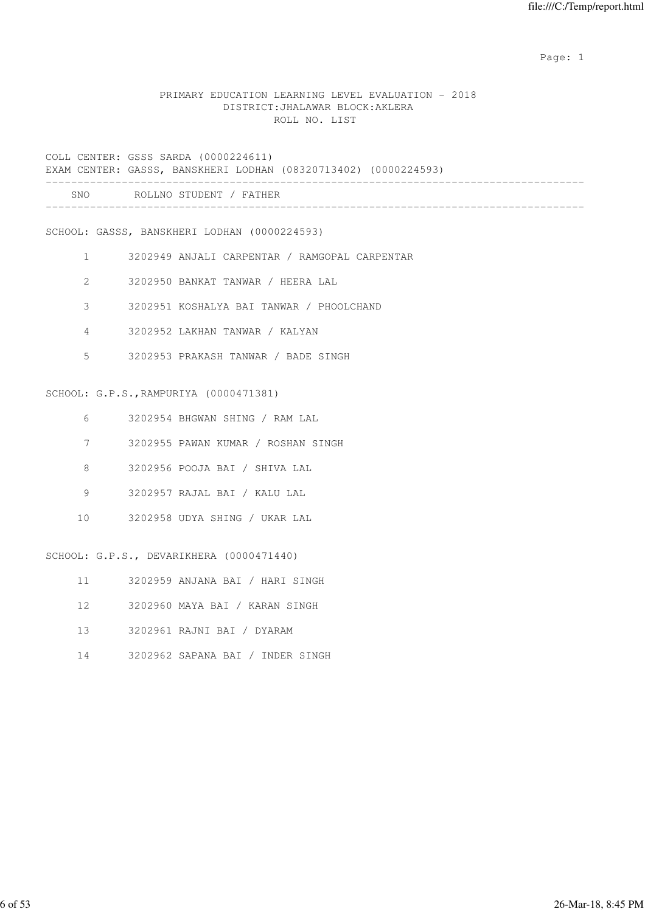# PRIMARY EDUCATION LEARNING LEVEL EVALUATION - 2018

## DISTRICT:JHALAWAR BLOCK:AKLERA

## ROLL NO. LIST

COLL CENTER: GSSS SARDA (0000224611)

EXAM CENTER: GASSS, BANSKHERI LODHAN (08320713402) (0000224593)

| SNO | ROLLNO | STUDENT / FATHER |
|---|---|---|

SCHOOL: GASSS, BANSKHERI LODHAN (0000224593)

| SNO | ROLLNO | STUDENT / FATHER |
|---|---|---|
| 1 | 3202949 | ANJALI CARPENTAR / RAMGOPAL CARPENTAR |
| 2 | 3202950 | BANKAT TANWAR / HEERA LAL |
| 3 | 3202951 | KOSHALYA BAI TANWAR / PHOOLCHAND |
| 4 | 3202952 | LAKHAN TANWAR / KALYAN |
| 5 | 3202953 | PRAKASH TANWAR / BADE SINGH |

SCHOOL: G.P.S.,RAMPURIYA (0000471381)

| SNO | ROLLNO | STUDENT / FATHER |
|---|---|---|
| 6 | 3202954 | BHGWAN SHING / RAM LAL |
| 7 | 3202955 | PAWAN KUMAR / ROSHAN SINGH |
| 8 | 3202956 | POOJA BAI / SHIVA LAL |
| 9 | 3202957 | RAJAL BAI / KALU LAL |
| 10 | 3202958 | UDYA SHING / UKAR LAL |

SCHOOL: G.P.S., DEVARIKHERA (0000471440)

| SNO | ROLLNO | STUDENT / FATHER |
|---|---|---|
| 11 | 3202959 | ANJANA BAI / HARI SINGH |
| 12 | 3202960 | MAYA BAI / KARAN SINGH |
| 13 | 3202961 | RAJNI BAI / DYARAM |
| 14 | 3202962 | SAPANA BAI / INDER SINGH |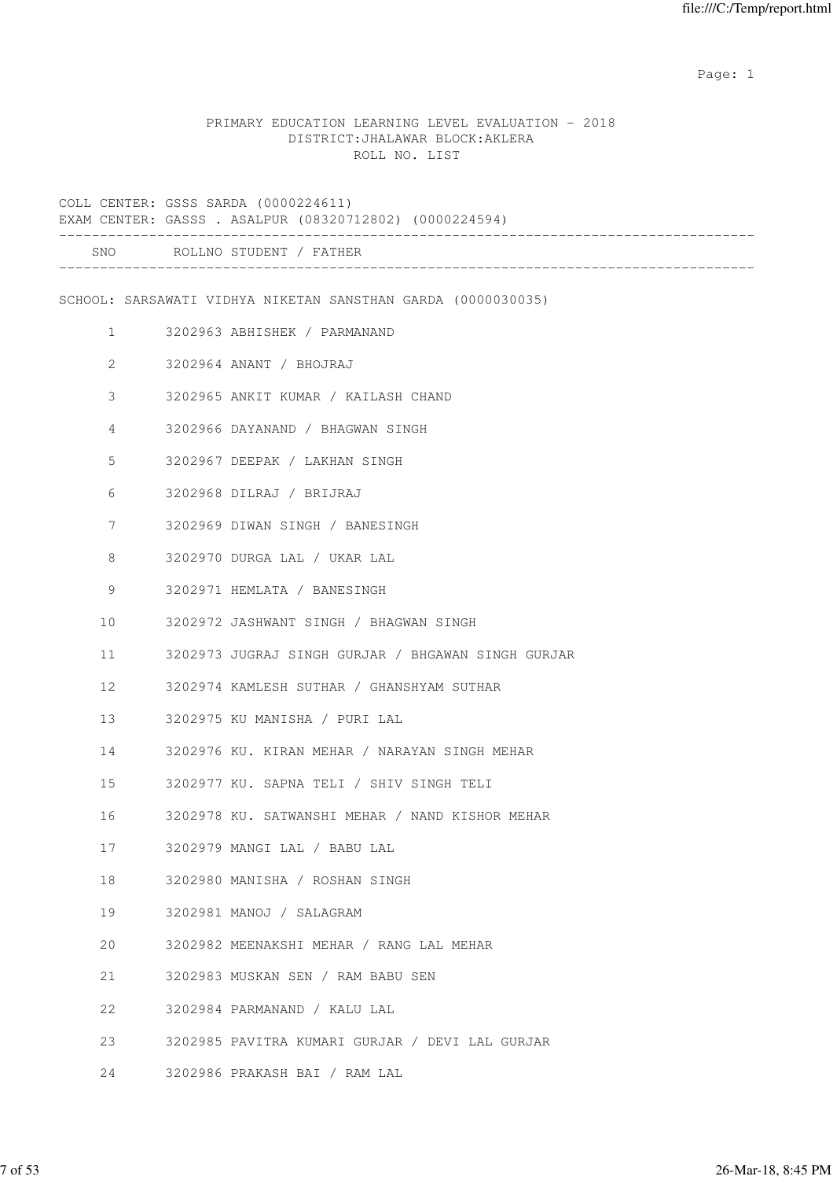PRIMARY EDUCATION LEARNING LEVEL EVALUATION - 2018
DISTRICT:JHALAWAR BLOCK:AKLERA
ROLL NO. LIST

COLL CENTER: GSSS SARDA (0000224611)
EXAM CENTER: GASSS . ASALPUR (08320712802) (0000224594)

| SNO | ROLLNO | STUDENT / FATHER |
|---|---|---|

SCHOOL: SARSAWATI VIDHYA NIKETAN SANSTHAN GARDA (0000030035)

| SNO | ROLLNO | STUDENT / FATHER |
|---|---|---|
| 1 | 3202963 | ABHISHEK / PARMANAND |
| 2 | 3202964 | ANANT / BHOJRAJ |
| 3 | 3202965 | ANKIT KUMAR / KAILASH CHAND |
| 4 | 3202966 | DAYANAND / BHAGWAN SINGH |
| 5 | 3202967 | DEEPAK / LAKHAN SINGH |
| 6 | 3202968 | DILRAJ / BRIJRAJ |
| 7 | 3202969 | DIWAN SINGH / BANESINGH |
| 8 | 3202970 | DURGA LAL / UKAR LAL |
| 9 | 3202971 | HEMLATA / BANESINGH |
| 10 | 3202972 | JASHWANT SINGH / BHAGWAN SINGH |
| 11 | 3202973 | JUGRAJ SINGH GURJAR / BHGAWAN SINGH GURJAR |
| 12 | 3202974 | KAMLESH SUTHAR / GHANSHYAM SUTHAR |
| 13 | 3202975 | KU MANISHA / PURI LAL |
| 14 | 3202976 | KU. KIRAN MEHAR / NARAYAN SINGH MEHAR |
| 15 | 3202977 | KU. SAPNA TELI / SHIV SINGH TELI |
| 16 | 3202978 | KU. SATWANSHI MEHAR / NAND KISHOR MEHAR |
| 17 | 3202979 | MANGI LAL / BABU LAL |
| 18 | 3202980 | MANISHA / ROSHAN SINGH |
| 19 | 3202981 | MANOJ / SALAGRAM |
| 20 | 3202982 | MEENAKSHI MEHAR / RANG LAL MEHAR |
| 21 | 3202983 | MUSKAN SEN / RAM BABU SEN |
| 22 | 3202984 | PARMANAND / KALU LAL |
| 23 | 3202985 | PAVITRA KUMARI GURJAR / DEVI LAL GURJAR |
| 24 | 3202986 | PRAKASH BAI / RAM LAL |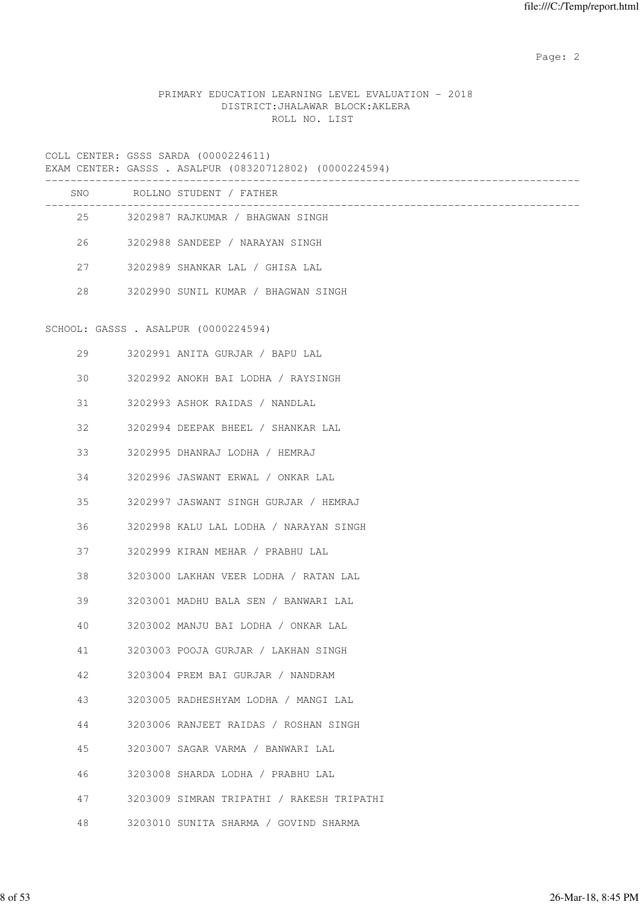PRIMARY EDUCATION LEARNING LEVEL EVALUATION - 2018
DISTRICT:JHALAWAR BLOCK:AKLERA
ROLL NO. LIST

COLL CENTER: GSSS SARDA (0000224611)
EXAM CENTER: GASSS . ASALPUR (08320712802) (0000224594)

| SNO | ROLLNO | STUDENT / FATHER |
|---|---|---|
| 25 | 3202987 | RAJKUMAR / BHAGWAN SINGH |
| 26 | 3202988 | SANDEEP / NARAYAN SINGH |
| 27 | 3202989 | SHANKAR LAL / GHISA LAL |
| 28 | 3202990 | SUNIL KUMAR / BHAGWAN SINGH |

SCHOOL: GASSS . ASALPUR (0000224594)

| SNO | ROLLNO | STUDENT / FATHER |
|---|---|---|
| 29 | 3202991 | ANITA GURJAR / BAPU LAL |
| 30 | 3202992 | ANOKH BAI LODHA / RAYSINGH |
| 31 | 3202993 | ASHOK RAIDAS / NANDLAL |
| 32 | 3202994 | DEEPAK BHEEL / SHANKAR LAL |
| 33 | 3202995 | DHANRAJ LODHA / HEMRAJ |
| 34 | 3202996 | JASWANT ERWAL / ONKAR LAL |
| 35 | 3202997 | JASWANT SINGH GURJAR / HEMRAJ |
| 36 | 3202998 | KALU LAL LODHA / NARAYAN SINGH |
| 37 | 3202999 | KIRAN MEHAR / PRABHU LAL |
| 38 | 3203000 | LAKHAN VEER LODHA / RATAN LAL |
| 39 | 3203001 | MADHU BALA SEN / BANWARI LAL |
| 40 | 3203002 | MANJU BAI LODHA / ONKAR LAL |
| 41 | 3203003 | POOJA GURJAR / LAKHAN SINGH |
| 42 | 3203004 | PREM BAI GURJAR / NANDRAM |
| 43 | 3203005 | RADHESHYAM LODHA / MANGI LAL |
| 44 | 3203006 | RANJEET RAIDAS / ROSHAN SINGH |
| 45 | 3203007 | SAGAR VARMA / BANWARI LAL |
| 46 | 3203008 | SHARDA LODHA / PRABHU LAL |
| 47 | 3203009 | SIMRAN TRIPATHI / RAKESH TRIPATHI |
| 48 | 3203010 | SUNITA SHARMA / GOVIND SHARMA |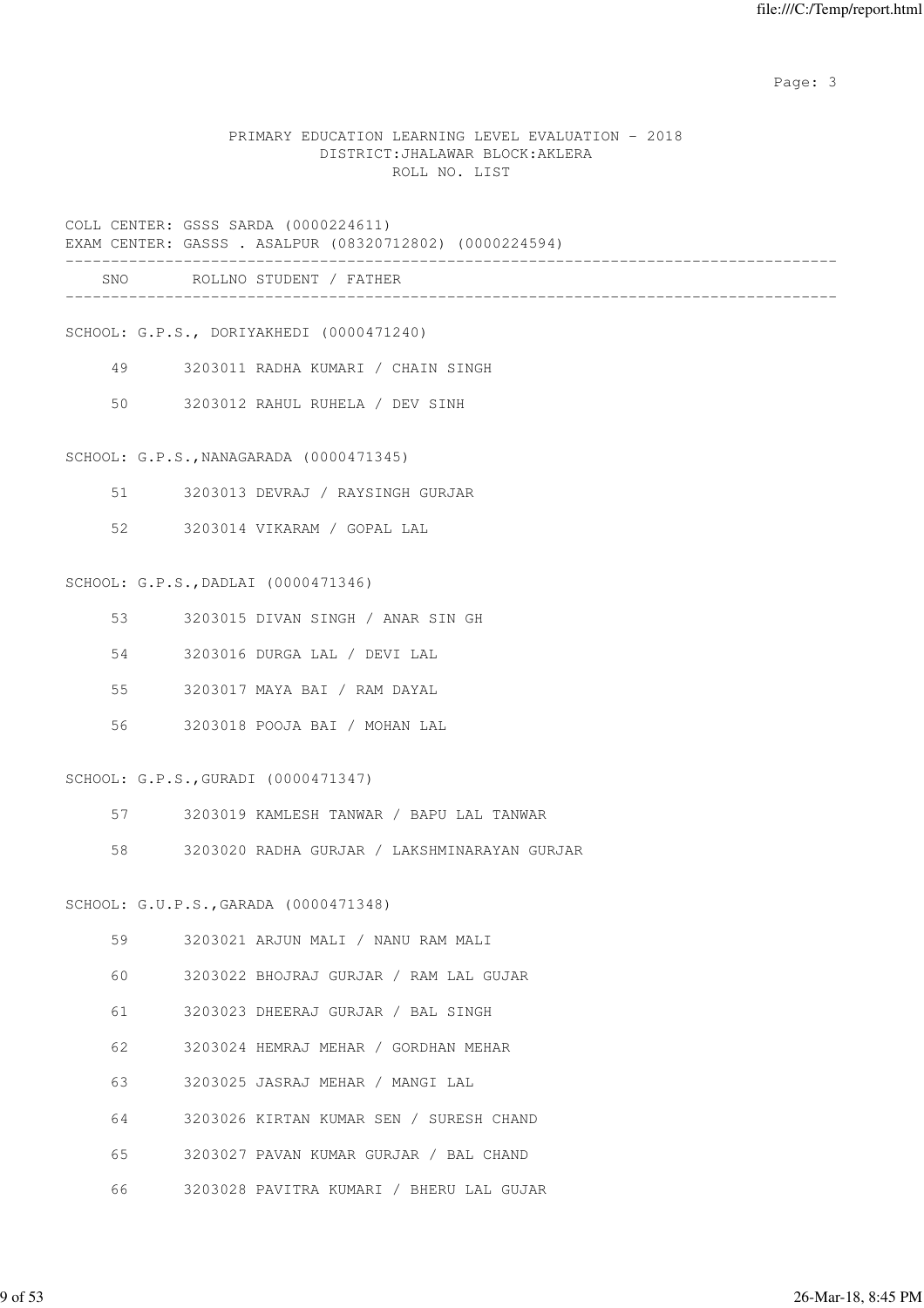PRIMARY EDUCATION LEARNING LEVEL EVALUATION - 2018
DISTRICT:JHALAWAR BLOCK:AKLERA
ROLL NO. LIST

COLL CENTER: GSSS SARDA (0000224611)
EXAM CENTER: GASSS . ASALPUR (08320712802) (0000224594)

| SNO | ROLLNO | STUDENT / FATHER |
|---|---|---|
| **SCHOOL: G.P.S., DORIYAKHEDI (0000471240)** | | |
| 49 | 3203011 | RADHA KUMARI / CHAIN SINGH |
| 50 | 3203012 | RAHUL RUHELA / DEV SINH |
| **SCHOOL: G.P.S.,NANAGARADA (0000471345)** | | |
| 51 | 3203013 | DEVRAJ / RAYSINGH GURJAR |
| 52 | 3203014 | VIKARAM / GOPAL LAL |
| **SCHOOL: G.P.S.,DADLAI (0000471346)** | | |
| 53 | 3203015 | DIVAN SINGH / ANAR SIN GH |
| 54 | 3203016 | DURGA LAL / DEVI LAL |
| 55 | 3203017 | MAYA BAI / RAM DAYAL |
| 56 | 3203018 | POOJA BAI / MOHAN LAL |
| **SCHOOL: G.P.S.,GURADI (0000471347)** | | |
| 57 | 3203019 | KAMLESH TANWAR / BAPU LAL TANWAR |
| 58 | 3203020 | RADHA GURJAR / LAKSHMINARAYAN GURJAR |
| **SCHOOL: G.U.P.S.,GARADA (0000471348)** | | |
| 59 | 3203021 | ARJUN MALI / NANU RAM MALI |
| 60 | 3203022 | BHOJRAJ GURJAR / RAM LAL GUJAR |
| 61 | 3203023 | DHEERAJ GURJAR / BAL SINGH |
| 62 | 3203024 | HEMRAJ MEHAR / GORDHAN MEHAR |
| 63 | 3203025 | JASRAJ MEHAR / MANGI LAL |
| 64 | 3203026 | KIRTAN KUMAR SEN / SURESH CHAND |
| 65 | 3203027 | PAVAN KUMAR GURJAR / BAL CHAND |
| 66 | 3203028 | PAVITRA KUMARI / BHERU LAL GUJAR |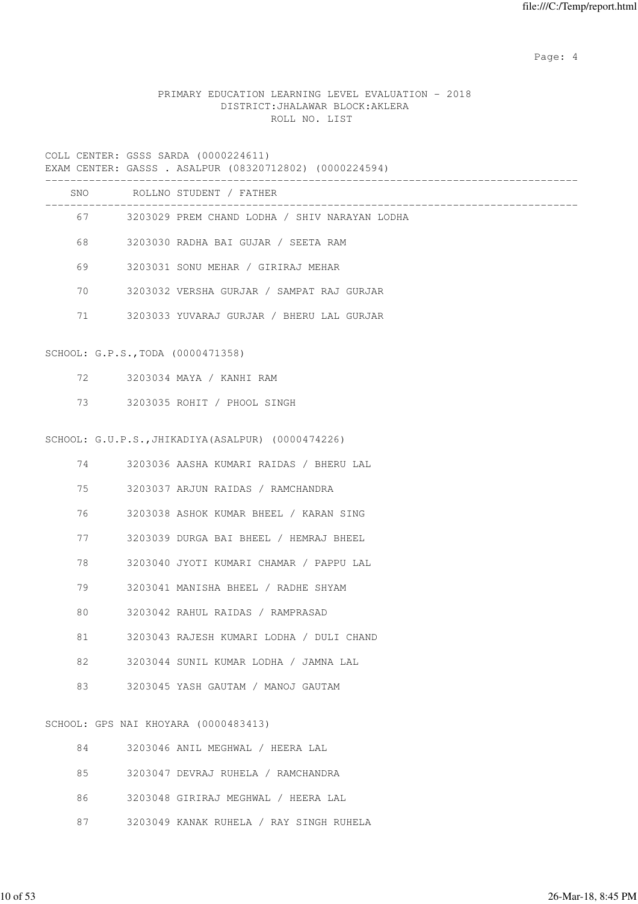PRIMARY EDUCATION LEARNING LEVEL EVALUATION - 2018
DISTRICT:JHALAWAR BLOCK:AKLERA
ROLL NO. LIST

COLL CENTER: GSSS SARDA (0000224611)
EXAM CENTER: GASSS . ASALPUR (08320712802) (0000224594)

| SNO | ROLLNO STUDENT / FATHER |
|---|---|
| 67 | 3203029 PREM CHAND LODHA / SHIV NARAYAN LODHA |
| 68 | 3203030 RADHA BAI GUJAR / SEETA RAM |
| 69 | 3203031 SONU MEHAR / GIRIRAJ MEHAR |
| 70 | 3203032 VERSHA GURJAR / SAMPAT RAJ GURJAR |
| 71 | 3203033 YUVARAJ GURJAR / BHERU LAL GURJAR |

SCHOOL: G.P.S.,TODA (0000471358)

| SNO | ROLLNO STUDENT / FATHER |
|---|---|
| 72 | 3203034 MAYA / KANHI RAM |
| 73 | 3203035 ROHIT / PHOOL SINGH |

SCHOOL: G.U.P.S.,JHIKADIYA(ASALPUR) (0000474226)

| SNO | ROLLNO STUDENT / FATHER |
|---|---|
| 74 | 3203036 AASHA KUMARI RAIDAS / BHERU LAL |
| 75 | 3203037 ARJUN RAIDAS / RAMCHANDRA |
| 76 | 3203038 ASHOK KUMAR BHEEL / KARAN SING |
| 77 | 3203039 DURGA BAI BHEEL / HEMRAJ BHEEL |
| 78 | 3203040 JYOTI KUMARI CHAMAR / PAPPU LAL |
| 79 | 3203041 MANISHA BHEEL / RADHE SHYAM |
| 80 | 3203042 RAHUL RAIDAS / RAMPRASAD |
| 81 | 3203043 RAJESH KUMARI LODHA / DULI CHAND |
| 82 | 3203044 SUNIL KUMAR LODHA / JAMNA LAL |
| 83 | 3203045 YASH GAUTAM / MANOJ GAUTAM |

SCHOOL: GPS NAI KHOYARA (0000483413)

| SNO | ROLLNO STUDENT / FATHER |
|---|---|
| 84 | 3203046 ANIL MEGHWAL / HEERA LAL |
| 85 | 3203047 DEVRAJ RUHELA / RAMCHANDRA |
| 86 | 3203048 GIRIRAJ MEGHWAL / HEERA LAL |
| 87 | 3203049 KANAK RUHELA / RAY SINGH RUHELA |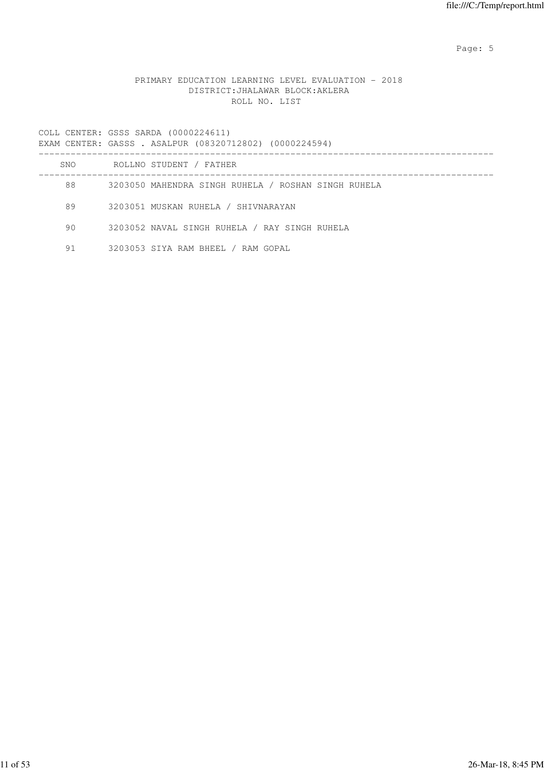PRIMARY EDUCATION LEARNING LEVEL EVALUATION - 2018
DISTRICT:JHALAWAR BLOCK:AKLERA
ROLL NO. LIST

COLL CENTER: GSSS SARDA (0000224611)
EXAM CENTER: GASSS . ASALPUR (08320712802) (0000224594)

| SNO | ROLLNO | STUDENT / FATHER |
|---|---|---|
| 88 | 3203050 | MAHENDRA SINGH RUHELA / ROSHAN SINGH RUHELA |
| 89 | 3203051 | MUSKAN RUHELA / SHIVNARAYAN |
| 90 | 3203052 | NAVAL SINGH RUHELA / RAY SINGH RUHELA |
| 91 | 3203053 | SIYA RAM BHEEL / RAM GOPAL |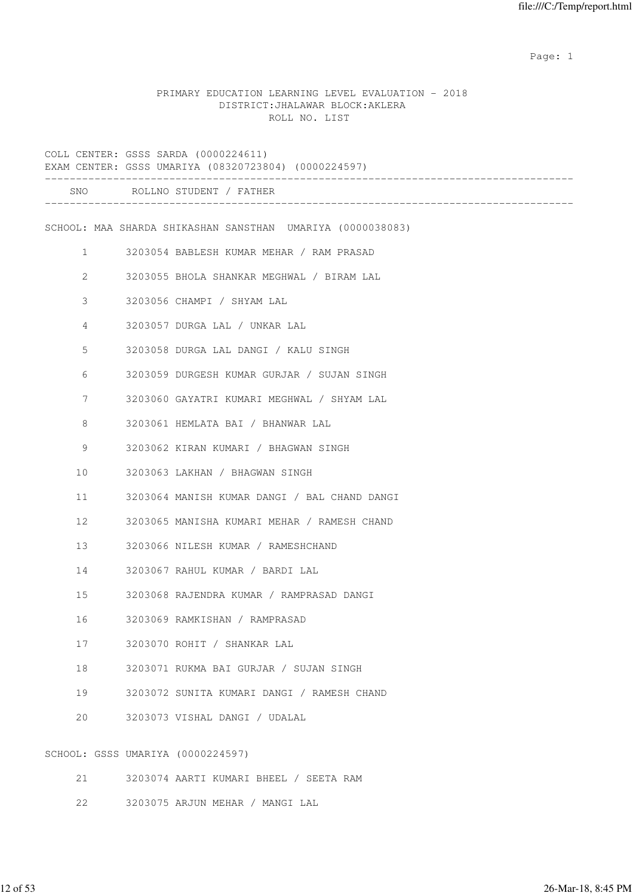PRIMARY EDUCATION LEARNING LEVEL EVALUATION - 2018
DISTRICT:JHALAWAR BLOCK:AKLERA
ROLL NO. LIST

COLL CENTER: GSSS SARDA (0000224611)
EXAM CENTER: GSSS UMARIYA (08320723804) (0000224597)

| SNO | ROLLNO | STUDENT / FATHER |
|---|---|---|

SCHOOL: MAA SHARDA SHIKASHAN SANSTHAN UMARIYA (0000038083)

| SNO | ROLLNO | STUDENT / FATHER |
|---|---|---|
| 1 | 3203054 | BABLESH KUMAR MEHAR / RAM PRASAD |
| 2 | 3203055 | BHOLA SHANKAR MEGHWAL / BIRAM LAL |
| 3 | 3203056 | CHAMPI / SHYAM LAL |
| 4 | 3203057 | DURGA LAL / UNKAR LAL |
| 5 | 3203058 | DURGA LAL DANGI / KALU SINGH |
| 6 | 3203059 | DURGESH KUMAR GURJAR / SUJAN SINGH |
| 7 | 3203060 | GAYATRI KUMARI MEGHWAL / SHYAM LAL |
| 8 | 3203061 | HEMLATA BAI / BHANWAR LAL |
| 9 | 3203062 | KIRAN KUMARI / BHAGWAN SINGH |
| 10 | 3203063 | LAKHAN / BHAGWAN SINGH |
| 11 | 3203064 | MANISH KUMAR DANGI / BAL CHAND DANGI |
| 12 | 3203065 | MANISHA KUMARI MEHAR / RAMESH CHAND |
| 13 | 3203066 | NILESH KUMAR / RAMESHCHAND |
| 14 | 3203067 | RAHUL KUMAR / BARDI LAL |
| 15 | 3203068 | RAJENDRA KUMAR / RAMPRASAD DANGI |
| 16 | 3203069 | RAMKISHAN / RAMPRASAD |
| 17 | 3203070 | ROHIT / SHANKAR LAL |
| 18 | 3203071 | RUKMA BAI GURJAR / SUJAN SINGH |
| 19 | 3203072 | SUNITA KUMARI DANGI / RAMESH CHAND |
| 20 | 3203073 | VISHAL DANGI / UDALAL |

SCHOOL: GSSS UMARIYA (0000224597)

| SNO | ROLLNO | STUDENT / FATHER |
|---|---|---|
| 21 | 3203074 | AARTI KUMARI BHEEL / SEETA RAM |
| 22 | 3203075 | ARJUN MEHAR / MANGI LAL |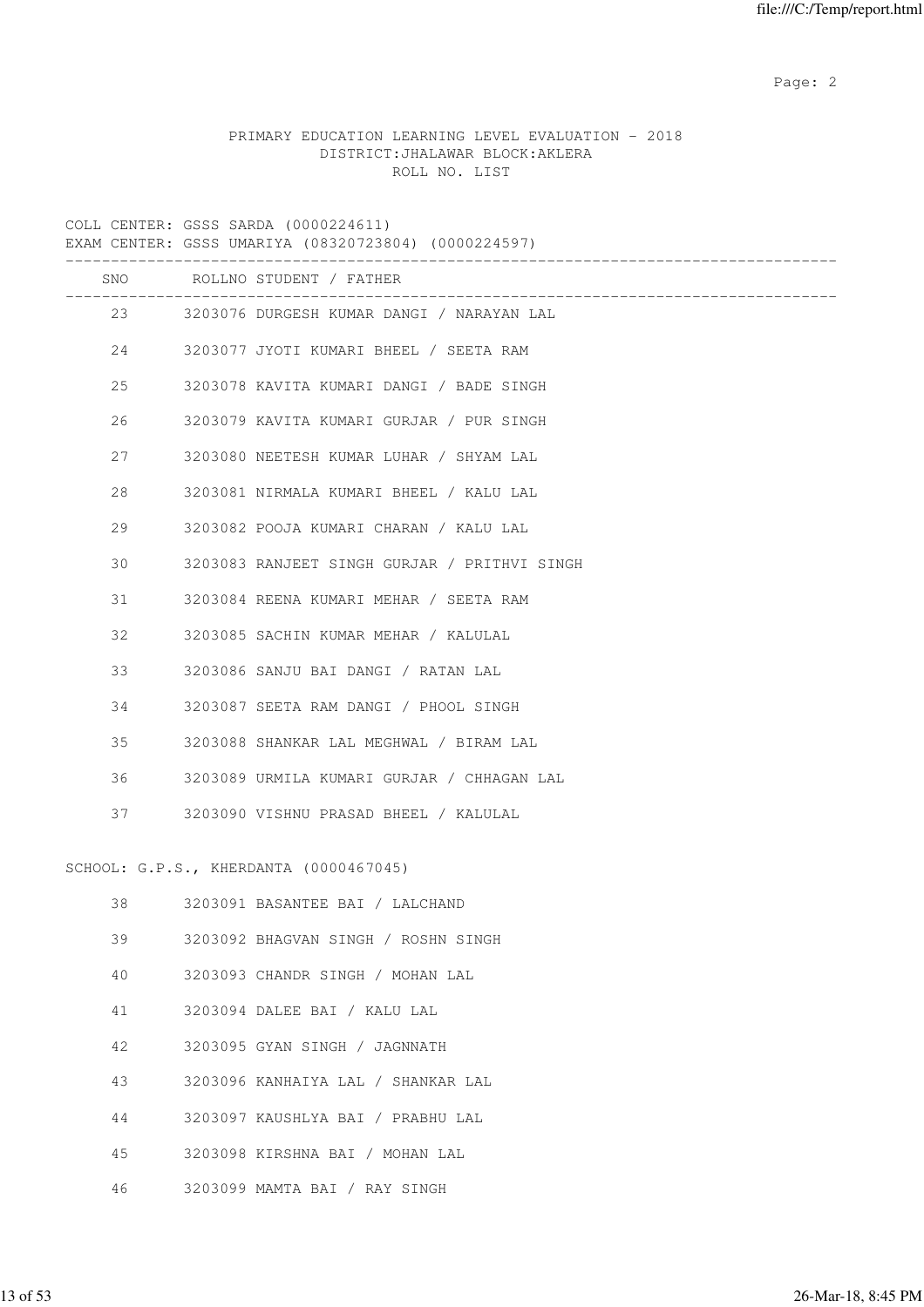PRIMARY EDUCATION LEARNING LEVEL EVALUATION - 2018
DISTRICT:JHALAWAR BLOCK:AKLERA
ROLL NO. LIST

COLL CENTER: GSSS SARDA (0000224611)
EXAM CENTER: GSSS UMARIYA (08320723804) (0000224597)

| SNO | ROLLNO | STUDENT / FATHER |
|---|---|---|
| 23 | 3203076 | DURGESH KUMAR DANGI / NARAYAN LAL |
| 24 | 3203077 | JYOTI KUMARI BHEEL / SEETA RAM |
| 25 | 3203078 | KAVITA KUMARI DANGI / BADE SINGH |
| 26 | 3203079 | KAVITA KUMARI GURJAR / PUR SINGH |
| 27 | 3203080 | NEETESH KUMAR LUHAR / SHYAM LAL |
| 28 | 3203081 | NIRMALA KUMARI BHEEL / KALU LAL |
| 29 | 3203082 | POOJA KUMARI CHARAN / KALU LAL |
| 30 | 3203083 | RANJEET SINGH GURJAR / PRITHVI SINGH |
| 31 | 3203084 | REENA KUMARI MEHAR / SEETA RAM |
| 32 | 3203085 | SACHIN KUMAR MEHAR / KALULAL |
| 33 | 3203086 | SANJU BAI DANGI / RATAN LAL |
| 34 | 3203087 | SEETA RAM DANGI / PHOOL SINGH |
| 35 | 3203088 | SHANKAR LAL MEGHWAL / BIRAM LAL |
| 36 | 3203089 | URMILA KUMARI GURJAR / CHHAGAN LAL |
| 37 | 3203090 | VISHNU PRASAD BHEEL / KALULAL |

SCHOOL: G.P.S., KHERDANTA (0000467045)

| SNO | ROLLNO | STUDENT / FATHER |
|---|---|---|
| 38 | 3203091 | BASANTEE BAI / LALCHAND |
| 39 | 3203092 | BHAGVAN SINGH / ROSHN SINGH |
| 40 | 3203093 | CHANDR SINGH / MOHAN LAL |
| 41 | 3203094 | DALEE BAI / KALU LAL |
| 42 | 3203095 | GYAN SINGH / JAGNNATH |
| 43 | 3203096 | KANHAIYA LAL / SHANKAR LAL |
| 44 | 3203097 | KAUSHLYA BAI / PRABHU LAL |
| 45 | 3203098 | KIRSHNA BAI / MOHAN LAL |
| 46 | 3203099 | MAMTA BAI / RAY SINGH |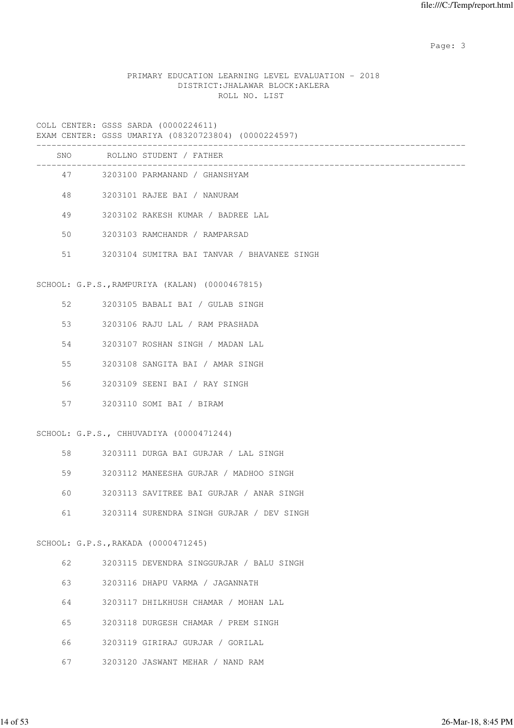PRIMARY EDUCATION LEARNING LEVEL EVALUATION - 2018
DISTRICT:JHALAWAR BLOCK:AKLERA
ROLL NO. LIST

COLL CENTER: GSSS SARDA (0000224611)
EXAM CENTER: GSSS UMARIYA (08320723804) (0000224597)

| SNO | ROLLNO | STUDENT / FATHER |
|---|---|---|
| 47 | 3203100 | PARMANAND / GHANSHYAM |
| 48 | 3203101 | RAJEE BAI / NANURAM |
| 49 | 3203102 | RAKESH KUMAR / BADREE LAL |
| 50 | 3203103 | RAMCHANDR / RAMPARSAD |
| 51 | 3203104 | SUMITRA BAI TANVAR / BHAVANEE SINGH |

SCHOOL: G.P.S.,RAMPURIYA (KALAN) (0000467815)

| SNO | ROLLNO | STUDENT / FATHER |
|---|---|---|
| 52 | 3203105 | BABALI BAI / GULAB SINGH |
| 53 | 3203106 | RAJU LAL / RAM PRASHADA |
| 54 | 3203107 | ROSHAN SINGH / MADAN LAL |
| 55 | 3203108 | SANGITA BAI / AMAR SINGH |
| 56 | 3203109 | SEENI BAI / RAY SINGH |
| 57 | 3203110 | SOMI BAI / BIRAM |

SCHOOL: G.P.S., CHHUVADIYA (0000471244)

| SNO | ROLLNO | STUDENT / FATHER |
|---|---|---|
| 58 | 3203111 | DURGA BAI GURJAR / LAL SINGH |
| 59 | 3203112 | MANEESHA GURJAR / MADHOO SINGH |
| 60 | 3203113 | SAVITREE BAI GURJAR / ANAR SINGH |
| 61 | 3203114 | SURENDRA SINGH GURJAR / DEV SINGH |

SCHOOL: G.P.S.,RAKADA (0000471245)

| SNO | ROLLNO | STUDENT / FATHER |
|---|---|---|
| 62 | 3203115 | DEVENDRA SINGGURJAR / BALU SINGH |
| 63 | 3203116 | DHAPU VARMA / JAGANNATH |
| 64 | 3203117 | DHILKHUSH CHAMAR / MOHAN LAL |
| 65 | 3203118 | DURGESH CHAMAR / PREM SINGH |
| 66 | 3203119 | GIRIRAJ GURJAR / GORILAL |
| 67 | 3203120 | JASWANT MEHAR / NAND RAM |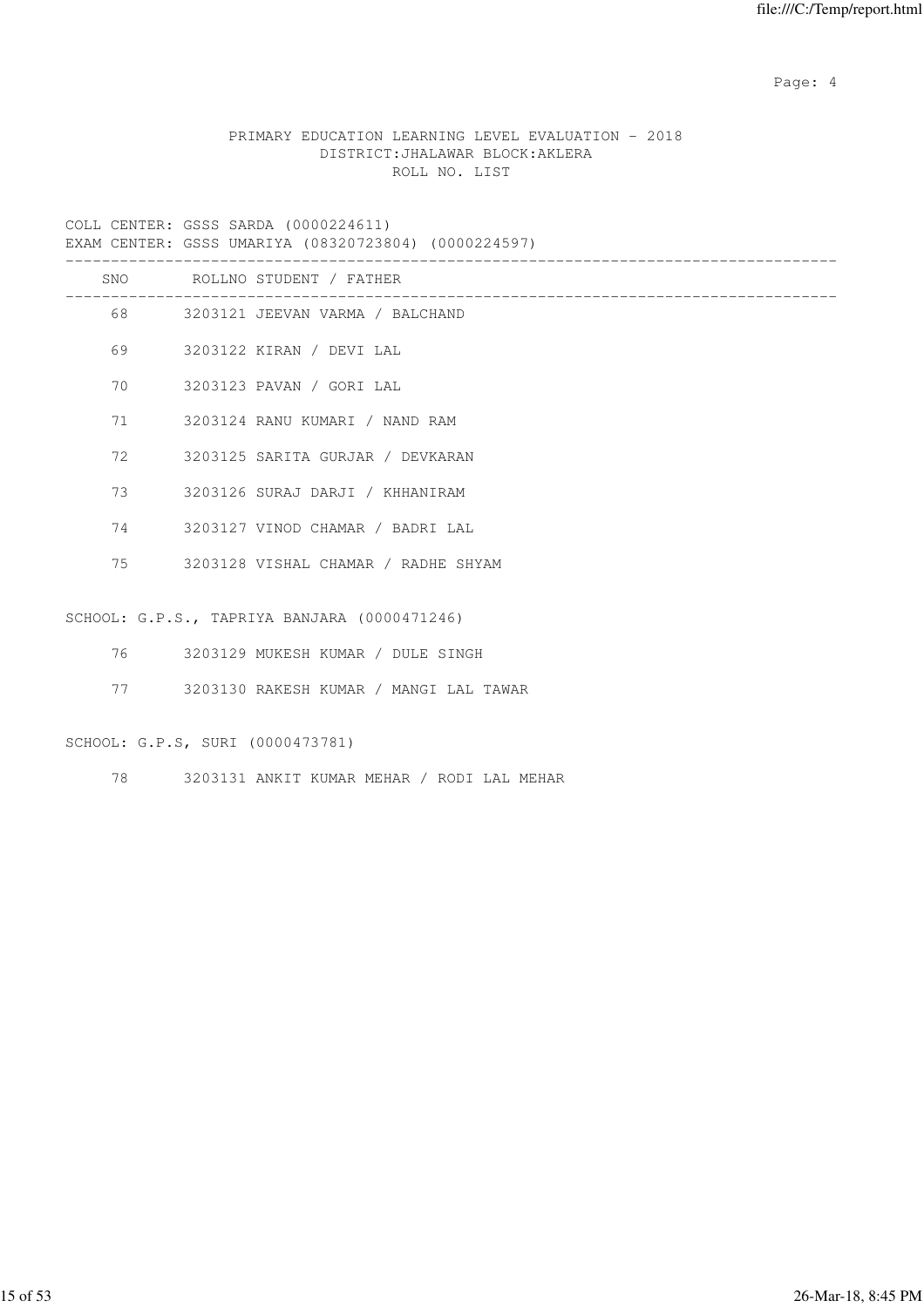PRIMARY EDUCATION LEARNING LEVEL EVALUATION - 2018
DISTRICT:JHALAWAR BLOCK:AKLERA
ROLL NO. LIST

COLL CENTER: GSSS SARDA (0000224611)
EXAM CENTER: GSSS UMARIYA (08320723804) (0000224597)

| SNO | ROLLNO | STUDENT / FATHER |
|---|---|---|
| 68 | 3203121 | JEEVAN VARMA / BALCHAND |
| 69 | 3203122 | KIRAN / DEVI LAL |
| 70 | 3203123 | PAVAN / GORI LAL |
| 71 | 3203124 | RANU KUMARI / NAND RAM |
| 72 | 3203125 | SARITA GURJAR / DEVKARAN |
| 73 | 3203126 | SURAJ DARJI / KHHANIRAM |
| 74 | 3203127 | VINOD CHAMAR / BADRI LAL |
| 75 | 3203128 | VISHAL CHAMAR / RADHE SHYAM |

SCHOOL: G.P.S., TAPRIYA BANJARA (0000471246)

| SNO | ROLLNO | STUDENT / FATHER |
|---|---|---|
| 76 | 3203129 | MUKESH KUMAR / DULE SINGH |
| 77 | 3203130 | RAKESH KUMAR / MANGI LAL TAWAR |

SCHOOL: G.P.S, SURI (0000473781)

| SNO | ROLLNO | STUDENT / FATHER |
|---|---|---|
| 78 | 3203131 | ANKIT KUMAR MEHAR / RODI LAL MEHAR |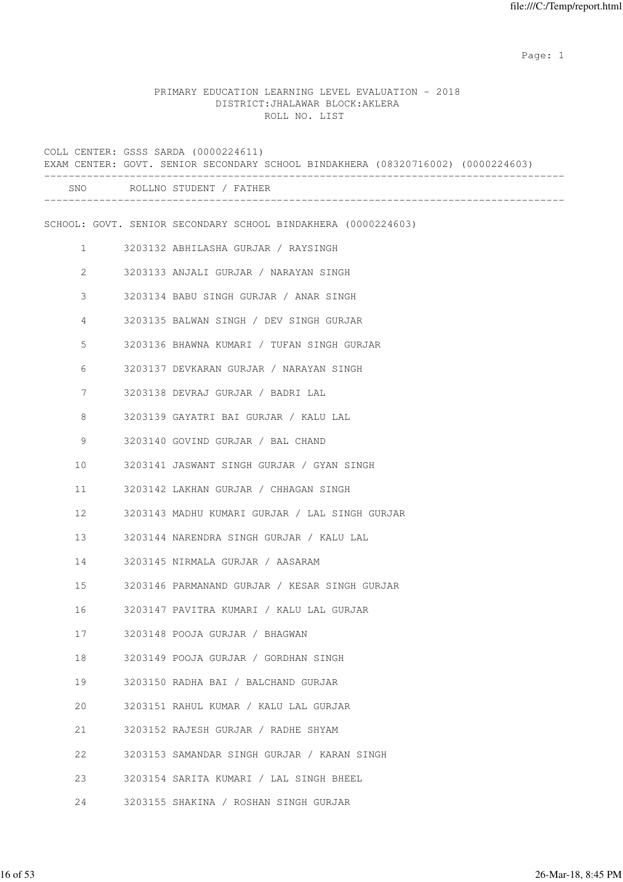PRIMARY EDUCATION LEARNING LEVEL EVALUATION - 2018
DISTRICT:JHALAWAR BLOCK:AKLERA
ROLL NO. LIST

COLL CENTER: GSSS SARDA (0000224611)
EXAM CENTER: GOVT. SENIOR SECONDARY SCHOOL BINDAKHERA (08320716002) (0000224603)

SCHOOL: GOVT. SENIOR SECONDARY SCHOOL BINDAKHERA (0000224603)

| SNO | ROLLNO | STUDENT / FATHER |
|---|---|---|
| 1 | 3203132 | ABHILASHA GURJAR / RAYSINGH |
| 2 | 3203133 | ANJALI GURJAR / NARAYAN SINGH |
| 3 | 3203134 | BABU SINGH GURJAR / ANAR SINGH |
| 4 | 3203135 | BALWAN SINGH / DEV SINGH GURJAR |
| 5 | 3203136 | BHAWNA KUMARI / TUFAN SINGH GURJAR |
| 6 | 3203137 | DEVKARAN GURJAR / NARAYAN SINGH |
| 7 | 3203138 | DEVRAJ GURJAR / BADRI LAL |
| 8 | 3203139 | GAYATRI BAI GURJAR / KALU LAL |
| 9 | 3203140 | GOVIND GURJAR / BAL CHAND |
| 10 | 3203141 | JASWANT SINGH GURJAR / GYAN SINGH |
| 11 | 3203142 | LAKHAN GURJAR / CHHAGAN SINGH |
| 12 | 3203143 | MADHU KUMARI GURJAR / LAL SINGH GURJAR |
| 13 | 3203144 | NARENDRA SINGH GURJAR / KALU LAL |
| 14 | 3203145 | NIRMALA GURJAR / AASARAM |
| 15 | 3203146 | PARMANAND GURJAR / KESAR SINGH GURJAR |
| 16 | 3203147 | PAVITRA KUMARI / KALU LAL GURJAR |
| 17 | 3203148 | POOJA GURJAR / BHAGWAN |
| 18 | 3203149 | POOJA GURJAR / GORDHAN SINGH |
| 19 | 3203150 | RADHA BAI / BALCHAND GURJAR |
| 20 | 3203151 | RAHUL KUMAR / KALU LAL GURJAR |
| 21 | 3203152 | RAJESH GURJAR / RADHE SHYAM |
| 22 | 3203153 | SAMANDAR SINGH GURJAR / KARAN SINGH |
| 23 | 3203154 | SARITA KUMARI / LAL SINGH BHEEL |
| 24 | 3203155 | SHAKINA / ROSHAN SINGH GURJAR |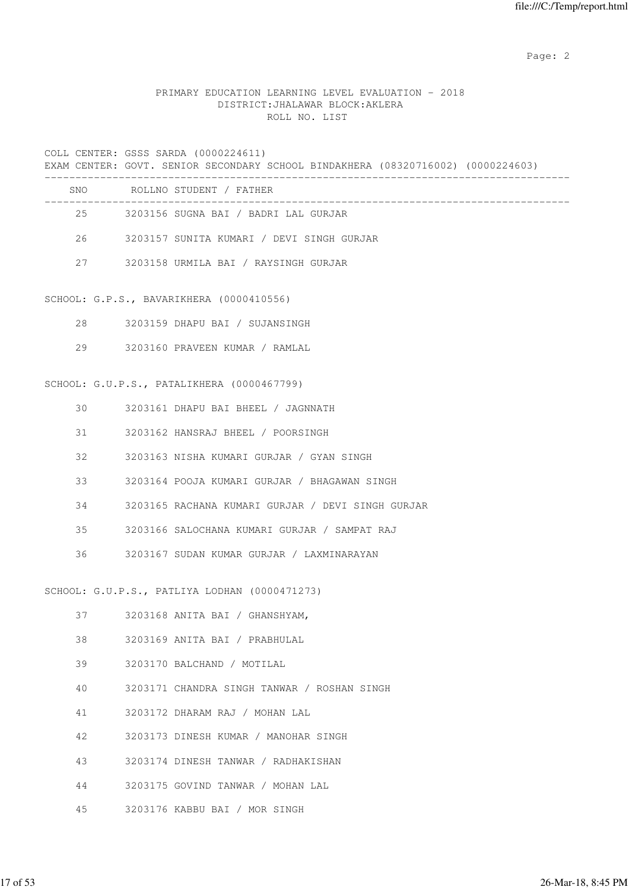PRIMARY EDUCATION LEARNING LEVEL EVALUATION - 2018
DISTRICT:JHALAWAR BLOCK:AKLERA
ROLL NO. LIST

COLL CENTER: GSSS SARDA (0000224611)
EXAM CENTER: GOVT. SENIOR SECONDARY SCHOOL BINDAKHERA (08320716002) (0000224603)

| SNO | ROLLNO | STUDENT / FATHER |
|---|---|---|
| 25 | 3203156 | SUGNA BAI / BADRI LAL GURJAR |
| 26 | 3203157 | SUNITA KUMARI / DEVI SINGH GURJAR |
| 27 | 3203158 | URMILA BAI / RAYSINGH GURJAR |

SCHOOL: G.P.S., BAVARIKHERA (0000410556)

| SNO | ROLLNO | STUDENT / FATHER |
|---|---|---|
| 28 | 3203159 | DHAPU BAI / SUJANSINGH |
| 29 | 3203160 | PRAVEEN KUMAR / RAMLAL |

SCHOOL: G.U.P.S., PATALIKHERA (0000467799)

| SNO | ROLLNO | STUDENT / FATHER |
|---|---|---|
| 30 | 3203161 | DHAPU BAI BHEEL / JAGNNATH |
| 31 | 3203162 | HANSRAJ BHEEL / POORSINGH |
| 32 | 3203163 | NISHA KUMARI GURJAR / GYAN SINGH |
| 33 | 3203164 | POOJA KUMARI GURJAR / BHAGAWAN SINGH |
| 34 | 3203165 | RACHANA KUMARI GURJAR / DEVI SINGH GURJAR |
| 35 | 3203166 | SALOCHANA KUMARI GURJAR / SAMPAT RAJ |
| 36 | 3203167 | SUDAN KUMAR GURJAR / LAXMINARAYAN |

SCHOOL: G.U.P.S., PATLIYA LODHAN (0000471273)

| SNO | ROLLNO | STUDENT / FATHER |
|---|---|---|
| 37 | 3203168 | ANITA BAI / GHANSHYAM, |
| 38 | 3203169 | ANITA BAI / PRABHULAL |
| 39 | 3203170 | BALCHAND / MOTILAL |
| 40 | 3203171 | CHANDRA SINGH TANWAR / ROSHAN SINGH |
| 41 | 3203172 | DHARAM RAJ / MOHAN LAL |
| 42 | 3203173 | DINESH KUMAR / MANOHAR SINGH |
| 43 | 3203174 | DINESH TANWAR / RADHAKISHAN |
| 44 | 3203175 | GOVIND TANWAR / MOHAN LAL |
| 45 | 3203176 | KABBU BAI / MOR SINGH |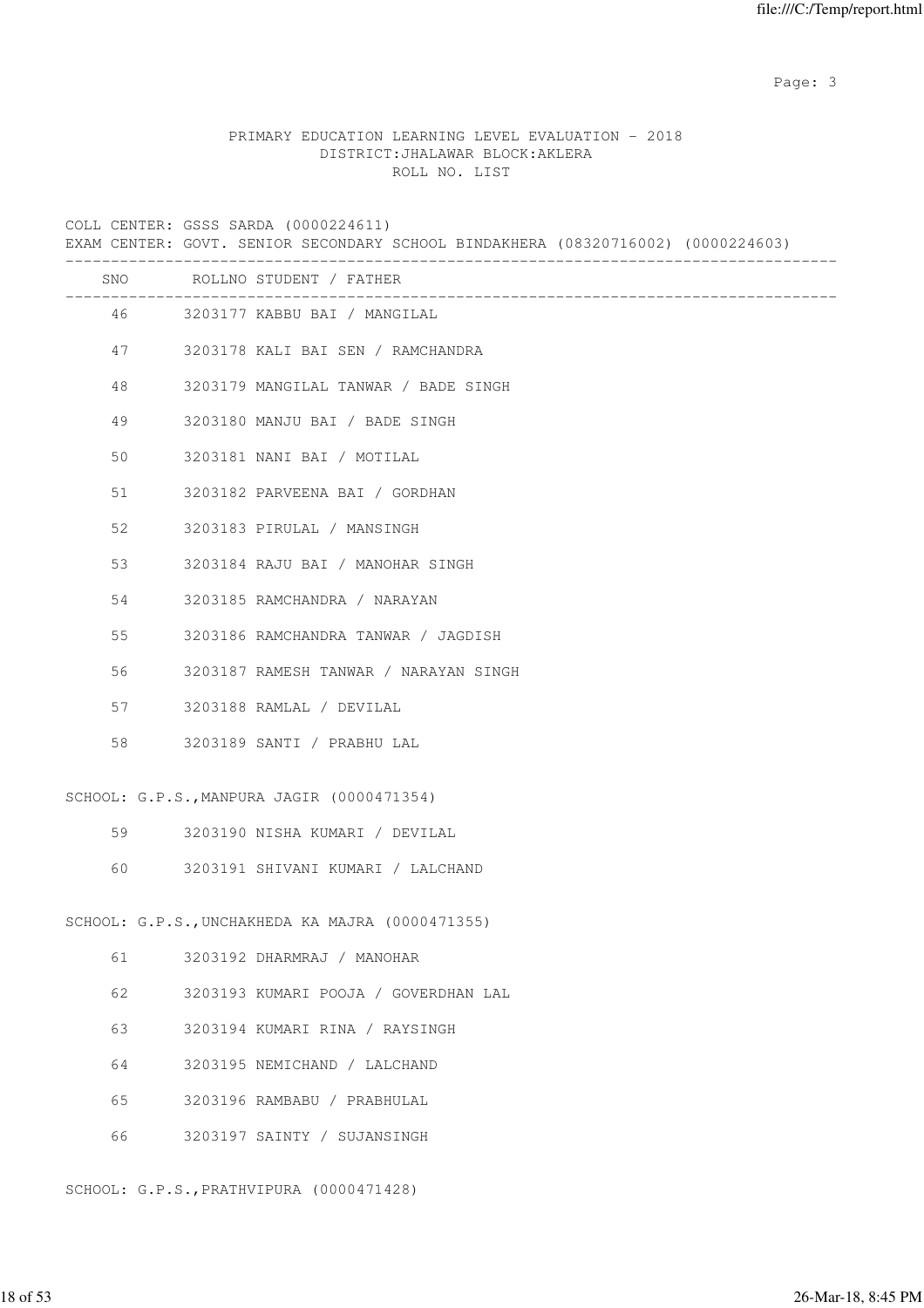PRIMARY EDUCATION LEARNING LEVEL EVALUATION - 2018
DISTRICT:JHALAWAR BLOCK:AKLERA
ROLL NO. LIST

COLL CENTER: GSSS SARDA (0000224611)
EXAM CENTER: GOVT. SENIOR SECONDARY SCHOOL BINDAKHERA (08320716002) (0000224603)

| SNO | ROLLNO | STUDENT / FATHER |
|---|---|---|
| 46 | 3203177 | KABBU BAI / MANGILAL |
| 47 | 3203178 | KALI BAI SEN / RAMCHANDRA |
| 48 | 3203179 | MANGILAL TANWAR / BADE SINGH |
| 49 | 3203180 | MANJU BAI / BADE SINGH |
| 50 | 3203181 | NANI BAI / MOTILAL |
| 51 | 3203182 | PARVEENA BAI / GORDHAN |
| 52 | 3203183 | PIRULAL / MANSINGH |
| 53 | 3203184 | RAJU BAI / MANOHAR SINGH |
| 54 | 3203185 | RAMCHANDRA / NARAYAN |
| 55 | 3203186 | RAMCHANDRA TANWAR / JAGDISH |
| 56 | 3203187 | RAMESH TANWAR / NARAYAN SINGH |
| 57 | 3203188 | RAMLAL / DEVILAL |
| 58 | 3203189 | SANTI / PRABHU LAL |

SCHOOL: G.P.S.,MANPURA JAGIR (0000471354)

| SNO | ROLLNO | STUDENT / FATHER |
|---|---|---|
| 59 | 3203190 | NISHA KUMARI / DEVILAL |
| 60 | 3203191 | SHIVANI KUMARI / LALCHAND |

SCHOOL: G.P.S.,UNCHAKHEDA KA MAJRA (0000471355)

| SNO | ROLLNO | STUDENT / FATHER |
|---|---|---|
| 61 | 3203192 | DHARMRAJ / MANOHAR |
| 62 | 3203193 | KUMARI POOJA / GOVERDHAN LAL |
| 63 | 3203194 | KUMARI RINA / RAYSINGH |
| 64 | 3203195 | NEMICHAND / LALCHAND |
| 65 | 3203196 | RAMBABU / PRABHULAL |
| 66 | 3203197 | SAINTY / SUJANSINGH |

SCHOOL: G.P.S.,PRATHVIPURA (0000471428)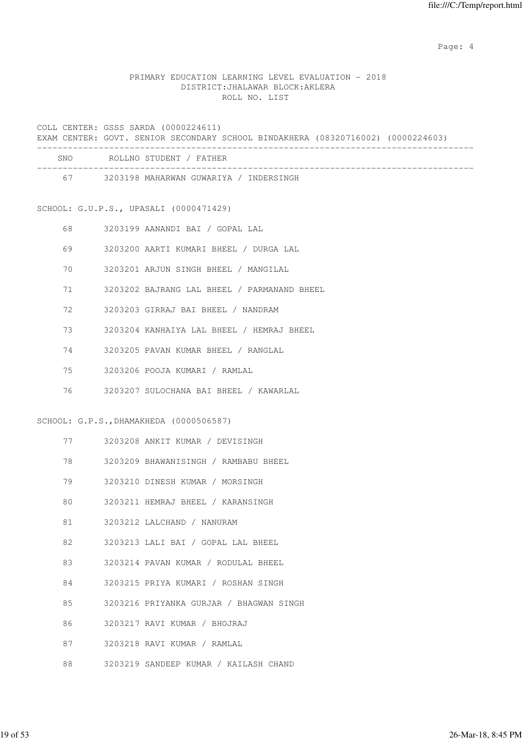PRIMARY EDUCATION LEARNING LEVEL EVALUATION - 2018
DISTRICT:JHALAWAR BLOCK:AKLERA
ROLL NO. LIST

COLL CENTER: GSSS SARDA (0000224611)
EXAM CENTER: GOVT. SENIOR SECONDARY SCHOOL BINDAKHERA (08320716002) (0000224603)

| SNO | ROLLNO | STUDENT / FATHER |
|---|---|---|
| 67 | 3203198 | MAHARWAN GUWARIYA / INDERSINGH |

SCHOOL: G.U.P.S., UPASALI (0000471429)

| SNO | ROLLNO | STUDENT / FATHER |
|---|---|---|
| 68 | 3203199 | AANANDI BAI / GOPAL LAL |
| 69 | 3203200 | AARTI KUMARI BHEEL / DURGA LAL |
| 70 | 3203201 | ARJUN SINGH BHEEL / MANGILAL |
| 71 | 3203202 | BAJRANG LAL BHEEL / PARMANAND BHEEL |
| 72 | 3203203 | GIRRAJ BAI BHEEL / NANDRAM |
| 73 | 3203204 | KANHAIYA LAL BHEEL / HEMRAJ BHEEL |
| 74 | 3203205 | PAVAN KUMAR BHEEL / RANGLAL |
| 75 | 3203206 | POOJA KUMARI / RAMLAL |
| 76 | 3203207 | SULOCHANA BAI BHEEL / KAWARLAL |

SCHOOL: G.P.S.,DHAMAKHEDA (0000506587)

| SNO | ROLLNO | STUDENT / FATHER |
|---|---|---|
| 77 | 3203208 | ANKIT KUMAR / DEVISINGH |
| 78 | 3203209 | BHAWANISINGH / RAMBABU BHEEL |
| 79 | 3203210 | DINESH KUMAR / MORSINGH |
| 80 | 3203211 | HEMRAJ BHEEL / KARANSINGH |
| 81 | 3203212 | LALCHAND / NANURAM |
| 82 | 3203213 | LALI BAI / GOPAL LAL BHEEL |
| 83 | 3203214 | PAVAN KUMAR / RODULAL BHEEL |
| 84 | 3203215 | PRIYA KUMARI / ROSHAN SINGH |
| 85 | 3203216 | PRIYANKA GURJAR / BHAGWAN SINGH |
| 86 | 3203217 | RAVI KUMAR / BHOJRAJ |
| 87 | 3203218 | RAVI KUMAR / RAMLAL |
| 88 | 3203219 | SANDEEP KUMAR / KAILASH CHAND |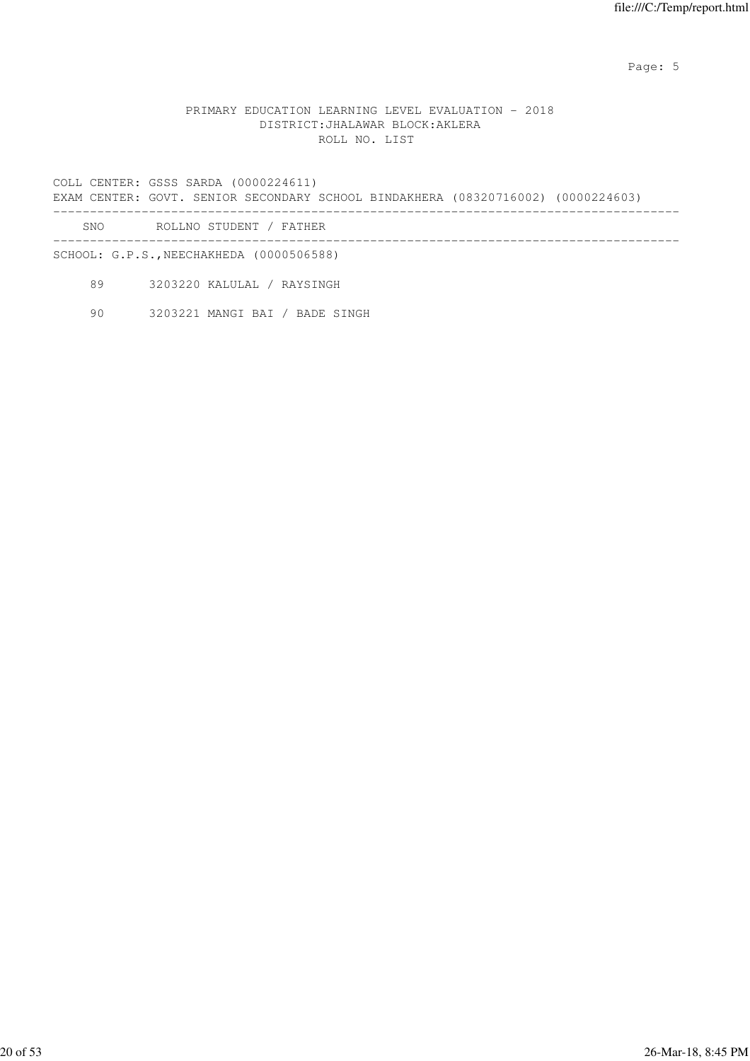PRIMARY EDUCATION LEARNING LEVEL EVALUATION - 2018
DISTRICT:JHALAWAR BLOCK:AKLERA
ROLL NO. LIST

COLL CENTER: GSSS SARDA (0000224611)
EXAM CENTER: GOVT. SENIOR SECONDARY SCHOOL BINDAKHERA (08320716002) (0000224603)

| SNO | ROLLNO | STUDENT / FATHER |
|---|---|---|
| SCHOOL: G.P.S.,NEECHAKHEDA (0000506588) | | |
| 89 | 3203220 | KALULAL / RAYSINGH |
| 90 | 3203221 | MANGI BAI / BADE SINGH |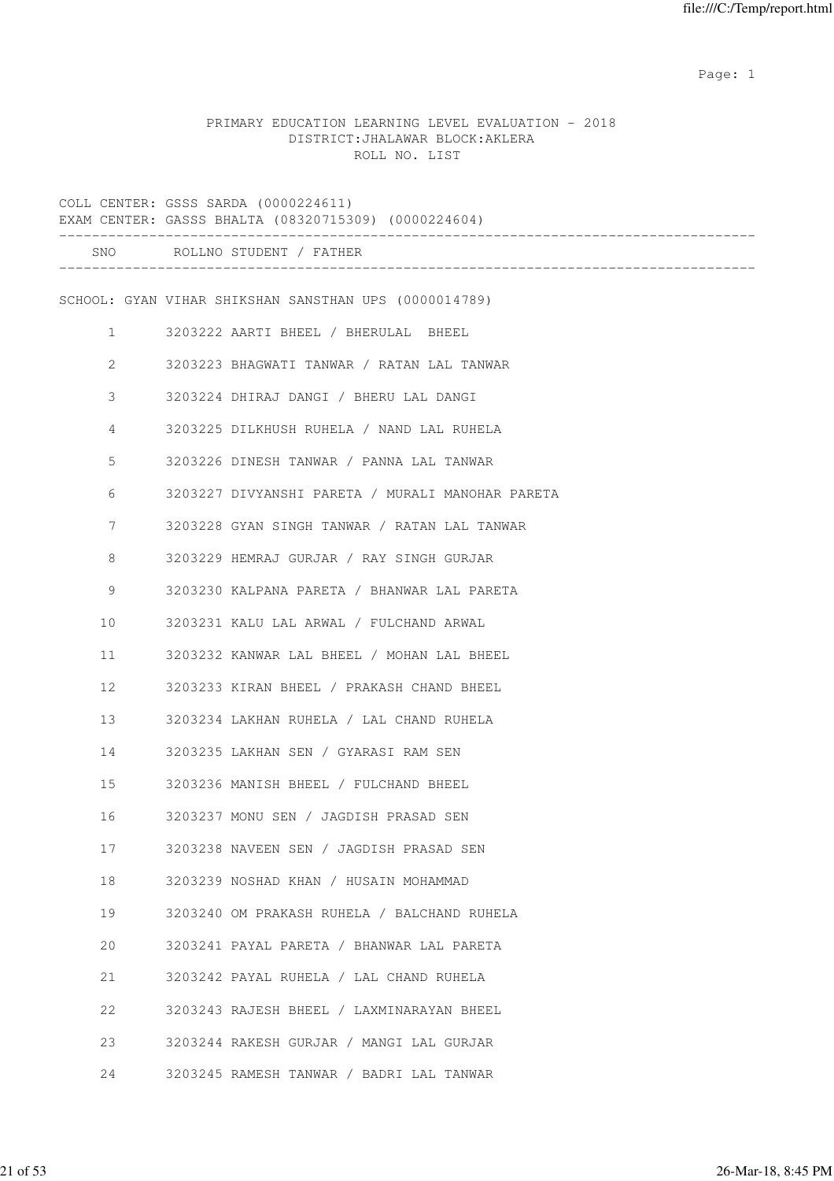PRIMARY EDUCATION LEARNING LEVEL EVALUATION - 2018
DISTRICT:JHALAWAR BLOCK:AKLERA
ROLL NO. LIST

COLL CENTER: GSSS SARDA (0000224611)
EXAM CENTER: GASSS BHALTA (08320715309) (0000224604)

| SNO | ROLLNO | STUDENT / FATHER |
|---|---|---|

SCHOOL: GYAN VIHAR SHIKSHAN SANSTHAN UPS (0000014789)

| SNO | ROLLNO | STUDENT / FATHER |
|---|---|---|
| 1 | 3203222 | AARTI BHEEL / BHERULAL BHEEL |
| 2 | 3203223 | BHAGWATI TANWAR / RATAN LAL TANWAR |
| 3 | 3203224 | DHIRAJ DANGI / BHERU LAL DANGI |
| 4 | 3203225 | DILKHUSH RUHELA / NAND LAL RUHELA |
| 5 | 3203226 | DINESH TANWAR / PANNA LAL TANWAR |
| 6 | 3203227 | DIVYANSHI PARETA / MURALI MANOHAR PARETA |
| 7 | 3203228 | GYAN SINGH TANWAR / RATAN LAL TANWAR |
| 8 | 3203229 | HEMRAJ GURJAR / RAY SINGH GURJAR |
| 9 | 3203230 | KALPANA PARETA / BHANWAR LAL PARETA |
| 10 | 3203231 | KALU LAL ARWAL / FULCHAND ARWAL |
| 11 | 3203232 | KANWAR LAL BHEEL / MOHAN LAL BHEEL |
| 12 | 3203233 | KIRAN BHEEL / PRAKASH CHAND BHEEL |
| 13 | 3203234 | LAKHAN RUHELA / LAL CHAND RUHELA |
| 14 | 3203235 | LAKHAN SEN / GYARASI RAM SEN |
| 15 | 3203236 | MANISH BHEEL / FULCHAND BHEEL |
| 16 | 3203237 | MONU SEN / JAGDISH PRASAD SEN |
| 17 | 3203238 | NAVEEN SEN / JAGDISH PRASAD SEN |
| 18 | 3203239 | NOSHAD KHAN / HUSAIN MOHAMMAD |
| 19 | 3203240 | OM PRAKASH RUHELA / BALCHAND RUHELA |
| 20 | 3203241 | PAYAL PARETA / BHANWAR LAL PARETA |
| 21 | 3203242 | PAYAL RUHELA / LAL CHAND RUHELA |
| 22 | 3203243 | RAJESH BHEEL / LAXMINARAYAN BHEEL |
| 23 | 3203244 | RAKESH GURJAR / MANGI LAL GURJAR |
| 24 | 3203245 | RAMESH TANWAR / BADRI LAL TANWAR |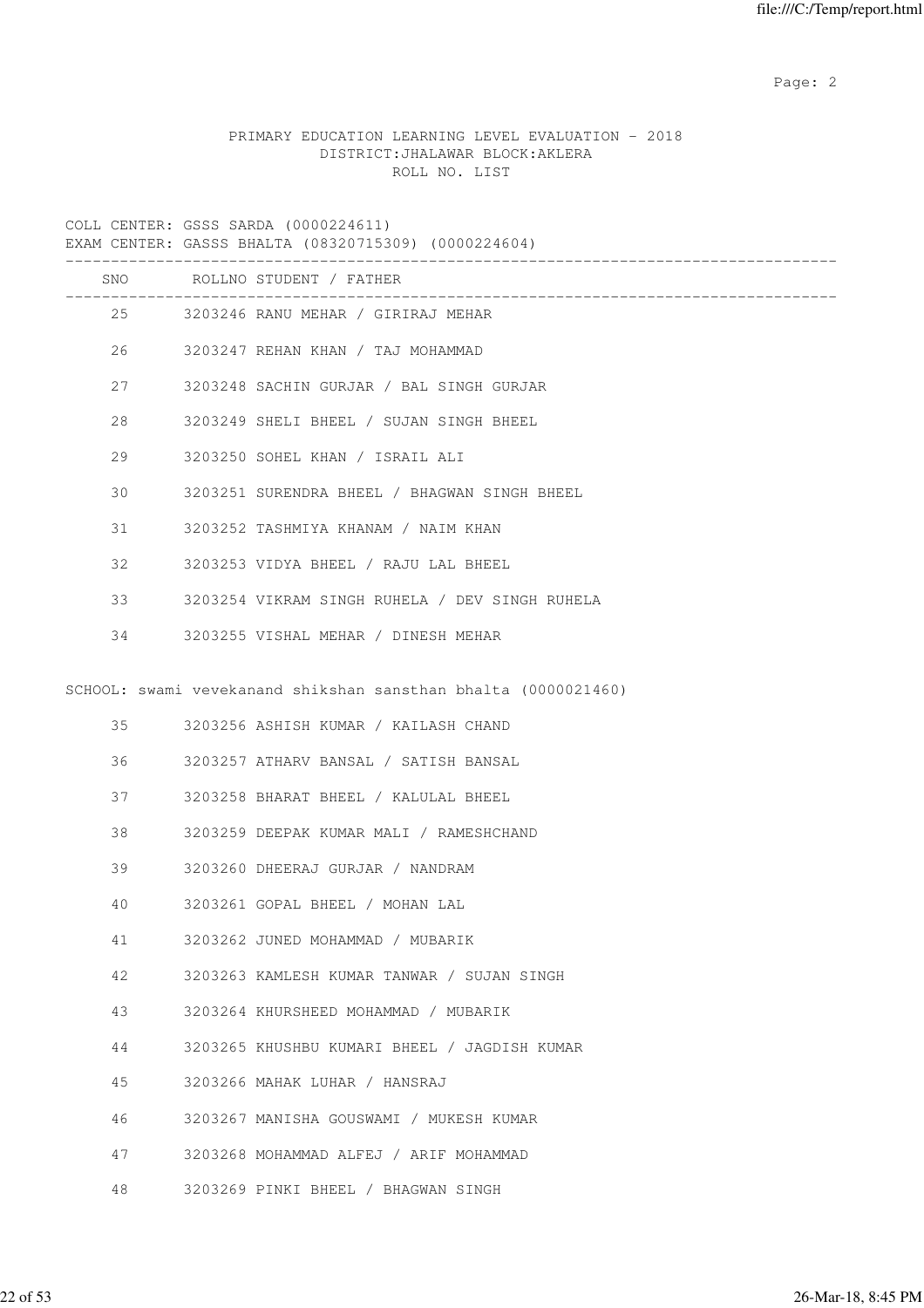PRIMARY EDUCATION LEARNING LEVEL EVALUATION - 2018
DISTRICT:JHALAWAR BLOCK:AKLERA
ROLL NO. LIST

COLL CENTER: GSSS SARDA (0000224611)
EXAM CENTER: GASSS BHALTA (08320715309) (0000224604)

| SNO | ROLLNO | STUDENT / FATHER |
|---|---|---|
| 25 | 3203246 | RANU MEHAR / GIRIRAJ MEHAR |
| 26 | 3203247 | REHAN KHAN / TAJ MOHAMMAD |
| 27 | 3203248 | SACHIN GURJAR / BAL SINGH GURJAR |
| 28 | 3203249 | SHELI BHEEL / SUJAN SINGH BHEEL |
| 29 | 3203250 | SOHEL KHAN / ISRAIL ALI |
| 30 | 3203251 | SURENDRA BHEEL / BHAGWAN SINGH BHEEL |
| 31 | 3203252 | TASHMIYA KHANAM / NAIM KHAN |
| 32 | 3203253 | VIDYA BHEEL / RAJU LAL BHEEL |
| 33 | 3203254 | VIKRAM SINGH RUHELA / DEV SINGH RUHELA |
| 34 | 3203255 | VISHAL MEHAR / DINESH MEHAR |

SCHOOL: swami vevekanand shikshan sansthan bhalta (0000021460)

| SNO | ROLLNO | STUDENT / FATHER |
|---|---|---|
| 35 | 3203256 | ASHISH KUMAR / KAILASH CHAND |
| 36 | 3203257 | ATHARV BANSAL / SATISH BANSAL |
| 37 | 3203258 | BHARAT BHEEL / KALULAL BHEEL |
| 38 | 3203259 | DEEPAK KUMAR MALI / RAMESHCHAND |
| 39 | 3203260 | DHEERAJ GURJAR / NANDRAM |
| 40 | 3203261 | GOPAL BHEEL / MOHAN LAL |
| 41 | 3203262 | JUNED MOHAMMAD / MUBARIK |
| 42 | 3203263 | KAMLESH KUMAR TANWAR / SUJAN SINGH |
| 43 | 3203264 | KHURSHEED MOHAMMAD / MUBARIK |
| 44 | 3203265 | KHUSHBU KUMARI BHEEL / JAGDISH KUMAR |
| 45 | 3203266 | MAHAK LUHAR / HANSRAJ |
| 46 | 3203267 | MANISHA GOUSWAMI / MUKESH KUMAR |
| 47 | 3203268 | MOHAMMAD ALFEJ / ARIF MOHAMMAD |
| 48 | 3203269 | PINKI BHEEL / BHAGWAN SINGH |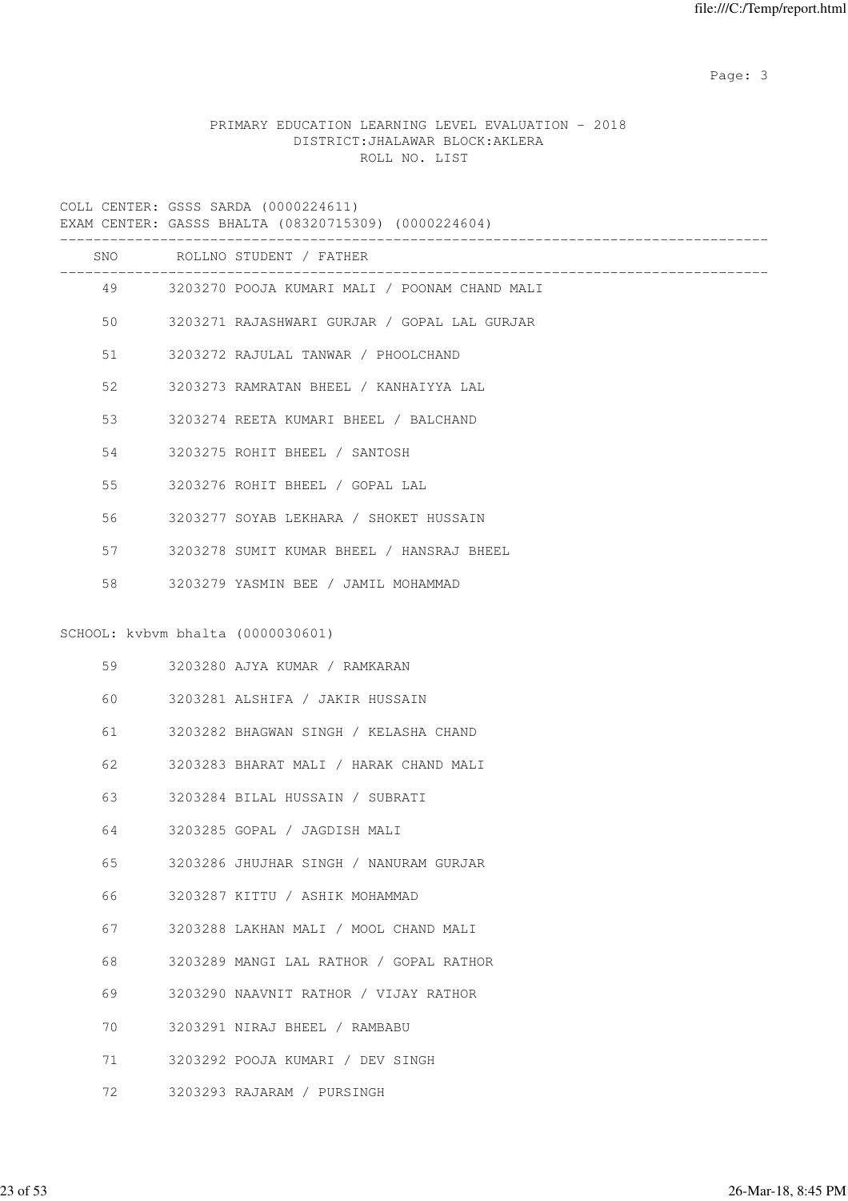PRIMARY EDUCATION LEARNING LEVEL EVALUATION - 2018
DISTRICT:JHALAWAR BLOCK:AKLERA
ROLL NO. LIST

COLL CENTER: GSSS SARDA (0000224611)
EXAM CENTER: GASSS BHALTA (08320715309) (0000224604)

| SNO | ROLLNO | STUDENT / FATHER |
|---|---|---|
| 49 | 3203270 | POOJA KUMARI MALI / POONAM CHAND MALI |
| 50 | 3203271 | RAJASHWARI GURJAR / GOPAL LAL GURJAR |
| 51 | 3203272 | RAJULAL TANWAR / PHOOLCHAND |
| 52 | 3203273 | RAMRATAN BHEEL / KANHAIYYA LAL |
| 53 | 3203274 | REETA KUMARI BHEEL / BALCHAND |
| 54 | 3203275 | ROHIT BHEEL / SANTOSH |
| 55 | 3203276 | ROHIT BHEEL / GOPAL LAL |
| 56 | 3203277 | SOYAB LEKHARA / SHOKET HUSSAIN |
| 57 | 3203278 | SUMIT KUMAR BHEEL / HANSRAJ BHEEL |
| 58 | 3203279 | YASMIN BEE / JAMIL MOHAMMAD |

SCHOOL: kvbvm bhalta (0000030601)

| SNO | ROLLNO | STUDENT / FATHER |
|---|---|---|
| 59 | 3203280 | AJYA KUMAR / RAMKARAN |
| 60 | 3203281 | ALSHIFA / JAKIR HUSSAIN |
| 61 | 3203282 | BHAGWAN SINGH / KELASHA CHAND |
| 62 | 3203283 | BHARAT MALI / HARAK CHAND MALI |
| 63 | 3203284 | BILAL HUSSAIN / SUBRATI |
| 64 | 3203285 | GOPAL / JAGDISH MALI |
| 65 | 3203286 | JHUJHAR SINGH / NANURAM GURJAR |
| 66 | 3203287 | KITTU / ASHIK MOHAMMAD |
| 67 | 3203288 | LAKHAN MALI / MOOL CHAND MALI |
| 68 | 3203289 | MANGI LAL RATHOR / GOPAL RATHOR |
| 69 | 3203290 | NAAVNIT RATHOR / VIJAY RATHOR |
| 70 | 3203291 | NIRAJ BHEEL / RAMBABU |
| 71 | 3203292 | POOJA KUMARI / DEV SINGH |
| 72 | 3203293 | RAJARAM / PURSINGH |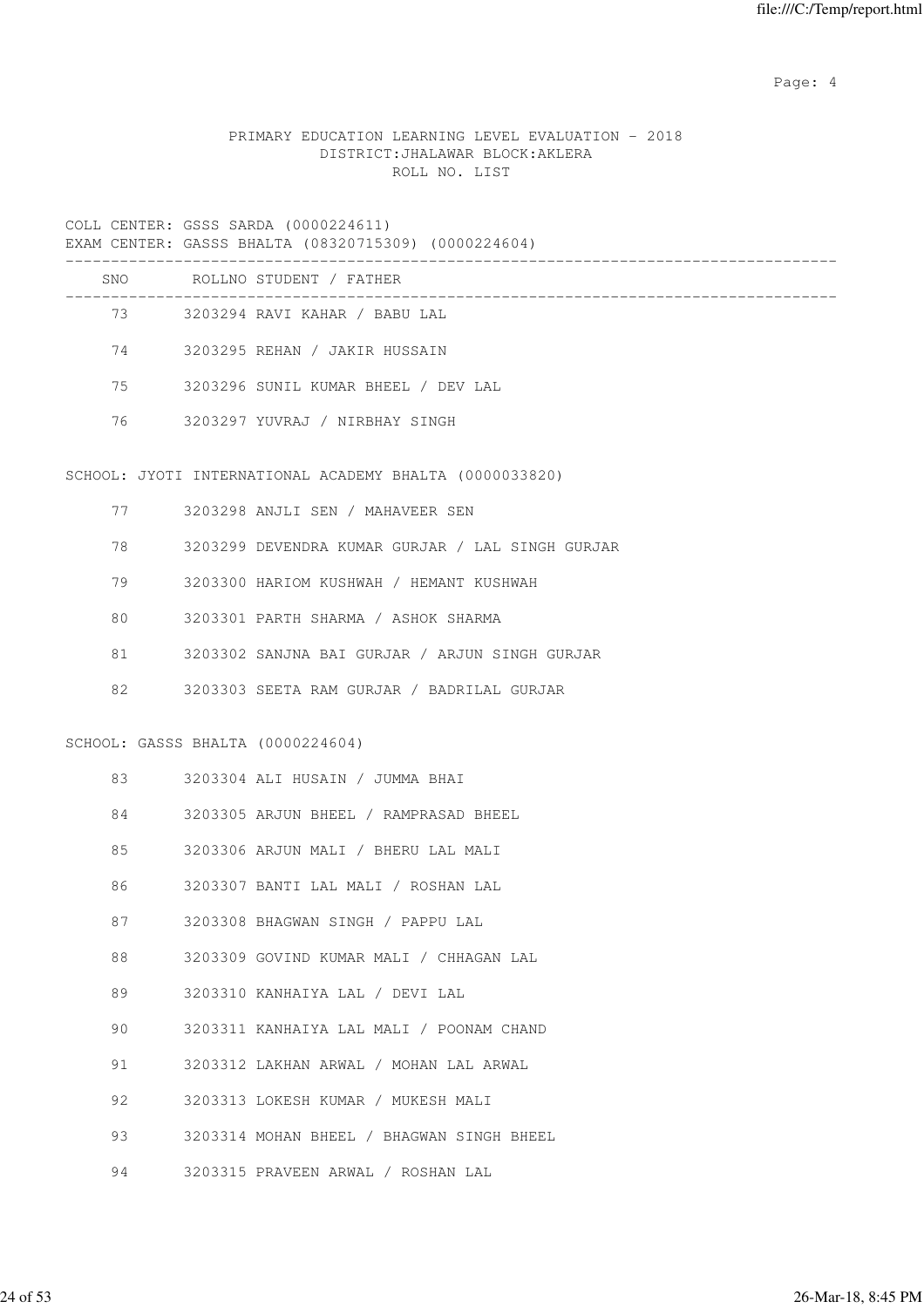PRIMARY EDUCATION LEARNING LEVEL EVALUATION - 2018
DISTRICT:JHALAWAR BLOCK:AKLERA
ROLL NO. LIST

COLL CENTER: GSSS SARDA (0000224611)
EXAM CENTER: GASSS BHALTA (08320715309) (0000224604)

| SNO | ROLLNO | STUDENT / FATHER |
|---|---|---|
| 73 | 3203294 | RAVI KAHAR / BABU LAL |
| 74 | 3203295 | REHAN / JAKIR HUSSAIN |
| 75 | 3203296 | SUNIL KUMAR BHEEL / DEV LAL |
| 76 | 3203297 | YUVRAJ / NIRBHAY SINGH |

SCHOOL: JYOTI INTERNATIONAL ACADEMY BHALTA (0000033820)

| SNO | ROLLNO | STUDENT / FATHER |
|---|---|---|
| 77 | 3203298 | ANJLI SEN / MAHAVEER SEN |
| 78 | 3203299 | DEVENDRA KUMAR GURJAR / LAL SINGH GURJAR |
| 79 | 3203300 | HARIOM KUSHWAH / HEMANT KUSHWAH |
| 80 | 3203301 | PARTH SHARMA / ASHOK SHARMA |
| 81 | 3203302 | SANJNA BAI GURJAR / ARJUN SINGH GURJAR |
| 82 | 3203303 | SEETA RAM GURJAR / BADRILAL GURJAR |

SCHOOL: GASSS BHALTA (0000224604)

| SNO | ROLLNO | STUDENT / FATHER |
|---|---|---|
| 83 | 3203304 | ALI HUSAIN / JUMMA BHAI |
| 84 | 3203305 | ARJUN BHEEL / RAMPRASAD BHEEL |
| 85 | 3203306 | ARJUN MALI / BHERU LAL MALI |
| 86 | 3203307 | BANTI LAL MALI / ROSHAN LAL |
| 87 | 3203308 | BHAGWAN SINGH / PAPPU LAL |
| 88 | 3203309 | GOVIND KUMAR MALI / CHHAGAN LAL |
| 89 | 3203310 | KANHAIYA LAL / DEVI LAL |
| 90 | 3203311 | KANHAIYA LAL MALI / POONAM CHAND |
| 91 | 3203312 | LAKHAN ARWAL / MOHAN LAL ARWAL |
| 92 | 3203313 | LOKESH KUMAR / MUKESH MALI |
| 93 | 3203314 | MOHAN BHEEL / BHAGWAN SINGH BHEEL |
| 94 | 3203315 | PRAVEEN ARWAL / ROSHAN LAL |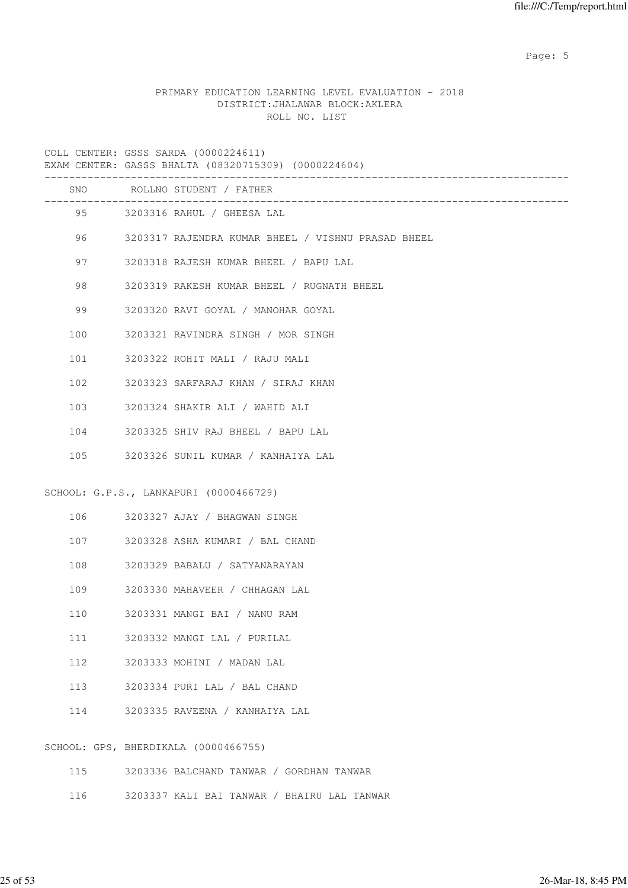PRIMARY EDUCATION LEARNING LEVEL EVALUATION - 2018
DISTRICT:JHALAWAR BLOCK:AKLERA
ROLL NO. LIST

COLL CENTER: GSSS SARDA (0000224611)
EXAM CENTER: GASSS BHALTA (08320715309) (0000224604)

| SNO | ROLLNO | STUDENT / FATHER |
|---|---|---|
| 95 | 3203316 | RAHUL / GHEESA LAL |
| 96 | 3203317 | RAJENDRA KUMAR BHEEL / VISHNU PRASAD BHEEL |
| 97 | 3203318 | RAJESH KUMAR BHEEL / BAPU LAL |
| 98 | 3203319 | RAKESH KUMAR BHEEL / RUGNATH BHEEL |
| 99 | 3203320 | RAVI GOYAL / MANOHAR GOYAL |
| 100 | 3203321 | RAVINDRA SINGH / MOR SINGH |
| 101 | 3203322 | ROHIT MALI / RAJU MALI |
| 102 | 3203323 | SARFARAJ KHAN / SIRAJ KHAN |
| 103 | 3203324 | SHAKIR ALI / WAHID ALI |
| 104 | 3203325 | SHIV RAJ BHEEL / BAPU LAL |
| 105 | 3203326 | SUNIL KUMAR / KANHAIYA LAL |

SCHOOL: G.P.S., LANKAPURI (0000466729)

| SNO | ROLLNO | STUDENT / FATHER |
|---|---|---|
| 106 | 3203327 | AJAY / BHAGWAN SINGH |
| 107 | 3203328 | ASHA KUMARI / BAL CHAND |
| 108 | 3203329 | BABALU / SATYANARAYAN |
| 109 | 3203330 | MAHAVEER / CHHAGAN LAL |
| 110 | 3203331 | MANGI BAI / NANU RAM |
| 111 | 3203332 | MANGI LAL / PURILAL |
| 112 | 3203333 | MOHINI / MADAN LAL |
| 113 | 3203334 | PURI LAL / BAL CHAND |
| 114 | 3203335 | RAVEENA / KANHAIYA LAL |

SCHOOL: GPS, BHERDIKALA (0000466755)

| SNO | ROLLNO | STUDENT / FATHER |
|---|---|---|
| 115 | 3203336 | BALCHAND TANWAR / GORDHAN TANWAR |
| 116 | 3203337 | KALI BAI TANWAR / BHAIRU LAL TANWAR |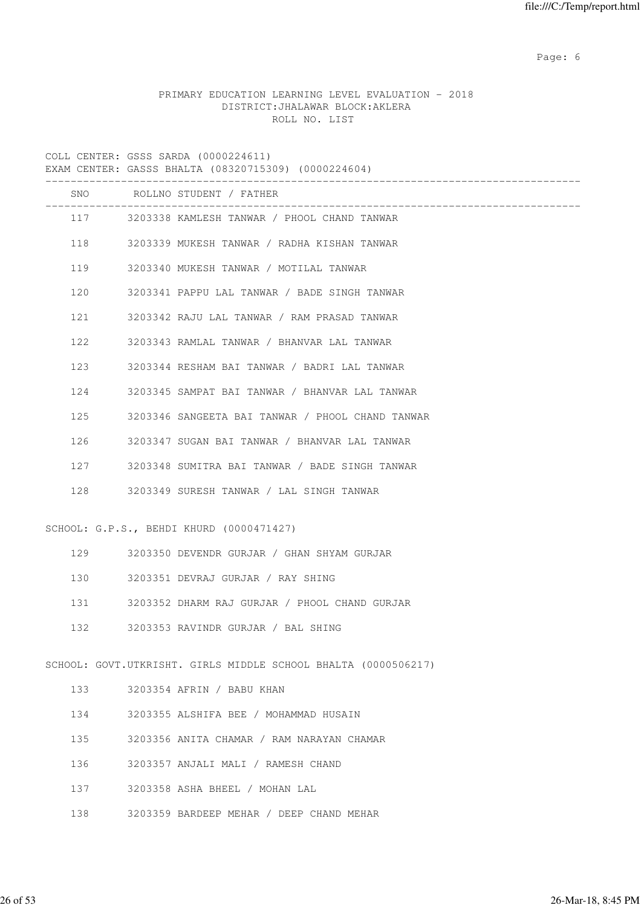PRIMARY EDUCATION LEARNING LEVEL EVALUATION - 2018
DISTRICT:JHALAWAR BLOCK:AKLERA
ROLL NO. LIST

COLL CENTER: GSSS SARDA (0000224611)
EXAM CENTER: GASSS BHALTA (08320715309) (0000224604)

| SNO | ROLLNO | STUDENT / FATHER |
|---|---|---|
| 117 | 3203338 | KAMLESH TANWAR / PHOOL CHAND TANWAR |
| 118 | 3203339 | MUKESH TANWAR / RADHA KISHAN TANWAR |
| 119 | 3203340 | MUKESH TANWAR / MOTILAL TANWAR |
| 120 | 3203341 | PAPPU LAL TANWAR / BADE SINGH TANWAR |
| 121 | 3203342 | RAJU LAL TANWAR / RAM PRASAD TANWAR |
| 122 | 3203343 | RAMLAL TANWAR / BHANVAR LAL TANWAR |
| 123 | 3203344 | RESHAM BAI TANWAR / BADRI LAL TANWAR |
| 124 | 3203345 | SAMPAT BAI TANWAR / BHANVAR LAL TANWAR |
| 125 | 3203346 | SANGEETA BAI TANWAR / PHOOL CHAND TANWAR |
| 126 | 3203347 | SUGAN BAI TANWAR / BHANVAR LAL TANWAR |
| 127 | 3203348 | SUMITRA BAI TANWAR / BADE SINGH TANWAR |
| 128 | 3203349 | SURESH TANWAR / LAL SINGH TANWAR |

SCHOOL: G.P.S., BEHDI KHURD (0000471427)

| SNO | ROLLNO | STUDENT / FATHER |
|---|---|---|
| 129 | 3203350 | DEVENDR GURJAR / GHAN SHYAM GURJAR |
| 130 | 3203351 | DEVRAJ GURJAR / RAY SHING |
| 131 | 3203352 | DHARM RAJ GURJAR / PHOOL CHAND GURJAR |
| 132 | 3203353 | RAVINDR GURJAR / BAL SHING |

SCHOOL: GOVT.UTKRISHT. GIRLS MIDDLE SCHOOL BHALTA (0000506217)

| SNO | ROLLNO | STUDENT / FATHER |
|---|---|---|
| 133 | 3203354 | AFRIN / BABU KHAN |
| 134 | 3203355 | ALSHIFA BEE / MOHAMMAD HUSAIN |
| 135 | 3203356 | ANITA CHAMAR / RAM NARAYAN CHAMAR |
| 136 | 3203357 | ANJALI MALI / RAMESH CHAND |
| 137 | 3203358 | ASHA BHEEL / MOHAN LAL |
| 138 | 3203359 | BARDEEP MEHAR / DEEP CHAND MEHAR |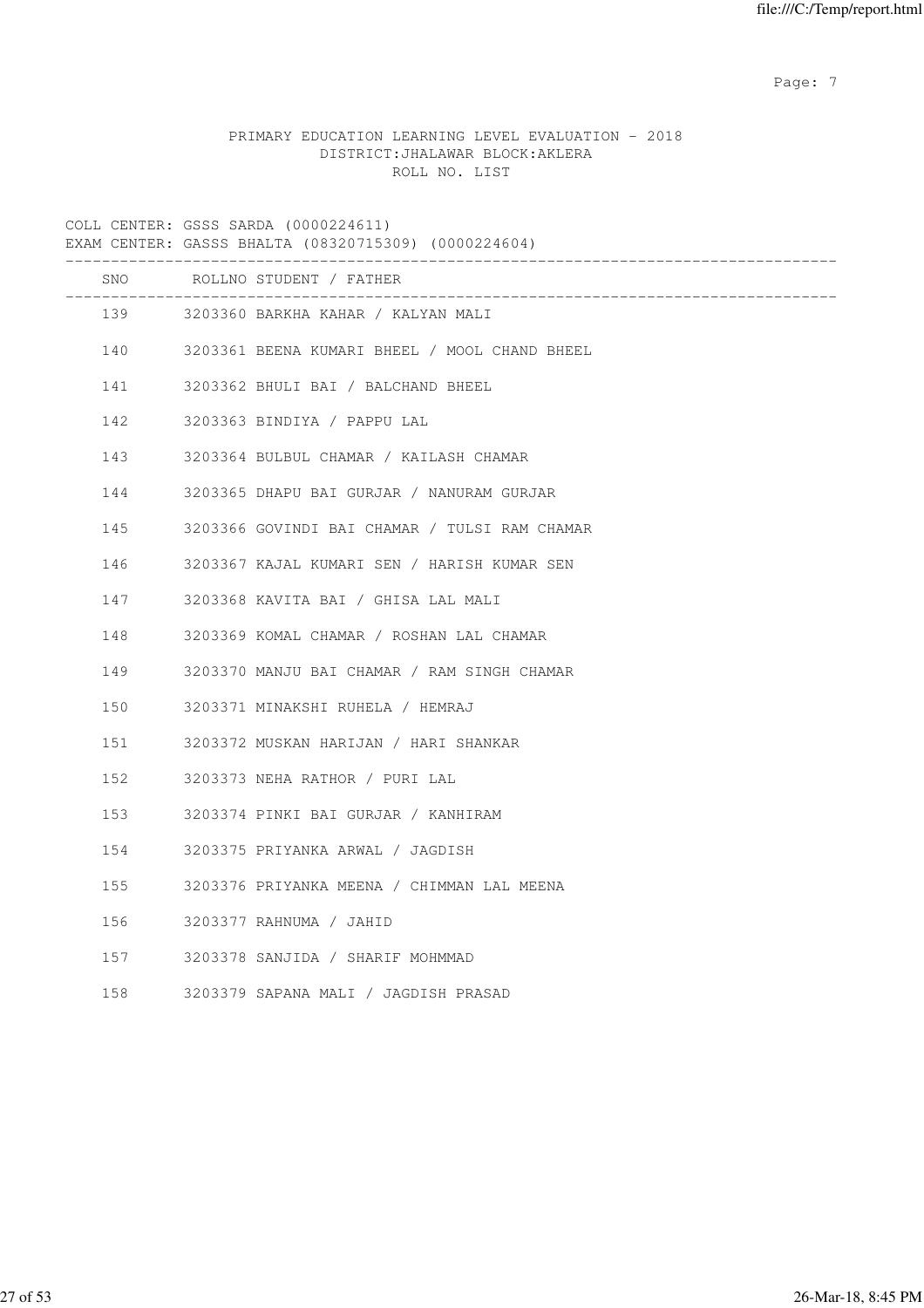PRIMARY EDUCATION LEARNING LEVEL EVALUATION - 2018
DISTRICT:JHALAWAR BLOCK:AKLERA
ROLL NO. LIST

COLL CENTER: GSSS SARDA (0000224611)
EXAM CENTER: GASSS BHALTA (08320715309) (0000224604)

| SNO | ROLLNO | STUDENT / FATHER |
|---|---|---|
| 139 | 3203360 | BARKHA KAHAR / KALYAN MALI |
| 140 | 3203361 | BEENA KUMARI BHEEL / MOOL CHAND BHEEL |
| 141 | 3203362 | BHULI BAI / BALCHAND BHEEL |
| 142 | 3203363 | BINDIYA / PAPPU LAL |
| 143 | 3203364 | BULBUL CHAMAR / KAILASH CHAMAR |
| 144 | 3203365 | DHAPU BAI GURJAR / NANURAM GURJAR |
| 145 | 3203366 | GOVINDI BAI CHAMAR / TULSI RAM CHAMAR |
| 146 | 3203367 | KAJAL KUMARI SEN / HARISH KUMAR SEN |
| 147 | 3203368 | KAVITA BAI / GHISA LAL MALI |
| 148 | 3203369 | KOMAL CHAMAR / ROSHAN LAL CHAMAR |
| 149 | 3203370 | MANJU BAI CHAMAR / RAM SINGH CHAMAR |
| 150 | 3203371 | MINAKSHI RUHELA / HEMRAJ |
| 151 | 3203372 | MUSKAN HARIJAN / HARI SHANKAR |
| 152 | 3203373 | NEHA RATHOR / PURI LAL |
| 153 | 3203374 | PINKI BAI GURJAR / KANHIRAM |
| 154 | 3203375 | PRIYANKA ARWAL / JAGDISH |
| 155 | 3203376 | PRIYANKA MEENA / CHIMMAN LAL MEENA |
| 156 | 3203377 | RAHNUMA / JAHID |
| 157 | 3203378 | SANJIDA / SHARIF MOHMMAD |
| 158 | 3203379 | SAPANA MALI / JAGDISH PRASAD |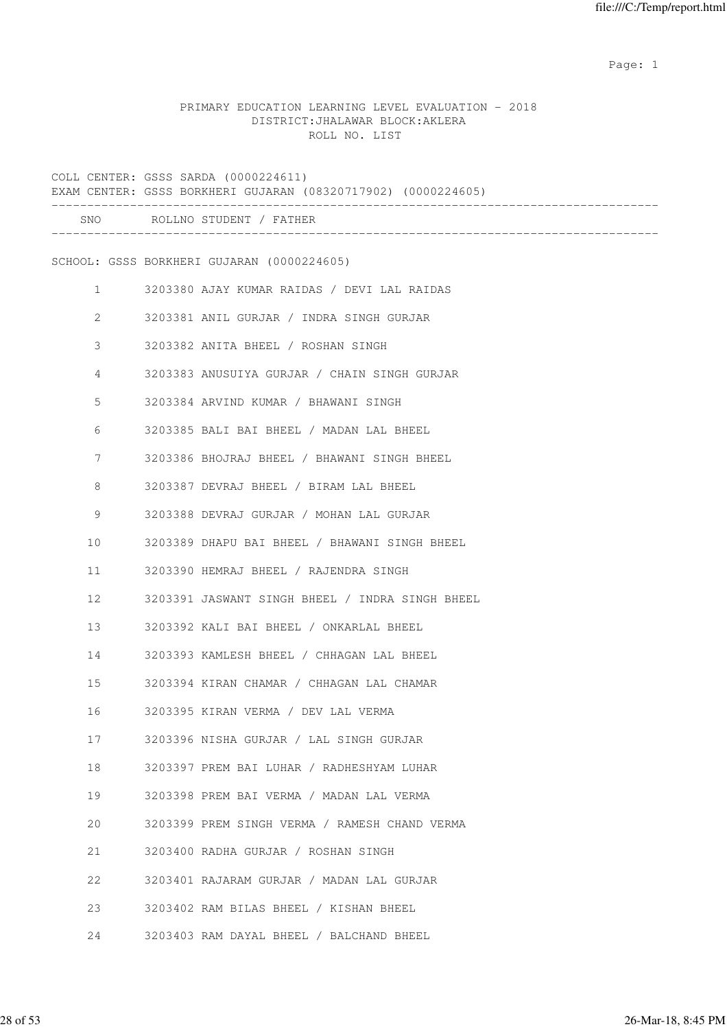PRIMARY EDUCATION LEARNING LEVEL EVALUATION - 2018
DISTRICT:JHALAWAR BLOCK:AKLERA
ROLL NO. LIST

COLL CENTER: GSSS SARDA (0000224611)
EXAM CENTER: GSSS BORKHERI GUJARAN (08320717902) (0000224605)

| SNO | ROLLNO | STUDENT / FATHER |
|---|---|---|

SCHOOL: GSSS BORKHERI GUJARAN (0000224605)

| SNO | ROLLNO | STUDENT / FATHER |
|---|---|---|
| 1 | 3203380 | AJAY KUMAR RAIDAS / DEVI LAL RAIDAS |
| 2 | 3203381 | ANIL GURJAR / INDRA SINGH GURJAR |
| 3 | 3203382 | ANITA BHEEL / ROSHAN SINGH |
| 4 | 3203383 | ANUSUIYA GURJAR / CHAIN SINGH GURJAR |
| 5 | 3203384 | ARVIND KUMAR / BHAWANI SINGH |
| 6 | 3203385 | BALI BAI BHEEL / MADAN LAL BHEEL |
| 7 | 3203386 | BHOJRAJ BHEEL / BHAWANI SINGH BHEEL |
| 8 | 3203387 | DEVRAJ BHEEL / BIRAM LAL BHEEL |
| 9 | 3203388 | DEVRAJ GURJAR / MOHAN LAL GURJAR |
| 10 | 3203389 | DHAPU BAI BHEEL / BHAWANI SINGH BHEEL |
| 11 | 3203390 | HEMRAJ BHEEL / RAJENDRA SINGH |
| 12 | 3203391 | JASWANT SINGH BHEEL / INDRA SINGH BHEEL |
| 13 | 3203392 | KALI BAI BHEEL / ONKARLAL BHEEL |
| 14 | 3203393 | KAMLESH BHEEL / CHHAGAN LAL BHEEL |
| 15 | 3203394 | KIRAN CHAMAR / CHHAGAN LAL CHAMAR |
| 16 | 3203395 | KIRAN VERMA / DEV LAL VERMA |
| 17 | 3203396 | NISHA GURJAR / LAL SINGH GURJAR |
| 18 | 3203397 | PREM BAI LUHAR / RADHESHYAM LUHAR |
| 19 | 3203398 | PREM BAI VERMA / MADAN LAL VERMA |
| 20 | 3203399 | PREM SINGH VERMA / RAMESH CHAND VERMA |
| 21 | 3203400 | RADHA GURJAR / ROSHAN SINGH |
| 22 | 3203401 | RAJARAM GURJAR / MADAN LAL GURJAR |
| 23 | 3203402 | RAM BILAS BHEEL / KISHAN BHEEL |
| 24 | 3203403 | RAM DAYAL BHEEL / BALCHAND BHEEL |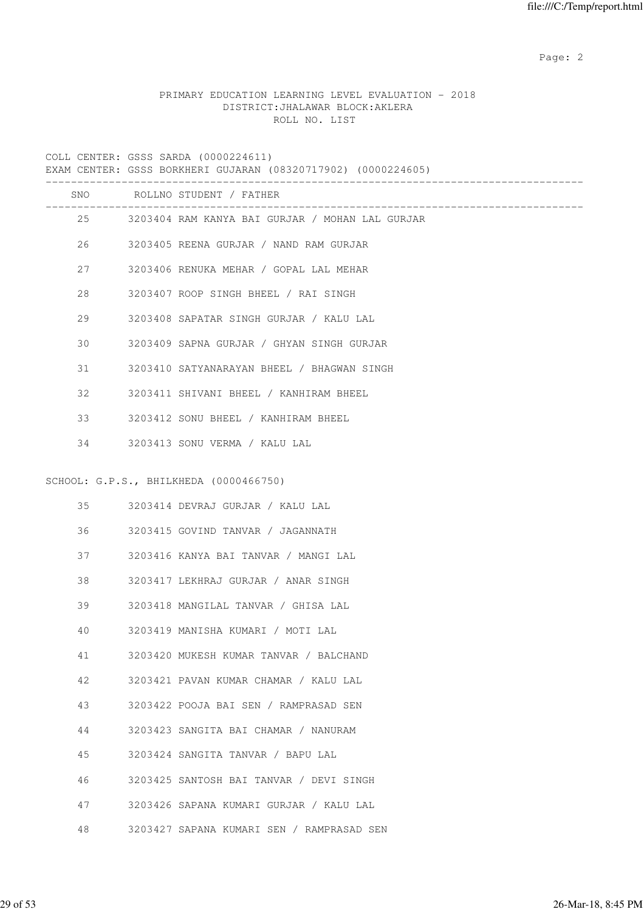PRIMARY EDUCATION LEARNING LEVEL EVALUATION - 2018
DISTRICT:JHALAWAR BLOCK:AKLERA
ROLL NO. LIST

COLL CENTER: GSSS SARDA (0000224611)
EXAM CENTER: GSSS BORKHERI GUJARAN (08320717902) (0000224605)

| SNO | ROLLNO | STUDENT / FATHER |
|---|---|---|
| 25 | 3203404 | RAM KANYA BAI GURJAR / MOHAN LAL GURJAR |
| 26 | 3203405 | REENA GURJAR / NAND RAM GURJAR |
| 27 | 3203406 | RENUKA MEHAR / GOPAL LAL MEHAR |
| 28 | 3203407 | ROOP SINGH BHEEL / RAI SINGH |
| 29 | 3203408 | SAPATAR SINGH GURJAR / KALU LAL |
| 30 | 3203409 | SAPNA GURJAR / GHYAN SINGH GURJAR |
| 31 | 3203410 | SATYANARAYAN BHEEL / BHAGWAN SINGH |
| 32 | 3203411 | SHIVANI BHEEL / KANHIRAM BHEEL |
| 33 | 3203412 | SONU BHEEL / KANHIRAM BHEEL |
| 34 | 3203413 | SONU VERMA / KALU LAL |

SCHOOL: G.P.S., BHILKHEDA (0000466750)

| SNO | ROLLNO | STUDENT / FATHER |
|---|---|---|
| 35 | 3203414 | DEVRAJ GURJAR / KALU LAL |
| 36 | 3203415 | GOVIND TANVAR / JAGANNATH |
| 37 | 3203416 | KANYA BAI TANVAR / MANGI LAL |
| 38 | 3203417 | LEKHRAJ GURJAR / ANAR SINGH |
| 39 | 3203418 | MANGILAL TANVAR / GHISA LAL |
| 40 | 3203419 | MANISHA KUMARI / MOTI LAL |
| 41 | 3203420 | MUKESH KUMAR TANVAR / BALCHAND |
| 42 | 3203421 | PAVAN KUMAR CHAMAR / KALU LAL |
| 43 | 3203422 | POOJA BAI SEN / RAMPRASAD SEN |
| 44 | 3203423 | SANGITA BAI CHAMAR / NANURAM |
| 45 | 3203424 | SANGITA TANVAR / BAPU LAL |
| 46 | 3203425 | SANTOSH BAI TANVAR / DEVI SINGH |
| 47 | 3203426 | SAPANA KUMARI GURJAR / KALU LAL |
| 48 | 3203427 | SAPANA KUMARI SEN / RAMPRASAD SEN |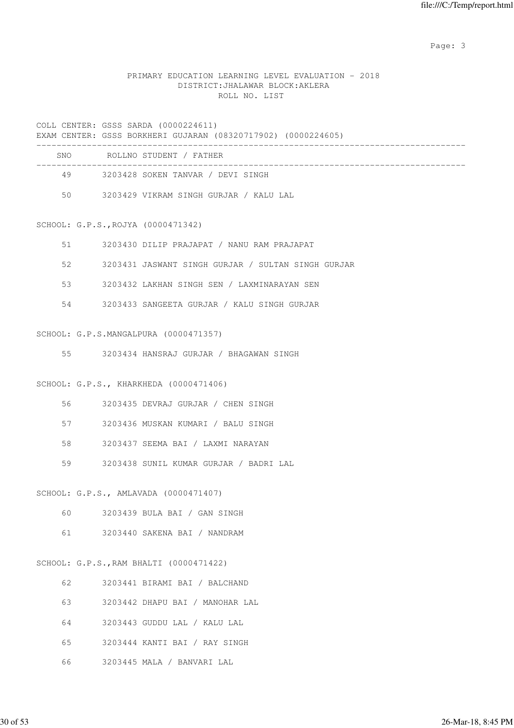PRIMARY EDUCATION LEARNING LEVEL EVALUATION - 2018
DISTRICT:JHALAWAR BLOCK:AKLERA
ROLL NO. LIST

COLL CENTER: GSSS SARDA (0000224611)
EXAM CENTER: GSSS BORKHERI GUJARAN (08320717902) (0000224605)

| SNO | ROLLNO | STUDENT / FATHER |
|---|---|---|
| 49 | 3203428 | SOKEN TANVAR / DEVI SINGH |
| 50 | 3203429 | VIKRAM SINGH GURJAR / KALU LAL |

SCHOOL: G.P.S.,ROJYA (0000471342)

| SNO | ROLLNO | STUDENT / FATHER |
|---|---|---|
| 51 | 3203430 | DILIP PRAJAPAT / NANU RAM PRAJAPAT |
| 52 | 3203431 | JASWANT SINGH GURJAR / SULTAN SINGH GURJAR |
| 53 | 3203432 | LAKHAN SINGH SEN / LAXMINARAYAN SEN |
| 54 | 3203433 | SANGEETA GURJAR / KALU SINGH GURJAR |

SCHOOL: G.P.S.MANGALPURA (0000471357)

| SNO | ROLLNO | STUDENT / FATHER |
|---|---|---|
| 55 | 3203434 | HANSRAJ GURJAR / BHAGAWAN SINGH |

SCHOOL: G.P.S., KHARKHEDA (0000471406)

| SNO | ROLLNO | STUDENT / FATHER |
|---|---|---|
| 56 | 3203435 | DEVRAJ GURJAR / CHEN SINGH |
| 57 | 3203436 | MUSKAN KUMARI / BALU SINGH |
| 58 | 3203437 | SEEMA BAI / LAXMI NARAYAN |
| 59 | 3203438 | SUNIL KUMAR GURJAR / BADRI LAL |

SCHOOL: G.P.S., AMLAVADA (0000471407)

| SNO | ROLLNO | STUDENT / FATHER |
|---|---|---|
| 60 | 3203439 | BULA BAI / GAN SINGH |
| 61 | 3203440 | SAKENA BAI / NANDRAM |

SCHOOL: G.P.S.,RAM BHALTI (0000471422)

| SNO | ROLLNO | STUDENT / FATHER |
|---|---|---|
| 62 | 3203441 | BIRAMI BAI / BALCHAND |
| 63 | 3203442 | DHAPU BAI / MANOHAR LAL |
| 64 | 3203443 | GUDDU LAL / KALU LAL |
| 65 | 3203444 | KANTI BAI / RAY SINGH |
| 66 | 3203445 | MALA / BANVARI LAL |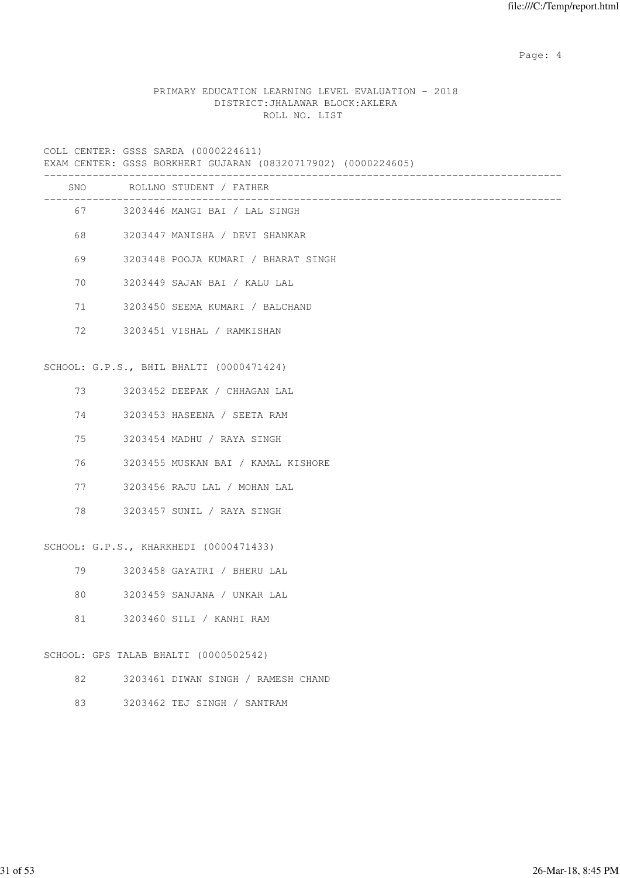PRIMARY EDUCATION LEARNING LEVEL EVALUATION - 2018
DISTRICT:JHALAWAR BLOCK:AKLERA
ROLL NO. LIST

COLL CENTER: GSSS SARDA (0000224611)
EXAM CENTER: GSSS BORKHERI GUJARAN (08320717902) (0000224605)

| SNO | ROLLNO | STUDENT / FATHER |
|---|---|---|
| 67 | 3203446 | MANGI BAI / LAL SINGH |
| 68 | 3203447 | MANISHA / DEVI SHANKAR |
| 69 | 3203448 | POOJA KUMARI / BHARAT SINGH |
| 70 | 3203449 | SAJAN BAI / KALU LAL |
| 71 | 3203450 | SEEMA KUMARI / BALCHAND |
| 72 | 3203451 | VISHAL / RAMKISHAN |

SCHOOL: G.P.S., BHIL BHALTI (0000471424)

| SNO | ROLLNO | STUDENT / FATHER |
|---|---|---|
| 73 | 3203452 | DEEPAK / CHHAGAN LAL |
| 74 | 3203453 | HASEENA / SEETA RAM |
| 75 | 3203454 | MADHU / RAYA SINGH |
| 76 | 3203455 | MUSKAN BAI / KAMAL KISHORE |
| 77 | 3203456 | RAJU LAL / MOHAN LAL |
| 78 | 3203457 | SUNIL / RAYA SINGH |

SCHOOL: G.P.S., KHARKHEDI (0000471433)

| SNO | ROLLNO | STUDENT / FATHER |
|---|---|---|
| 79 | 3203458 | GAYATRI / BHERU LAL |
| 80 | 3203459 | SANJANA / UNKAR LAL |
| 81 | 3203460 | SILI / KANHI RAM |

SCHOOL: GPS TALAB BHALTI (0000502542)

| SNO | ROLLNO | STUDENT / FATHER |
|---|---|---|
| 82 | 3203461 | DIWAN SINGH / RAMESH CHAND |
| 83 | 3203462 | TEJ SINGH / SANTRAM |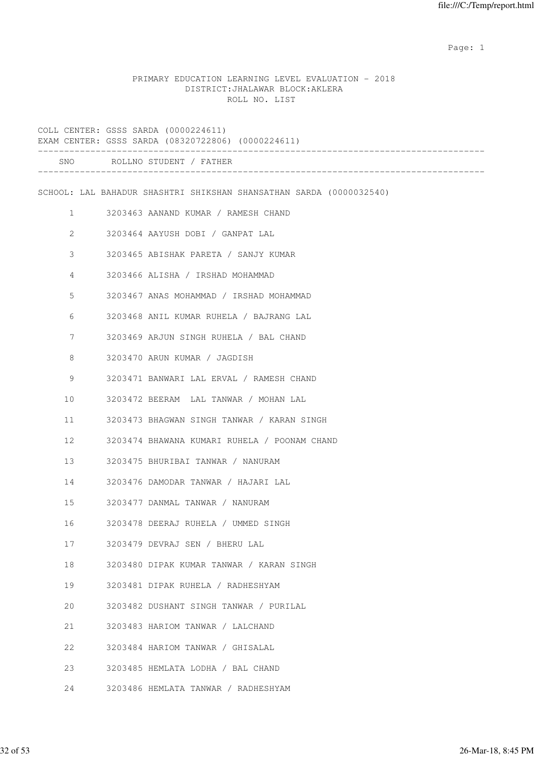PRIMARY EDUCATION LEARNING LEVEL EVALUATION - 2018
DISTRICT:JHALAWAR BLOCK:AKLERA
ROLL NO. LIST

COLL CENTER: GSSS SARDA (0000224611)
EXAM CENTER: GSSS SARDA (08320722806) (0000224611)

SCHOOL: LAL BAHADUR SHASHTRI SHIKSHAN SHANSATHAN SARDA (0000032540)

| SNO | ROLLNO | STUDENT / FATHER |
|---|---|---|
| 1 | 3203463 | AANAND KUMAR / RAMESH CHAND |
| 2 | 3203464 | AAYUSH DOBI / GANPAT LAL |
| 3 | 3203465 | ABISHAK PARETA / SANJY KUMAR |
| 4 | 3203466 | ALISHA / IRSHAD MOHAMMAD |
| 5 | 3203467 | ANAS MOHAMMAD / IRSHAD MOHAMMAD |
| 6 | 3203468 | ANIL KUMAR RUHELA / BAJRANG LAL |
| 7 | 3203469 | ARJUN SINGH RUHELA / BAL CHAND |
| 8 | 3203470 | ARUN KUMAR / JAGDISH |
| 9 | 3203471 | BANWARI LAL ERVAL / RAMESH CHAND |
| 10 | 3203472 | BEERAM LAL TANWAR / MOHAN LAL |
| 11 | 3203473 | BHAGWAN SINGH TANWAR / KARAN SINGH |
| 12 | 3203474 | BHAWANA KUMARI RUHELA / POONAM CHAND |
| 13 | 3203475 | BHURIBAI TANWAR / NANURAM |
| 14 | 3203476 | DAMODAR TANWAR / HAJARI LAL |
| 15 | 3203477 | DANMAL TANWAR / NANURAM |
| 16 | 3203478 | DEERAJ RUHELA / UMMED SINGH |
| 17 | 3203479 | DEVRAJ SEN / BHERU LAL |
| 18 | 3203480 | DIPAK KUMAR TANWAR / KARAN SINGH |
| 19 | 3203481 | DIPAK RUHELA / RADHESHYAM |
| 20 | 3203482 | DUSHANT SINGH TANWAR / PURILAL |
| 21 | 3203483 | HARIOM TANWAR / LALCHAND |
| 22 | 3203484 | HARIOM TANWAR / GHISALAL |
| 23 | 3203485 | HEMLATA LODHA / BAL CHAND |
| 24 | 3203486 | HEMLATA TANWAR / RADHESHYAM |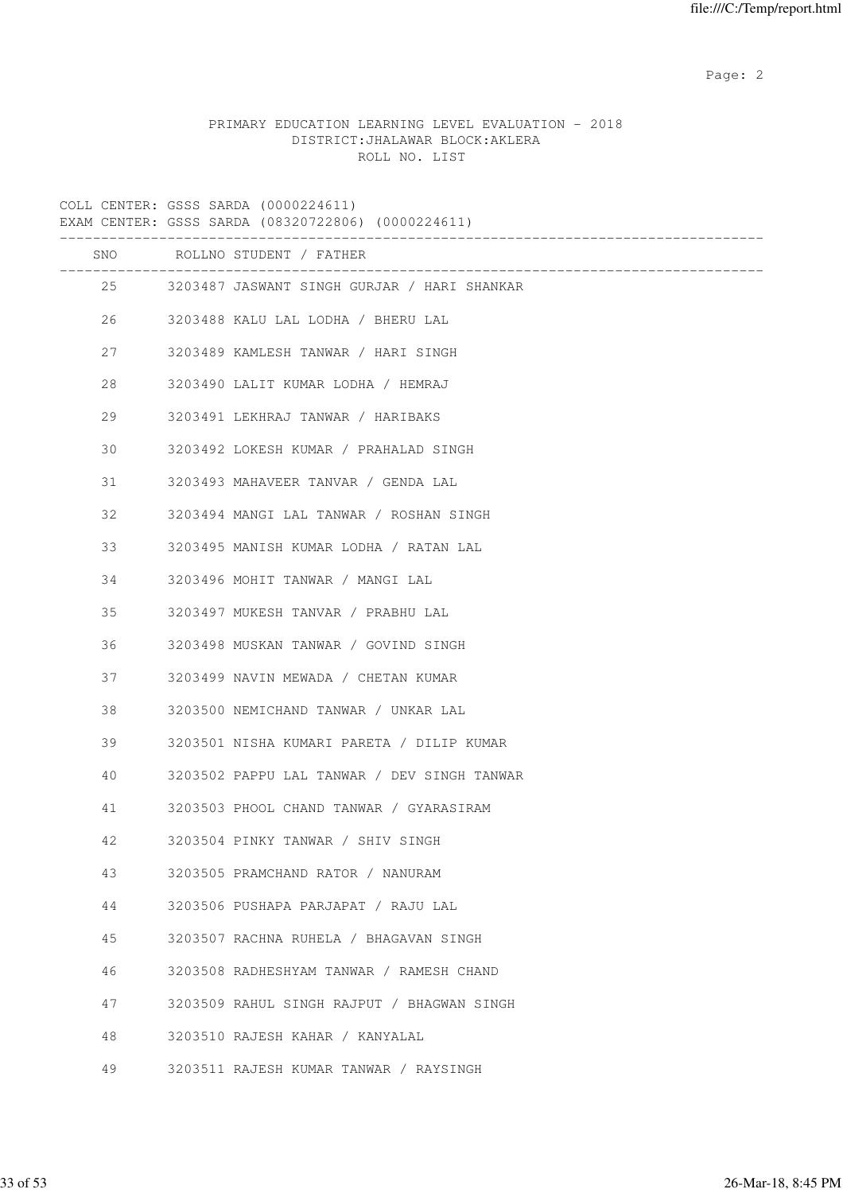PRIMARY EDUCATION LEARNING LEVEL EVALUATION - 2018
DISTRICT:JHALAWAR BLOCK:AKLERA
ROLL NO. LIST

COLL CENTER: GSSS SARDA (0000224611)
EXAM CENTER: GSSS SARDA (08320722806) (0000224611)

| SNO | ROLLNO | STUDENT / FATHER |
|---|---|---|
| 25 | 3203487 | JASWANT SINGH GURJAR / HARI SHANKAR |
| 26 | 3203488 | KALU LAL LODHA / BHERU LAL |
| 27 | 3203489 | KAMLESH TANWAR / HARI SINGH |
| 28 | 3203490 | LALIT KUMAR LODHA / HEMRAJ |
| 29 | 3203491 | LEKHRAJ TANWAR / HARIBAKS |
| 30 | 3203492 | LOKESH KUMAR / PRAHALAD SINGH |
| 31 | 3203493 | MAHAVEER TANVAR / GENDA LAL |
| 32 | 3203494 | MANGI LAL TANWAR / ROSHAN SINGH |
| 33 | 3203495 | MANISH KUMAR LODHA / RATAN LAL |
| 34 | 3203496 | MOHIT TANWAR / MANGI LAL |
| 35 | 3203497 | MUKESH TANVAR / PRABHU LAL |
| 36 | 3203498 | MUSKAN TANWAR / GOVIND SINGH |
| 37 | 3203499 | NAVIN MEWADA / CHETAN KUMAR |
| 38 | 3203500 | NEMICHAND TANWAR / UNKAR LAL |
| 39 | 3203501 | NISHA KUMARI PARETA / DILIP KUMAR |
| 40 | 3203502 | PAPPU LAL TANWAR / DEV SINGH TANWAR |
| 41 | 3203503 | PHOOL CHAND TANWAR / GYARASIRAM |
| 42 | 3203504 | PINKY TANWAR / SHIV SINGH |
| 43 | 3203505 | PRAMCHAND RATOR / NANURAM |
| 44 | 3203506 | PUSHAPA PARJAPAT / RAJU LAL |
| 45 | 3203507 | RACHNA RUHELA / BHAGAVAN SINGH |
| 46 | 3203508 | RADHESHYAM TANWAR / RAMESH CHAND |
| 47 | 3203509 | RAHUL SINGH RAJPUT / BHAGWAN SINGH |
| 48 | 3203510 | RAJESH KAHAR / KANYALAL |
| 49 | 3203511 | RAJESH KUMAR TANWAR / RAYSINGH |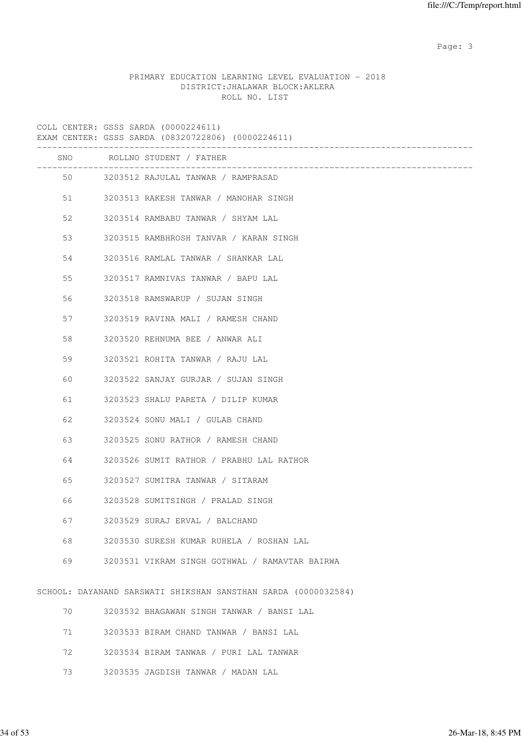PRIMARY EDUCATION LEARNING LEVEL EVALUATION - 2018
DISTRICT:JHALAWAR BLOCK:AKLERA
ROLL NO. LIST

COLL CENTER: GSSS SARDA (0000224611)
EXAM CENTER: GSSS SARDA (08320722806) (0000224611)

| SNO | ROLLNO | STUDENT / FATHER |
|---|---|---|
| 50 | 3203512 | RAJULAL TANWAR / RAMPRASAD |
| 51 | 3203513 | RAKESH TANWAR / MANOHAR SINGH |
| 52 | 3203514 | RAMBABU TANWAR / SHYAM LAL |
| 53 | 3203515 | RAMBHROSH TANVAR / KARAN SINGH |
| 54 | 3203516 | RAMLAL TANWAR / SHANKAR LAL |
| 55 | 3203517 | RAMNIVAS TANWAR / BAPU LAL |
| 56 | 3203518 | RAMSWARUP / SUJAN SINGH |
| 57 | 3203519 | RAVINA MALI / RAMESH CHAND |
| 58 | 3203520 | REHNUMA BEE / ANWAR ALI |
| 59 | 3203521 | ROHITA TANWAR / RAJU LAL |
| 60 | 3203522 | SANJAY GURJAR / SUJAN SINGH |
| 61 | 3203523 | SHALU PARETA / DILIP KUMAR |
| 62 | 3203524 | SONU MALI / GULAB CHAND |
| 63 | 3203525 | SONU RATHOR / RAMESH CHAND |
| 64 | 3203526 | SUMIT RATHOR / PRABHU LAL RATHOR |
| 65 | 3203527 | SUMITRA TANWAR / SITARAM |
| 66 | 3203528 | SUMITSINGH / PRALAD SINGH |
| 67 | 3203529 | SURAJ ERVAL / BALCHAND |
| 68 | 3203530 | SURESH KUMAR RUHELA / ROSHAN LAL |
| 69 | 3203531 | VIKRAM SINGH GOTHWAL / RAMAVTAR BAIRWA |

SCHOOL: DAYANAND SARSWATI SHIKSHAN SANSTHAN SARDA (0000032584)

| SNO | ROLLNO | STUDENT / FATHER |
|---|---|---|
| 70 | 3203532 | BHAGAWAN SINGH TANWAR / BANSI LAL |
| 71 | 3203533 | BIRAM CHAND TANWAR / BANSI LAL |
| 72 | 3203534 | BIRAM TANWAR / PURI LAL TANWAR |
| 73 | 3203535 | JAGDISH TANWAR / MADAN LAL |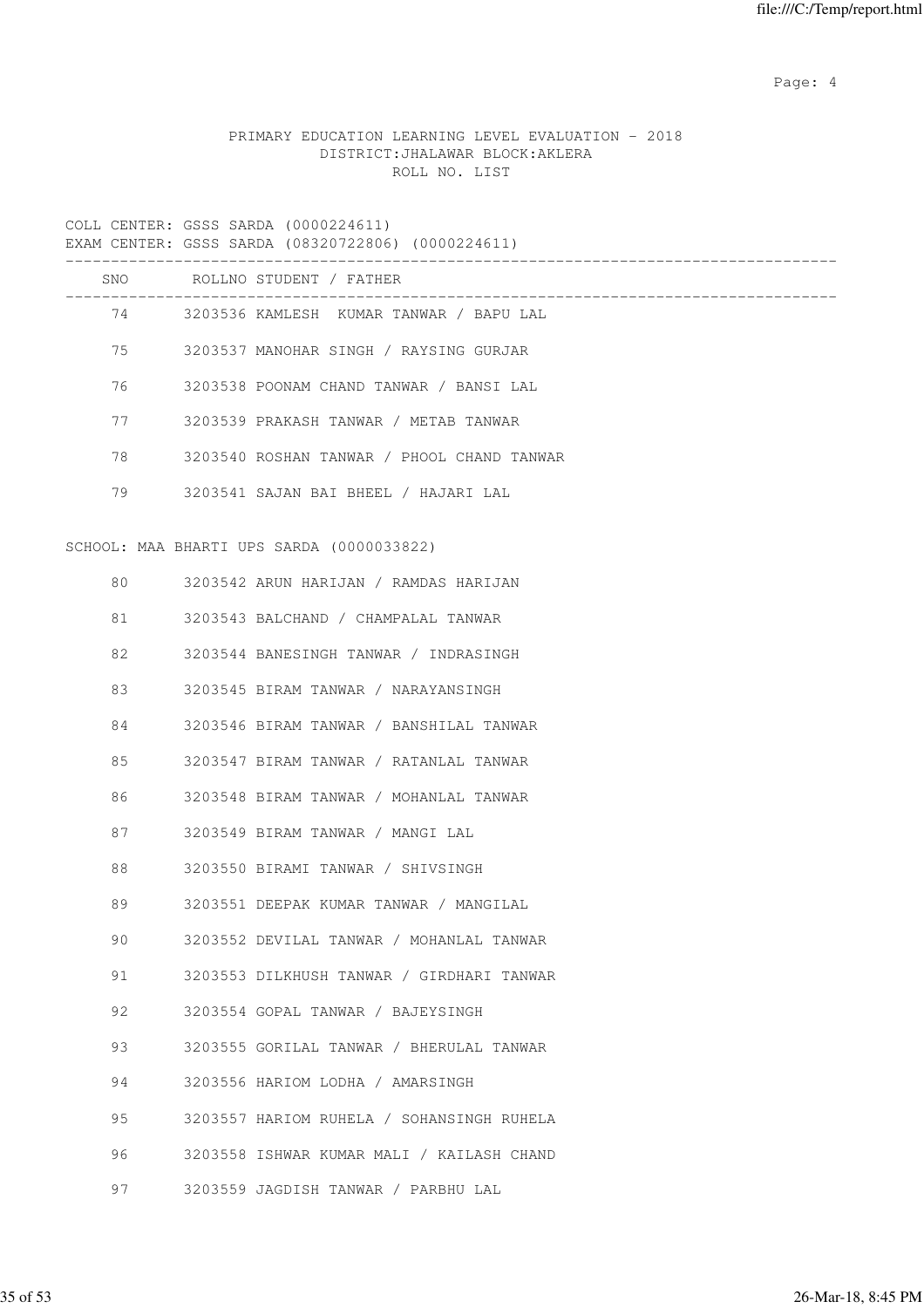PRIMARY EDUCATION LEARNING LEVEL EVALUATION - 2018
DISTRICT:JHALAWAR BLOCK:AKLERA
ROLL NO. LIST

COLL CENTER: GSSS SARDA (0000224611)
EXAM CENTER: GSSS SARDA (08320722806) (0000224611)

| SNO | ROLLNO | STUDENT / FATHER |
|---|---|---|
| 74 | 3203536 | KAMLESH KUMAR TANWAR / BAPU LAL |
| 75 | 3203537 | MANOHAR SINGH / RAYSING GURJAR |
| 76 | 3203538 | POONAM CHAND TANWAR / BANSI LAL |
| 77 | 3203539 | PRAKASH TANWAR / METAB TANWAR |
| 78 | 3203540 | ROSHAN TANWAR / PHOOL CHAND TANWAR |
| 79 | 3203541 | SAJAN BAI BHEEL / HAJARI LAL |

SCHOOL: MAA BHARTI UPS SARDA (0000033822)

| SNO | ROLLNO | STUDENT / FATHER |
|---|---|---|
| 80 | 3203542 | ARUN HARIJAN / RAMDAS HARIJAN |
| 81 | 3203543 | BALCHAND / CHAMPALAL TANWAR |
| 82 | 3203544 | BANESINGH TANWAR / INDRASINGH |
| 83 | 3203545 | BIRAM TANWAR / NARAYANSINGH |
| 84 | 3203546 | BIRAM TANWAR / BANSHILAL TANWAR |
| 85 | 3203547 | BIRAM TANWAR / RATANLAL TANWAR |
| 86 | 3203548 | BIRAM TANWAR / MOHANLAL TANWAR |
| 87 | 3203549 | BIRAM TANWAR / MANGI LAL |
| 88 | 3203550 | BIRAMI TANWAR / SHIVSINGH |
| 89 | 3203551 | DEEPAK KUMAR TANWAR / MANGILAL |
| 90 | 3203552 | DEVILAL TANWAR / MOHANLAL TANWAR |
| 91 | 3203553 | DILKHUSH TANWAR / GIRDHARI TANWAR |
| 92 | 3203554 | GOPAL TANWAR / BAJEYSINGH |
| 93 | 3203555 | GORILAL TANWAR / BHERULAL TANWAR |
| 94 | 3203556 | HARIOM LODHA / AMARSINGH |
| 95 | 3203557 | HARIOM RUHELA / SOHANSINGH RUHELA |
| 96 | 3203558 | ISHWAR KUMAR MALI / KAILASH CHAND |
| 97 | 3203559 | JAGDISH TANWAR / PARBHU LAL |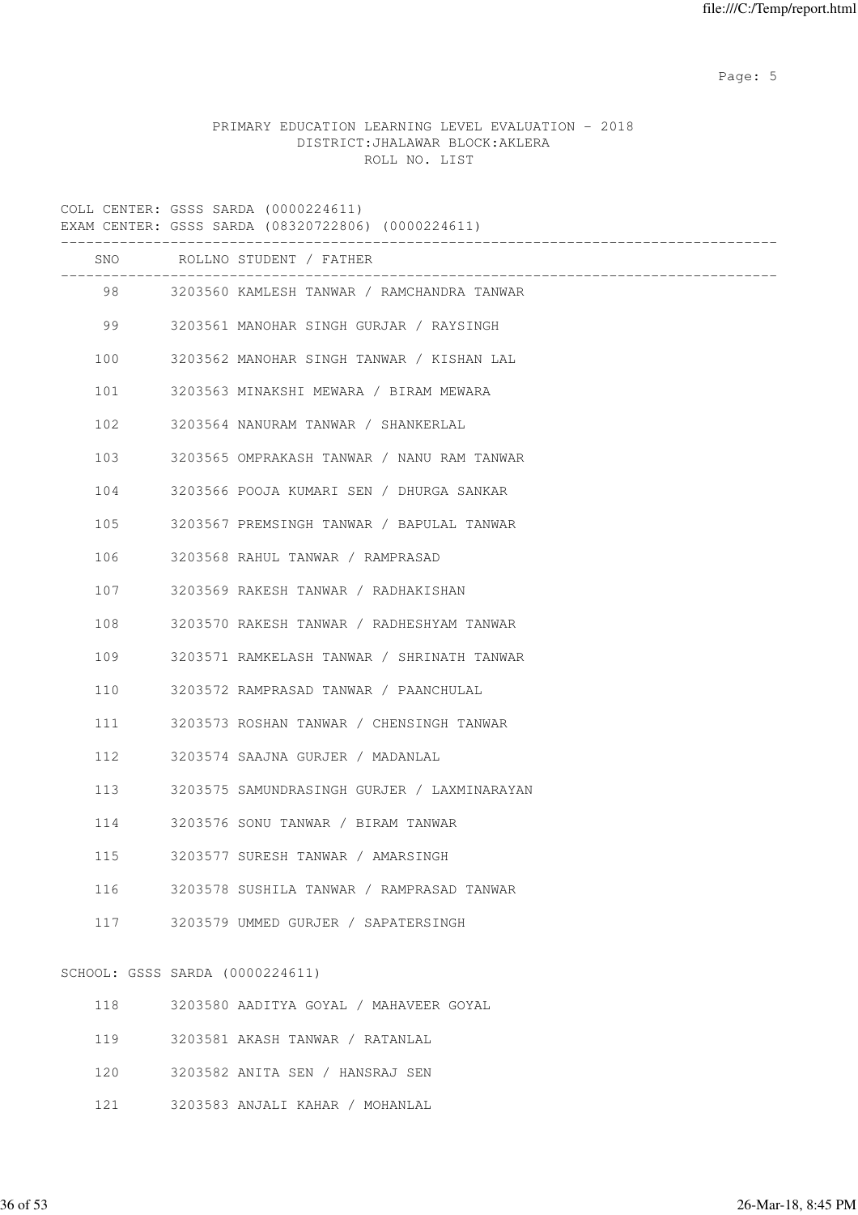PRIMARY EDUCATION LEARNING LEVEL EVALUATION - 2018
DISTRICT:JHALAWAR BLOCK:AKLERA
ROLL NO. LIST

COLL CENTER: GSSS SARDA (0000224611)
EXAM CENTER: GSSS SARDA (08320722806) (0000224611)

| SNO | ROLLNO | STUDENT / FATHER |
|---|---|---|
| 98 | 3203560 | KAMLESH TANWAR / RAMCHANDRA TANWAR |
| 99 | 3203561 | MANOHAR SINGH GURJAR / RAYSINGH |
| 100 | 3203562 | MANOHAR SINGH TANWAR / KISHAN LAL |
| 101 | 3203563 | MINAKSHI MEWARA / BIRAM MEWARA |
| 102 | 3203564 | NANURAM TANWAR / SHANKERLAL |
| 103 | 3203565 | OMPRAKASH TANWAR / NANU RAM TANWAR |
| 104 | 3203566 | POOJA KUMARI SEN / DHURGA SANKAR |
| 105 | 3203567 | PREMSINGH TANWAR / BAPULAL TANWAR |
| 106 | 3203568 | RAHUL TANWAR / RAMPRASAD |
| 107 | 3203569 | RAKESH TANWAR / RADHAKISHAN |
| 108 | 3203570 | RAKESH TANWAR / RADHESHYAM TANWAR |
| 109 | 3203571 | RAMKELASH TANWAR / SHRINATH TANWAR |
| 110 | 3203572 | RAMPRASAD TANWAR / PAANCHULAL |
| 111 | 3203573 | ROSHAN TANWAR / CHENSINGH TANWAR |
| 112 | 3203574 | SAAJNA GURJER / MADANLAL |
| 113 | 3203575 | SAMUNDRASINGH GURJER / LAXMINARAYAN |
| 114 | 3203576 | SONU TANWAR / BIRAM TANWAR |
| 115 | 3203577 | SURESH TANWAR / AMARSINGH |
| 116 | 3203578 | SUSHILA TANWAR / RAMPRASAD TANWAR |
| 117 | 3203579 | UMMED GURJER / SAPATERSINGH |

SCHOOL: GSSS SARDA (0000224611)

| SNO | ROLLNO | STUDENT / FATHER |
|---|---|---|
| 118 | 3203580 | AADITYA GOYAL / MAHAVEER GOYAL |
| 119 | 3203581 | AKASH TANWAR / RATANLAL |
| 120 | 3203582 | ANITA SEN / HANSRAJ SEN |
| 121 | 3203583 | ANJALI KAHAR / MOHANLAL |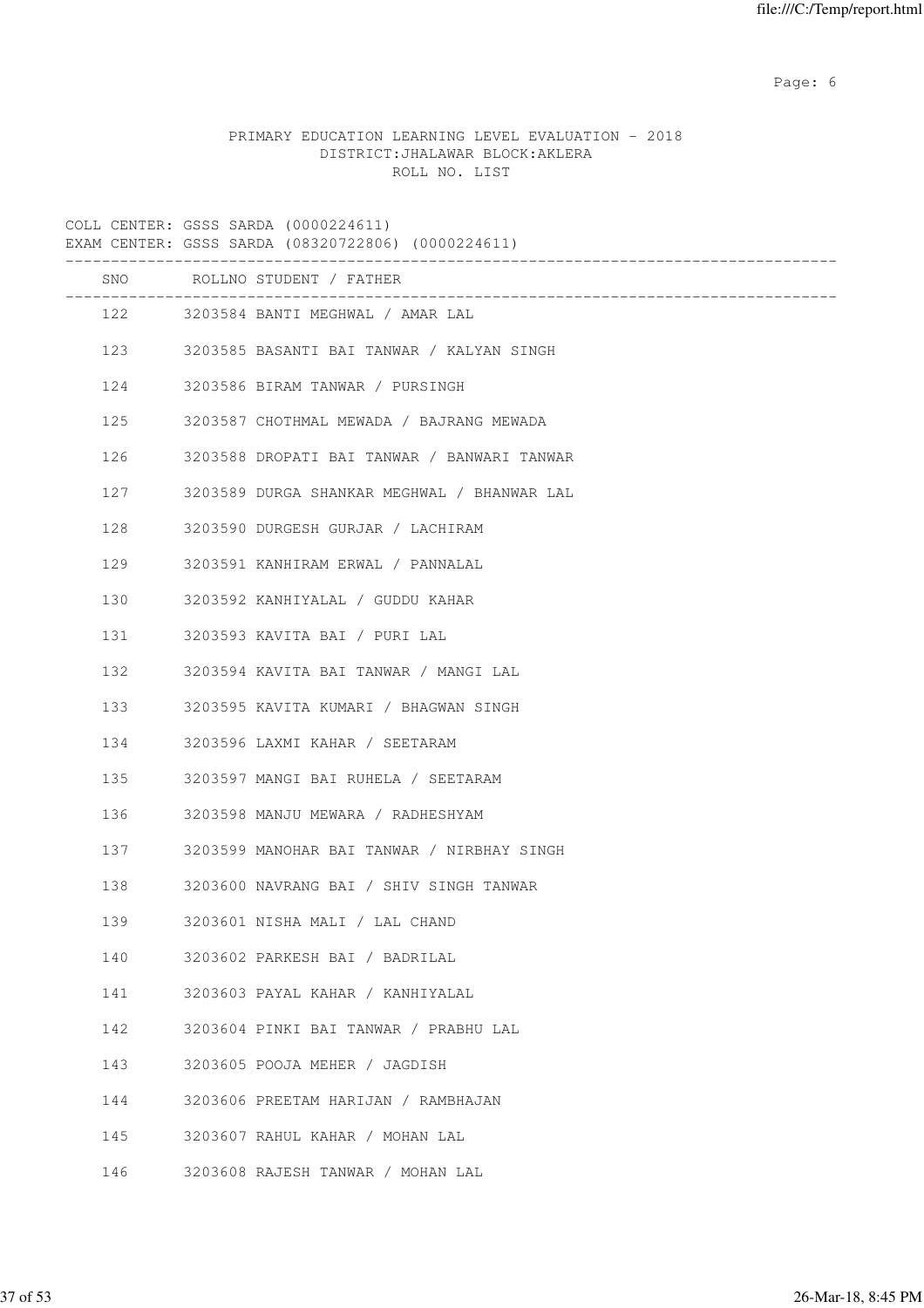PRIMARY EDUCATION LEARNING LEVEL EVALUATION - 2018
DISTRICT:JHALAWAR BLOCK:AKLERA
ROLL NO. LIST

COLL CENTER: GSSS SARDA (0000224611)
EXAM CENTER: GSSS SARDA (08320722806) (0000224611)

| SNO | ROLLNO | STUDENT / FATHER |
|---|---|---|
| 122 | 3203584 | BANTI MEGHWAL / AMAR LAL |
| 123 | 3203585 | BASANTI BAI TANWAR / KALYAN SINGH |
| 124 | 3203586 | BIRAM TANWAR / PURSINGH |
| 125 | 3203587 | CHOTHMAL MEWADA / BAJRANG MEWADA |
| 126 | 3203588 | DROPATI BAI TANWAR / BANWARI TANWAR |
| 127 | 3203589 | DURGA SHANKAR MEGHWAL / BHANWAR LAL |
| 128 | 3203590 | DURGESH GURJAR / LACHIRAM |
| 129 | 3203591 | KANHIRAM ERWAL / PANNALAL |
| 130 | 3203592 | KANHIYALAL / GUDDU KAHAR |
| 131 | 3203593 | KAVITA BAI / PURI LAL |
| 132 | 3203594 | KAVITA BAI TANWAR / MANGI LAL |
| 133 | 3203595 | KAVITA KUMARI / BHAGWAN SINGH |
| 134 | 3203596 | LAXMI KAHAR / SEETARAM |
| 135 | 3203597 | MANGI BAI RUHELA / SEETARAM |
| 136 | 3203598 | MANJU MEWARA / RADHESHYAM |
| 137 | 3203599 | MANOHAR BAI TANWAR / NIRBHAY SINGH |
| 138 | 3203600 | NAVRANG BAI / SHIV SINGH TANWAR |
| 139 | 3203601 | NISHA MALI / LAL CHAND |
| 140 | 3203602 | PARKESH BAI / BADRILAL |
| 141 | 3203603 | PAYAL KAHAR / KANHIYALAL |
| 142 | 3203604 | PINKI BAI TANWAR / PRABHU LAL |
| 143 | 3203605 | POOJA MEHER / JAGDISH |
| 144 | 3203606 | PREETAM HARIJAN / RAMBHAJAN |
| 145 | 3203607 | RAHUL KAHAR / MOHAN LAL |
| 146 | 3203608 | RAJESH TANWAR / MOHAN LAL |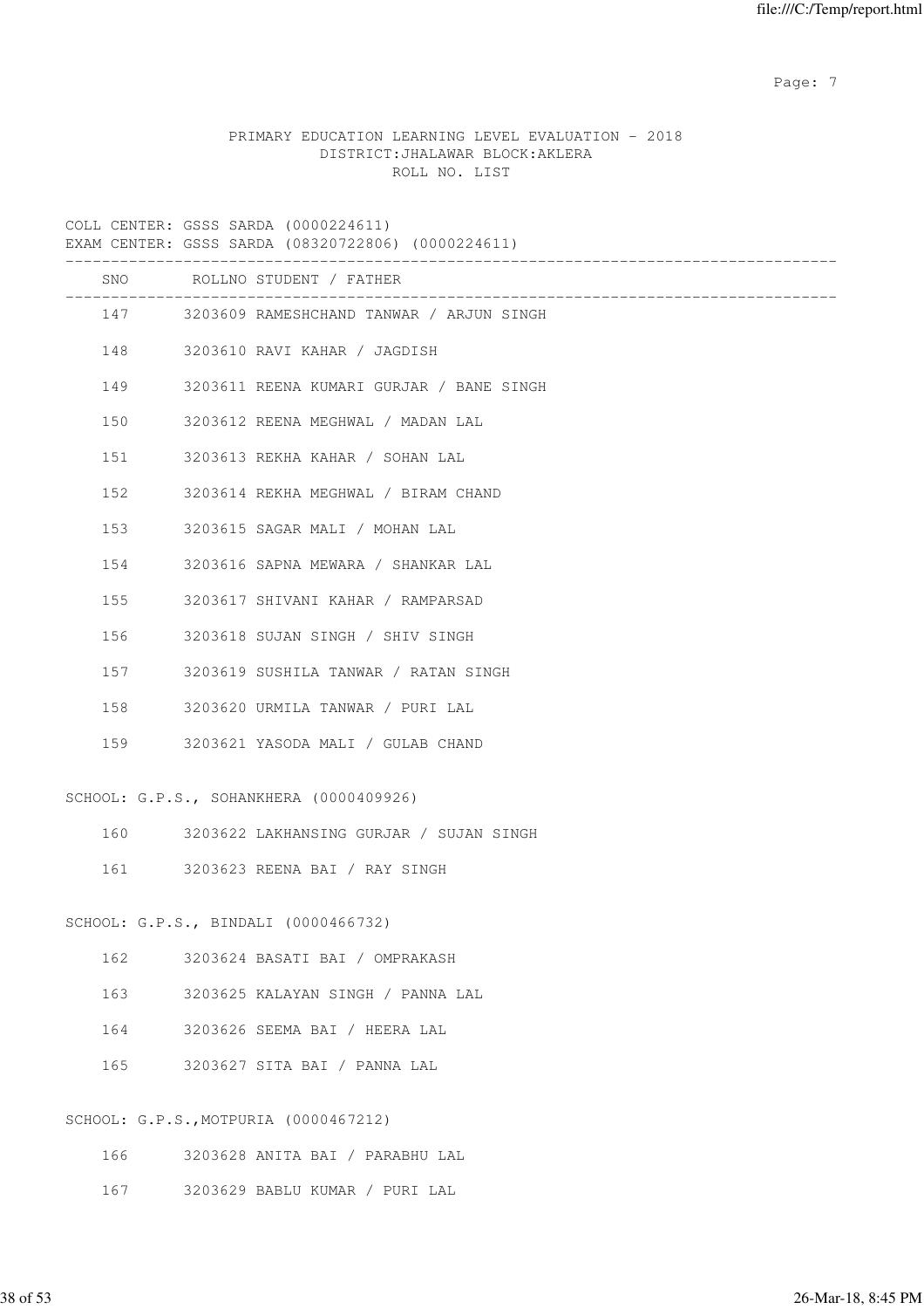PRIMARY EDUCATION LEARNING LEVEL EVALUATION - 2018
DISTRICT:JHALAWAR BLOCK:AKLERA
ROLL NO. LIST

COLL CENTER: GSSS SARDA (0000224611)
EXAM CENTER: GSSS SARDA (08320722806) (0000224611)

| SNO | ROLLNO | STUDENT / FATHER |
|---|---|---|
| 147 | 3203609 | RAMESHCHAND TANWAR / ARJUN SINGH |
| 148 | 3203610 | RAVI KAHAR / JAGDISH |
| 149 | 3203611 | REENA KUMARI GURJAR / BANE SINGH |
| 150 | 3203612 | REENA MEGHWAL / MADAN LAL |
| 151 | 3203613 | REKHA KAHAR / SOHAN LAL |
| 152 | 3203614 | REKHA MEGHWAL / BIRAM CHAND |
| 153 | 3203615 | SAGAR MALI / MOHAN LAL |
| 154 | 3203616 | SAPNA MEWARA / SHANKAR LAL |
| 155 | 3203617 | SHIVANI KAHAR / RAMPARSAD |
| 156 | 3203618 | SUJAN SINGH / SHIV SINGH |
| 157 | 3203619 | SUSHILA TANWAR / RATAN SINGH |
| 158 | 3203620 | URMILA TANWAR / PURI LAL |
| 159 | 3203621 | YASODA MALI / GULAB CHAND |

SCHOOL: G.P.S., SOHANKHERA (0000409926)

| SNO | ROLLNO | STUDENT / FATHER |
|---|---|---|
| 160 | 3203622 | LAKHANSING GURJAR / SUJAN SINGH |
| 161 | 3203623 | REENA BAI / RAY SINGH |

SCHOOL: G.P.S., BINDALI (0000466732)

| SNO | ROLLNO | STUDENT / FATHER |
|---|---|---|
| 162 | 3203624 | BASATI BAI / OMPRAKASH |
| 163 | 3203625 | KALAYAN SINGH / PANNA LAL |
| 164 | 3203626 | SEEMA BAI / HEERA LAL |
| 165 | 3203627 | SITA BAI / PANNA LAL |

SCHOOL: G.P.S.,MOTPURIA (0000467212)

| SNO | ROLLNO | STUDENT / FATHER |
|---|---|---|
| 166 | 3203628 | ANITA BAI / PARABHU LAL |
| 167 | 3203629 | BABLU KUMAR / PURI LAL |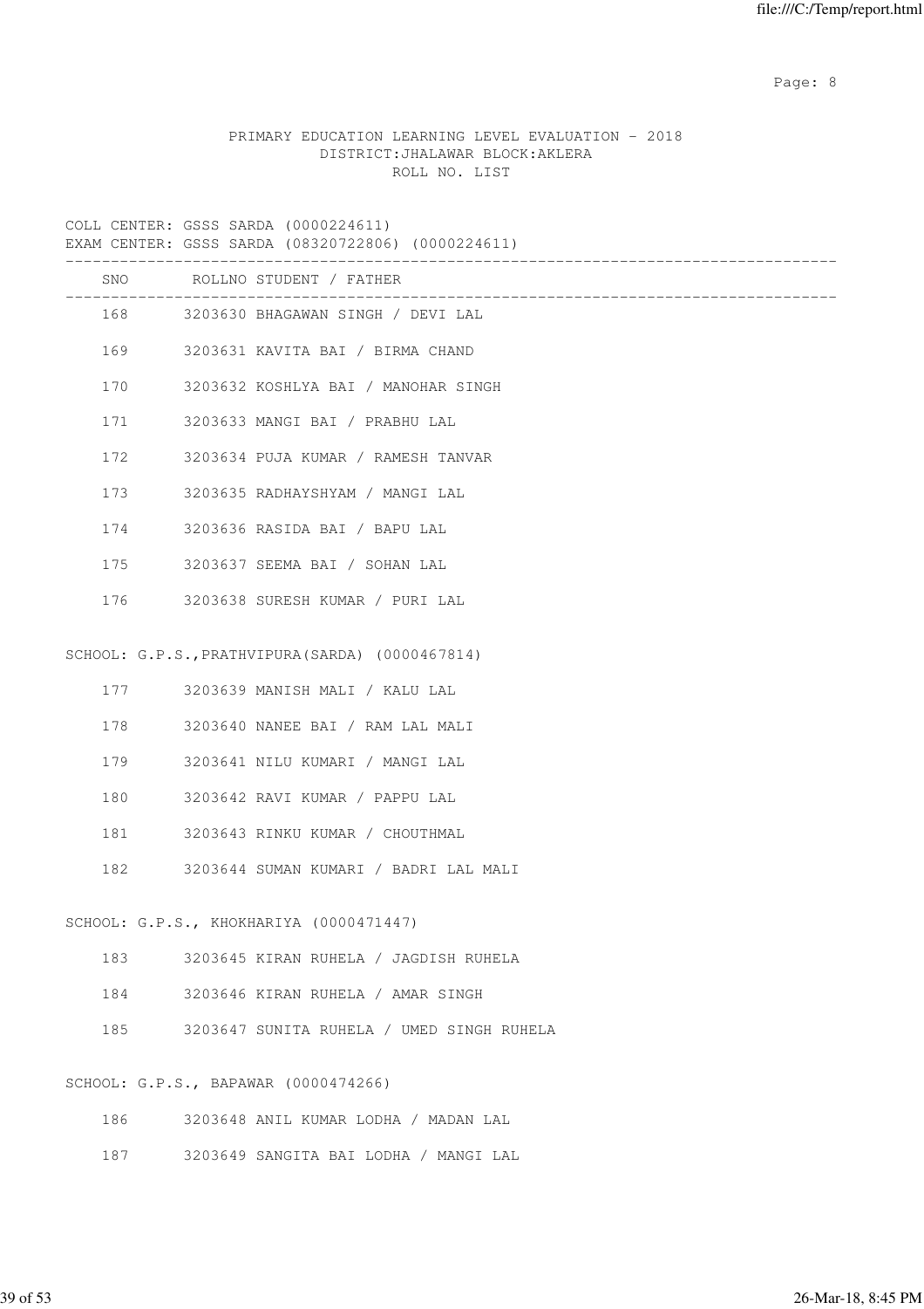PRIMARY EDUCATION LEARNING LEVEL EVALUATION - 2018
DISTRICT:JHALAWAR BLOCK:AKLERA
ROLL NO. LIST

COLL CENTER: GSSS SARDA (0000224611)
EXAM CENTER: GSSS SARDA (08320722806) (0000224611)

| SNO | ROLLNO | STUDENT / FATHER |
|---|---|---|
| 168 | 3203630 | BHAGAWAN SINGH / DEVI LAL |
| 169 | 3203631 | KAVITA BAI / BIRMA CHAND |
| 170 | 3203632 | KOSHLYA BAI / MANOHAR SINGH |
| 171 | 3203633 | MANGI BAI / PRABHU LAL |
| 172 | 3203634 | PUJA KUMAR / RAMESH TANVAR |
| 173 | 3203635 | RADHAYSHYAM / MANGI LAL |
| 174 | 3203636 | RASIDA BAI / BAPU LAL |
| 175 | 3203637 | SEEMA BAI / SOHAN LAL |
| 176 | 3203638 | SURESH KUMAR / PURI LAL |

SCHOOL: G.P.S.,PRATHVIPURA(SARDA) (0000467814)

| SNO | ROLLNO | STUDENT / FATHER |
|---|---|---|
| 177 | 3203639 | MANISH MALI / KALU LAL |
| 178 | 3203640 | NANEE BAI / RAM LAL MALI |
| 179 | 3203641 | NILU KUMARI / MANGI LAL |
| 180 | 3203642 | RAVI KUMAR / PAPPU LAL |
| 181 | 3203643 | RINKU KUMAR / CHOUTHMAL |
| 182 | 3203644 | SUMAN KUMARI / BADRI LAL MALI |

SCHOOL: G.P.S., KHOKHARIYA (0000471447)

| SNO | ROLLNO | STUDENT / FATHER |
|---|---|---|
| 183 | 3203645 | KIRAN RUHELA / JAGDISH RUHELA |
| 184 | 3203646 | KIRAN RUHELA / AMAR SINGH |
| 185 | 3203647 | SUNITA RUHELA / UMED SINGH RUHELA |

SCHOOL: G.P.S., BAPAWAR (0000474266)

| SNO | ROLLNO | STUDENT / FATHER |
|---|---|---|
| 186 | 3203648 | ANIL KUMAR LODHA / MADAN LAL |
| 187 | 3203649 | SANGITA BAI LODHA / MANGI LAL |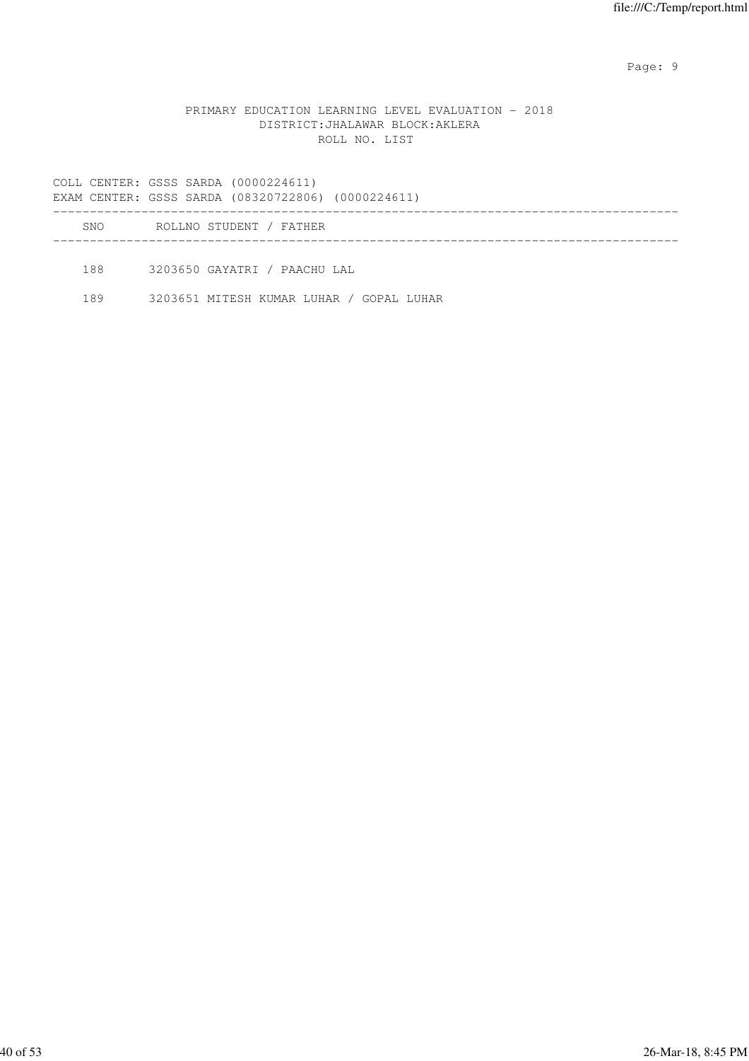PRIMARY EDUCATION LEARNING LEVEL EVALUATION - 2018
DISTRICT:JHALAWAR BLOCK:AKLERA
ROLL NO. LIST

COLL CENTER: GSSS SARDA (0000224611)
EXAM CENTER: GSSS SARDA (08320722806) (0000224611)

| SNO | ROLLNO | STUDENT / FATHER |
|---|---|---|
| 188 | 3203650 | GAYATRI / PAACHU LAL |
| 189 | 3203651 | MITESH KUMAR LUHAR / GOPAL LUHAR |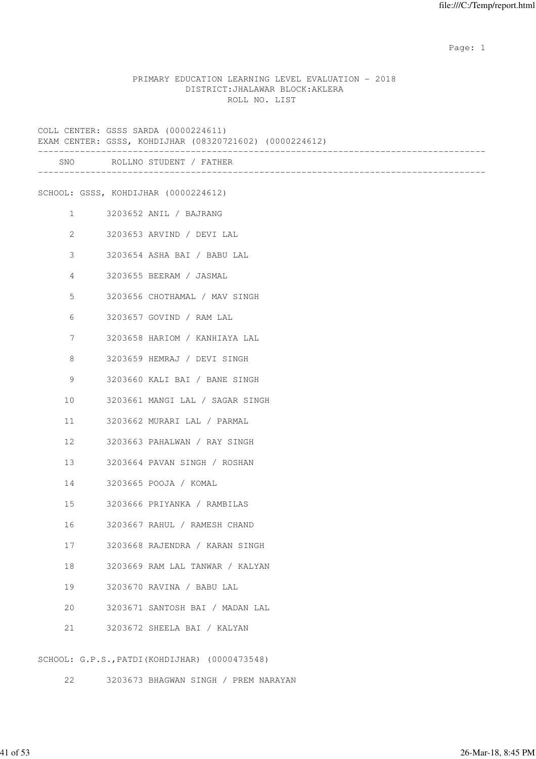PRIMARY EDUCATION LEARNING LEVEL EVALUATION - 2018
DISTRICT:JHALAWAR BLOCK:AKLERA
ROLL NO. LIST

COLL CENTER: GSSS SARDA (0000224611)
EXAM CENTER: GSSS, KOHDIJHAR (08320721602) (0000224612)

| SNO | ROLLNO | STUDENT / FATHER |
|---|---|---|
| | | **SCHOOL: GSSS, KOHDIJHAR (0000224612)** |
| 1 | 3203652 | ANIL / BAJRANG |
| 2 | 3203653 | ARVIND / DEVI LAL |
| 3 | 3203654 | ASHA BAI / BABU LAL |
| 4 | 3203655 | BEERAM / JASMAL |
| 5 | 3203656 | CHOTHAMAL / MAV SINGH |
| 6 | 3203657 | GOVIND / RAM LAL |
| 7 | 3203658 | HARIOM / KANHIAYA LAL |
| 8 | 3203659 | HEMRAJ / DEVI SINGH |
| 9 | 3203660 | KALI BAI / BANE SINGH |
| 10 | 3203661 | MANGI LAL / SAGAR SINGH |
| 11 | 3203662 | MURARI LAL / PARMAL |
| 12 | 3203663 | PAHALWAN / RAY SINGH |
| 13 | 3203664 | PAVAN SINGH / ROSHAN |
| 14 | 3203665 | POOJA / KOMAL |
| 15 | 3203666 | PRIYANKA / RAMBILAS |
| 16 | 3203667 | RAHUL / RAMESH CHAND |
| 17 | 3203668 | RAJENDRA / KARAN SINGH |
| 18 | 3203669 | RAM LAL TANWAR / KALYAN |
| 19 | 3203670 | RAVINA / BABU LAL |
| 20 | 3203671 | SANTOSH BAI / MADAN LAL |
| 21 | 3203672 | SHEELA BAI / KALYAN |
| | | **SCHOOL: G.P.S.,PATDI(KOHDIJHAR) (0000473548)** |
| 22 | 3203673 | BHAGWAN SINGH / PREM NARAYAN |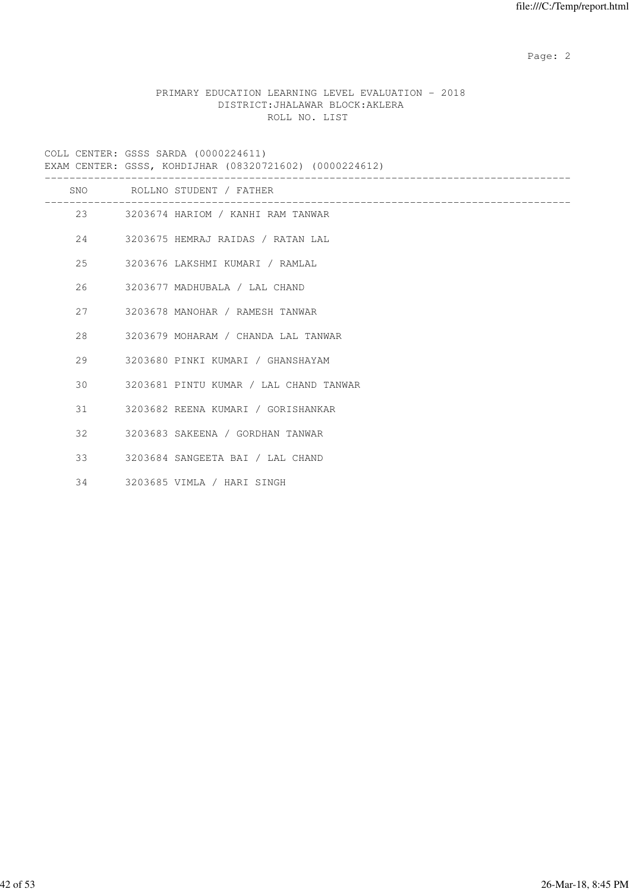PRIMARY EDUCATION LEARNING LEVEL EVALUATION - 2018
DISTRICT:JHALAWAR BLOCK:AKLERA
ROLL NO. LIST

COLL CENTER: GSSS SARDA (0000224611)
EXAM CENTER: GSSS, KOHDIJHAR (08320721602) (0000224612)

| SNO | ROLLNO | STUDENT / FATHER |
|---|---|---|
| 23 | 3203674 | HARIOM / KANHI RAM TANWAR |
| 24 | 3203675 | HEMRAJ RAIDAS / RATAN LAL |
| 25 | 3203676 | LAKSHMI KUMARI / RAMLAL |
| 26 | 3203677 | MADHUBALA / LAL CHAND |
| 27 | 3203678 | MANOHAR / RAMESH TANWAR |
| 28 | 3203679 | MOHARAM / CHANDA LAL TANWAR |
| 29 | 3203680 | PINKI KUMARI / GHANSHAYAM |
| 30 | 3203681 | PINTU KUMAR / LAL CHAND TANWAR |
| 31 | 3203682 | REENA KUMARI / GORISHANKAR |
| 32 | 3203683 | SAKEENA / GORDHAN TANWAR |
| 33 | 3203684 | SANGEETA BAI / LAL CHAND |
| 34 | 3203685 | VIMLA / HARI SINGH |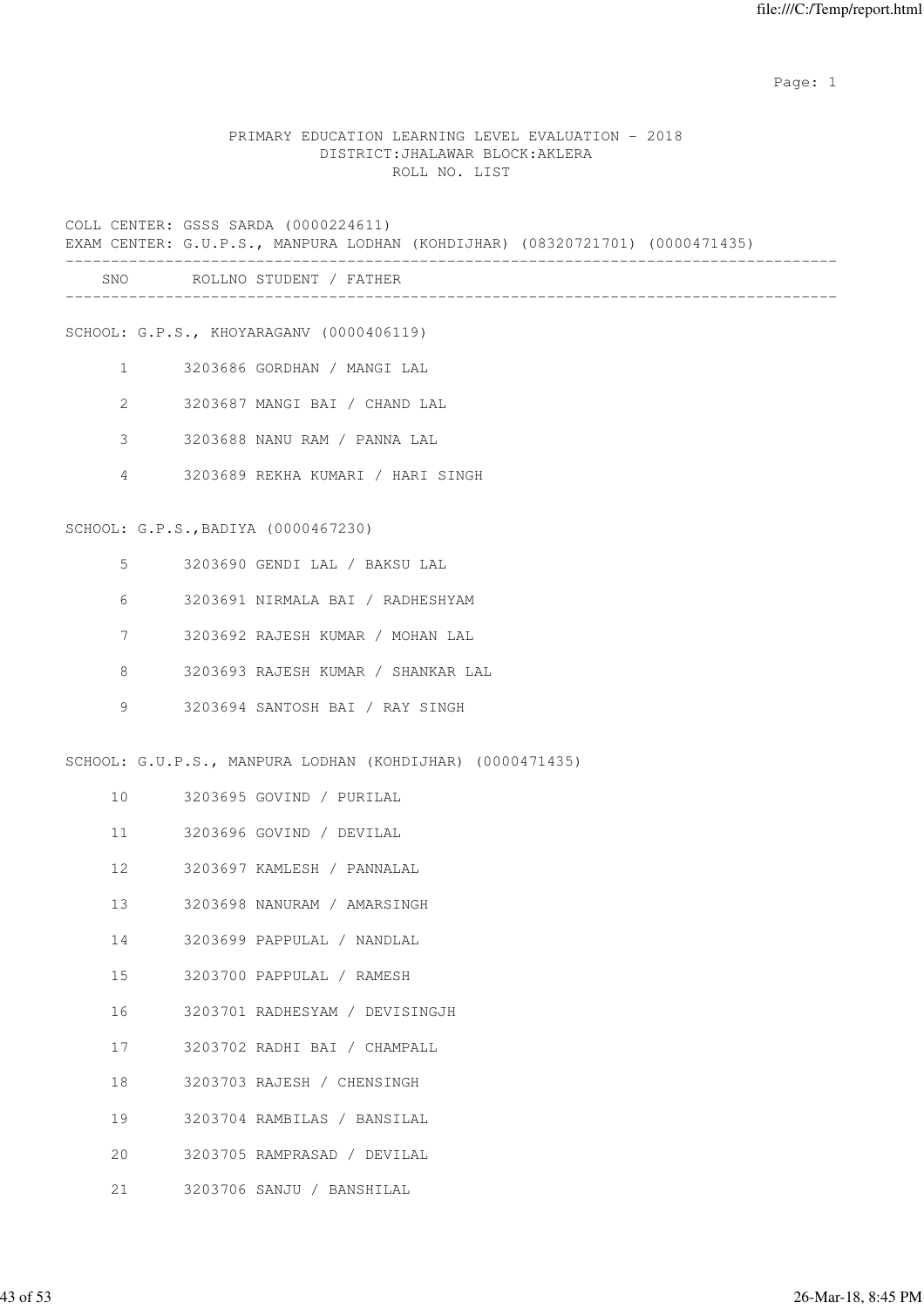PRIMARY EDUCATION LEARNING LEVEL EVALUATION - 2018
DISTRICT:JHALAWAR BLOCK:AKLERA
ROLL NO. LIST

COLL CENTER: GSSS SARDA (0000224611)
EXAM CENTER: G.U.P.S., MANPURA LODHAN (KOHDIJHAR) (08320721701) (0000471435)

| SNO | ROLLNO | STUDENT / FATHER |
|---|---|---|
| **SCHOOL: G.P.S., KHOYARAGANV (0000406119)** | | |
| 1 | 3203686 | GORDHAN / MANGI LAL |
| 2 | 3203687 | MANGI BAI / CHAND LAL |
| 3 | 3203688 | NANU RAM / PANNA LAL |
| 4 | 3203689 | REKHA KUMARI / HARI SINGH |
| **SCHOOL: G.P.S.,BADIYA (0000467230)** | | |
| 5 | 3203690 | GENDI LAL / BAKSU LAL |
| 6 | 3203691 | NIRMALA BAI / RADHESHYAM |
| 7 | 3203692 | RAJESH KUMAR / MOHAN LAL |
| 8 | 3203693 | RAJESH KUMAR / SHANKAR LAL |
| 9 | 3203694 | SANTOSH BAI / RAY SINGH |
| **SCHOOL: G.U.P.S., MANPURA LODHAN (KOHDIJHAR) (0000471435)** | | |
| 10 | 3203695 | GOVIND / PURILAL |
| 11 | 3203696 | GOVIND / DEVILAL |
| 12 | 3203697 | KAMLESH / PANNALAL |
| 13 | 3203698 | NANURAM / AMARSINGH |
| 14 | 3203699 | PAPPULAL / NANDLAL |
| 15 | 3203700 | PAPPULAL / RAMESH |
| 16 | 3203701 | RADHESYAM / DEVISINGJH |
| 17 | 3203702 | RADHI BAI / CHAMPALL |
| 18 | 3203703 | RAJESH / CHENSINGH |
| 19 | 3203704 | RAMBILAS / BANSILAL |
| 20 | 3203705 | RAMPRASAD / DEVILAL |
| 21 | 3203706 | SANJU / BANSHILAL |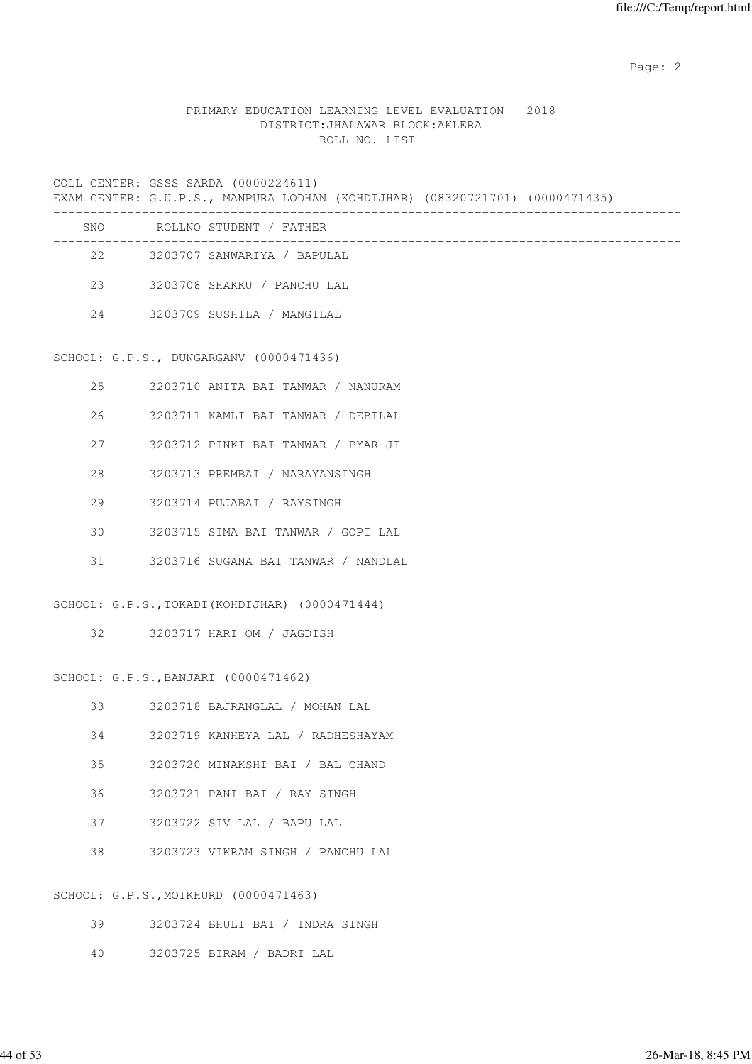PRIMARY EDUCATION LEARNING LEVEL EVALUATION - 2018
DISTRICT:JHALAWAR BLOCK:AKLERA
ROLL NO. LIST

COLL CENTER: GSSS SARDA (0000224611)
EXAM CENTER: G.U.P.S., MANPURA LODHAN (KOHDIJHAR) (08320721701) (0000471435)

| SNO | ROLLNO | STUDENT / FATHER |
|---|---|---|
| 22 | 3203707 | SANWARIYA / BAPULAL |
| 23 | 3203708 | SHAKKU / PANCHU LAL |
| 24 | 3203709 | SUSHILA / MANGILAL |

SCHOOL: G.P.S., DUNGARGANV (0000471436)

| SNO | ROLLNO | STUDENT / FATHER |
|---|---|---|
| 25 | 3203710 | ANITA BAI TANWAR / NANURAM |
| 26 | 3203711 | KAMLI BAI TANWAR / DEBILAL |
| 27 | 3203712 | PINKI BAI TANWAR / PYAR JI |
| 28 | 3203713 | PREMBAI / NARAYANSINGH |
| 29 | 3203714 | PUJABAI / RAYSINGH |
| 30 | 3203715 | SIMA BAI TANWAR / GOPI LAL |
| 31 | 3203716 | SUGANA BAI TANWAR / NANDLAL |

SCHOOL: G.P.S.,TOKADI(KOHDIJHAR) (0000471444)

| SNO | ROLLNO | STUDENT / FATHER |
|---|---|---|
| 32 | 3203717 | HARI OM / JAGDISH |

SCHOOL: G.P.S.,BANJARI (0000471462)

| SNO | ROLLNO | STUDENT / FATHER |
|---|---|---|
| 33 | 3203718 | BAJRANGLAL / MOHAN LAL |
| 34 | 3203719 | KANHEYA LAL / RADHESHAYAM |
| 35 | 3203720 | MINAKSHI BAI / BAL CHAND |
| 36 | 3203721 | PANI BAI / RAY SINGH |
| 37 | 3203722 | SIV LAL / BAPU LAL |
| 38 | 3203723 | VIKRAM SINGH / PANCHU LAL |

SCHOOL: G.P.S.,MOIKHURD (0000471463)

| SNO | ROLLNO | STUDENT / FATHER |
|---|---|---|
| 39 | 3203724 | BHULI BAI / INDRA SINGH |
| 40 | 3203725 | BIRAM / BADRI LAL |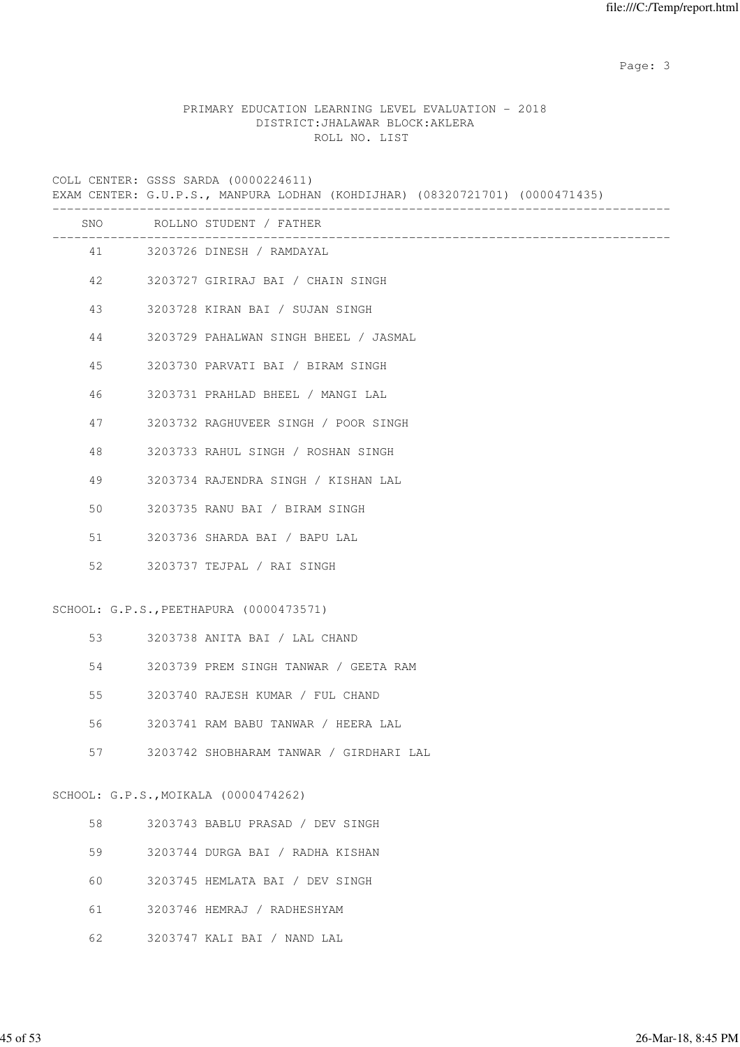PRIMARY EDUCATION LEARNING LEVEL EVALUATION - 2018
DISTRICT:JHALAWAR BLOCK:AKLERA
ROLL NO. LIST

COLL CENTER: GSSS SARDA (0000224611)
EXAM CENTER: G.U.P.S., MANPURA LODHAN (KOHDIJHAR) (08320721701) (0000471435)

| SNO | ROLLNO | STUDENT / FATHER |
|---|---|---|
| 41 | 3203726 | DINESH / RAMDAYAL |
| 42 | 3203727 | GIRIRAJ BAI / CHAIN SINGH |
| 43 | 3203728 | KIRAN BAI / SUJAN SINGH |
| 44 | 3203729 | PAHALWAN SINGH BHEEL / JASMAL |
| 45 | 3203730 | PARVATI BAI / BIRAM SINGH |
| 46 | 3203731 | PRAHLAD BHEEL / MANGI LAL |
| 47 | 3203732 | RAGHUVEER SINGH / POOR SINGH |
| 48 | 3203733 | RAHUL SINGH / ROSHAN SINGH |
| 49 | 3203734 | RAJENDRA SINGH / KISHAN LAL |
| 50 | 3203735 | RANU BAI / BIRAM SINGH |
| 51 | 3203736 | SHARDA BAI / BAPU LAL |
| 52 | 3203737 | TEJPAL / RAI SINGH |

SCHOOL: G.P.S.,PEETHAPURA (0000473571)

| SNO | ROLLNO | STUDENT / FATHER |
|---|---|---|
| 53 | 3203738 | ANITA BAI / LAL CHAND |
| 54 | 3203739 | PREM SINGH TANWAR / GEETA RAM |
| 55 | 3203740 | RAJESH KUMAR / FUL CHAND |
| 56 | 3203741 | RAM BABU TANWAR / HEERA LAL |
| 57 | 3203742 | SHOBHARAM TANWAR / GIRDHARI LAL |

SCHOOL: G.P.S.,MOIKALA (0000474262)

| SNO | ROLLNO | STUDENT / FATHER |
|---|---|---|
| 58 | 3203743 | BABLU PRASAD / DEV SINGH |
| 59 | 3203744 | DURGA BAI / RADHA KISHAN |
| 60 | 3203745 | HEMLATA BAI / DEV SINGH |
| 61 | 3203746 | HEMRAJ / RADHESHYAM |
| 62 | 3203747 | KALI BAI / NAND LAL |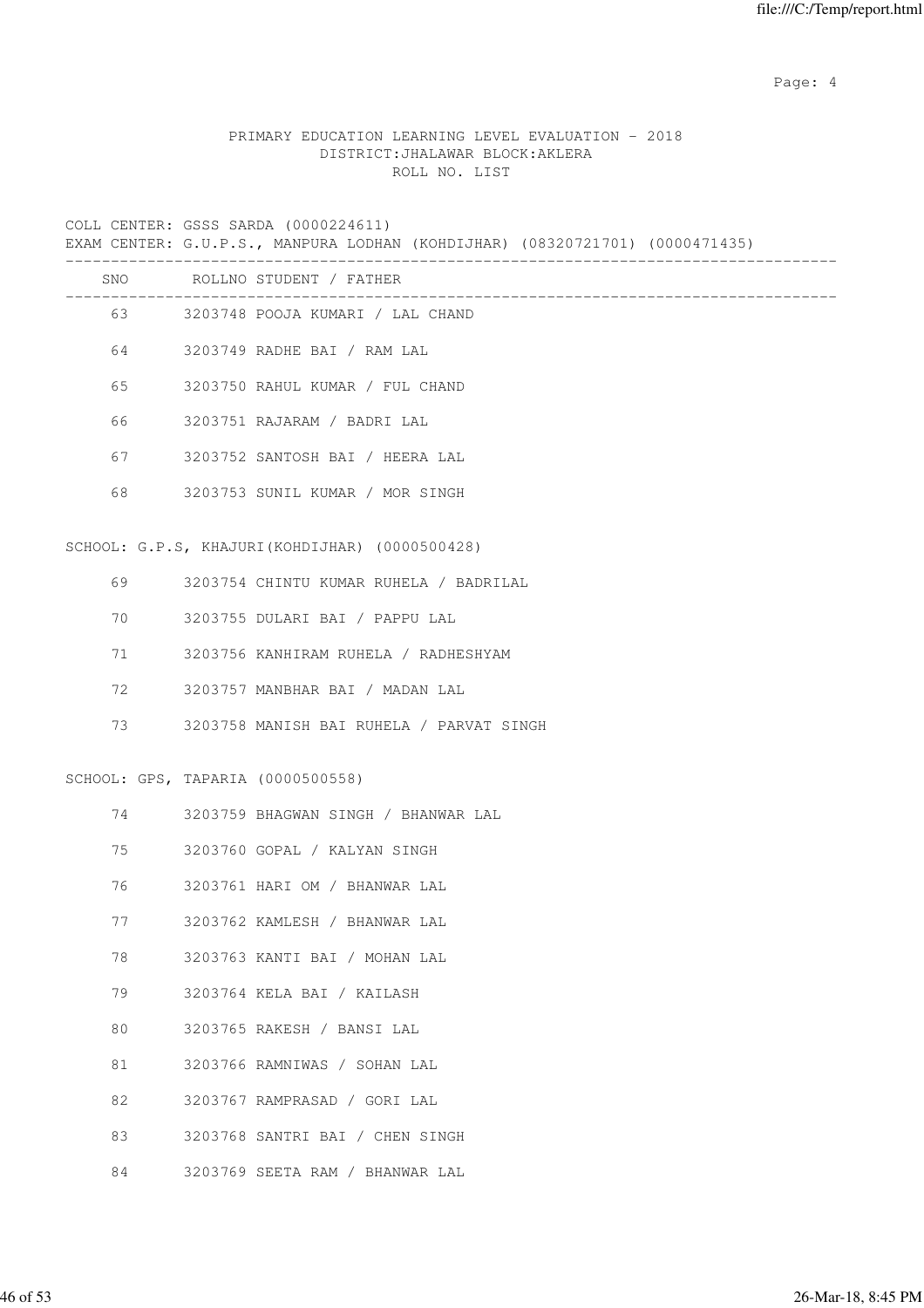PRIMARY EDUCATION LEARNING LEVEL EVALUATION - 2018
DISTRICT:JHALAWAR BLOCK:AKLERA
ROLL NO. LIST

COLL CENTER: GSSS SARDA (0000224611)
EXAM CENTER: G.U.P.S., MANPURA LODHAN (KOHDIJHAR) (08320721701) (0000471435)

| SNO | ROLLNO | STUDENT / FATHER |
|---|---|---|
| 63 | 3203748 | POOJA KUMARI / LAL CHAND |
| 64 | 3203749 | RADHE BAI / RAM LAL |
| 65 | 3203750 | RAHUL KUMAR / FUL CHAND |
| 66 | 3203751 | RAJARAM / BADRI LAL |
| 67 | 3203752 | SANTOSH BAI / HEERA LAL |
| 68 | 3203753 | SUNIL KUMAR / MOR SINGH |

SCHOOL: G.P.S, KHAJURI(KOHDIJHAR) (0000500428)

| SNO | ROLLNO | STUDENT / FATHER |
|---|---|---|
| 69 | 3203754 | CHINTU KUMAR RUHELA / BADRILAL |
| 70 | 3203755 | DULARI BAI / PAPPU LAL |
| 71 | 3203756 | KANHIRAM RUHELA / RADHESHYAM |
| 72 | 3203757 | MANBHAR BAI / MADAN LAL |
| 73 | 3203758 | MANISH BAI RUHELA / PARVAT SINGH |

SCHOOL: GPS, TAPARIA (0000500558)

| SNO | ROLLNO | STUDENT / FATHER |
|---|---|---|
| 74 | 3203759 | BHAGWAN SINGH / BHANWAR LAL |
| 75 | 3203760 | GOPAL / KALYAN SINGH |
| 76 | 3203761 | HARI OM / BHANWAR LAL |
| 77 | 3203762 | KAMLESH / BHANWAR LAL |
| 78 | 3203763 | KANTI BAI / MOHAN LAL |
| 79 | 3203764 | KELA BAI / KAILASH |
| 80 | 3203765 | RAKESH / BANSI LAL |
| 81 | 3203766 | RAMNIWAS / SOHAN LAL |
| 82 | 3203767 | RAMPRASAD / GORI LAL |
| 83 | 3203768 | SANTRI BAI / CHEN SINGH |
| 84 | 3203769 | SEETA RAM / BHANWAR LAL |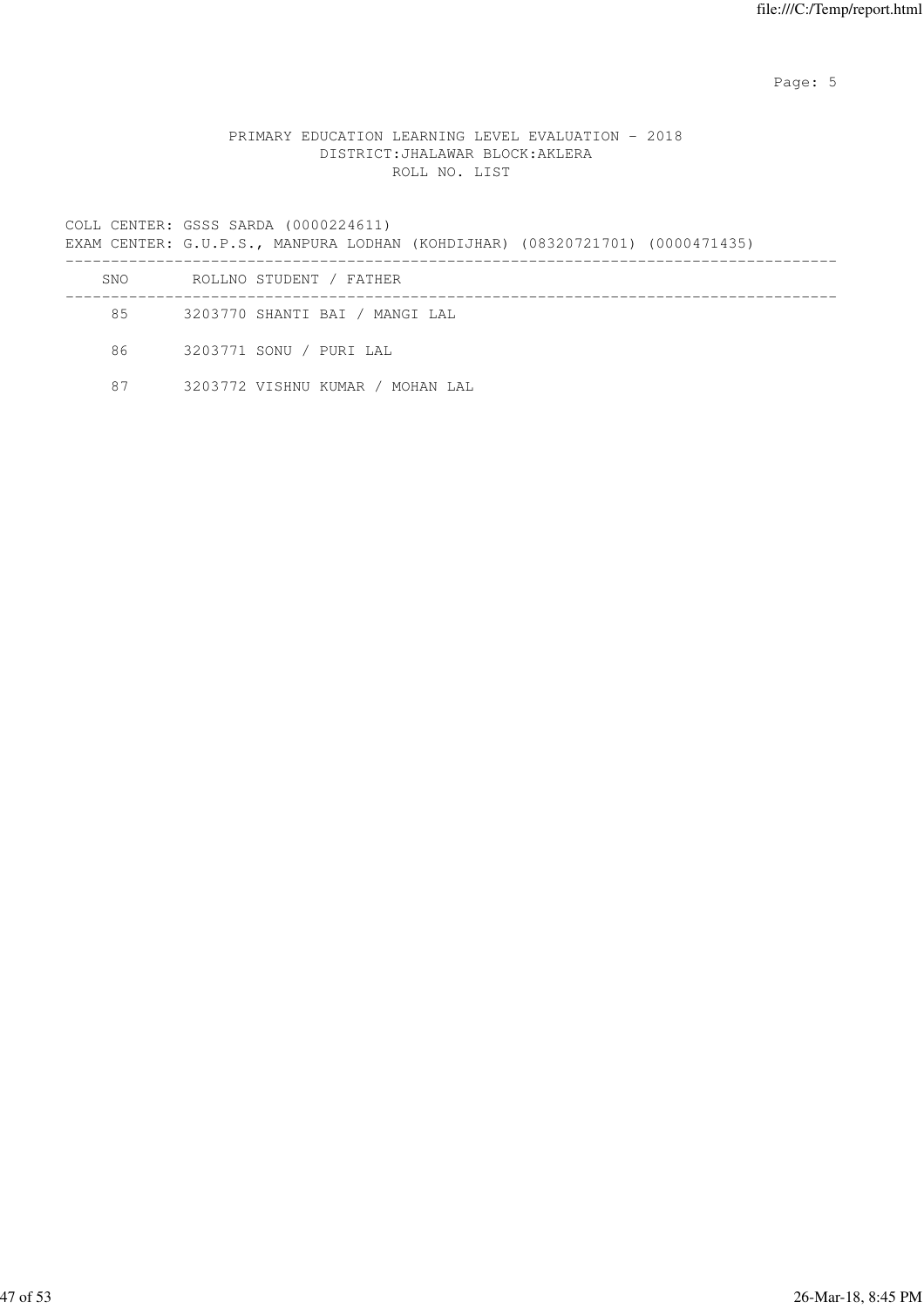PRIMARY EDUCATION LEARNING LEVEL EVALUATION - 2018
DISTRICT:JHALAWAR BLOCK:AKLERA
ROLL NO. LIST

COLL CENTER: GSSS SARDA (0000224611)
EXAM CENTER: G.U.P.S., MANPURA LODHAN (KOHDIJHAR) (08320721701) (0000471435)

| SNO | ROLLNO | STUDENT / FATHER |
|---|---|---|
| 85 | 3203770 | SHANTI BAI / MANGI LAL |
| 86 | 3203771 | SONU / PURI LAL |
| 87 | 3203772 | VISHNU KUMAR / MOHAN LAL |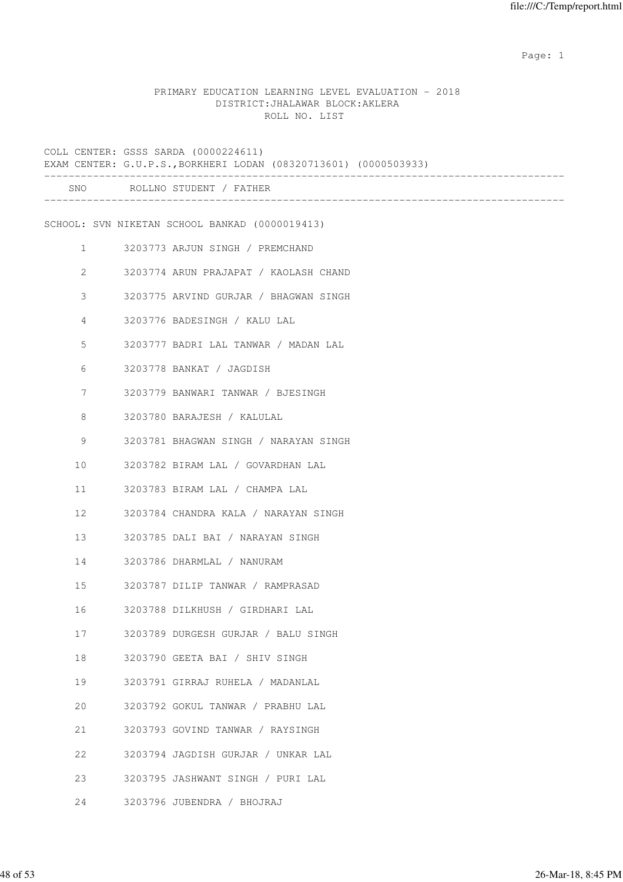PRIMARY EDUCATION LEARNING LEVEL EVALUATION - 2018
DISTRICT:JHALAWAR BLOCK:AKLERA
ROLL NO. LIST

COLL CENTER: GSSS SARDA (0000224611)
EXAM CENTER: G.U.P.S.,BORKHERI LODAN (08320713601) (0000503933)

| SNO | ROLLNO | STUDENT / FATHER |
|---|---|---|

SCHOOL: SVN NIKETAN SCHOOL BANKAD (0000019413)

| SNO | ROLLNO | STUDENT / FATHER |
|---|---|---|
| 1 | 3203773 | ARJUN SINGH / PREMCHAND |
| 2 | 3203774 | ARUN PRAJAPAT / KAOLASH CHAND |
| 3 | 3203775 | ARVIND GURJAR / BHAGWAN SINGH |
| 4 | 3203776 | BADESINGH / KALU LAL |
| 5 | 3203777 | BADRI LAL TANWAR / MADAN LAL |
| 6 | 3203778 | BANKAT / JAGDISH |
| 7 | 3203779 | BANWARI TANWAR / BJESINGH |
| 8 | 3203780 | BARAJESH / KALULAL |
| 9 | 3203781 | BHAGWAN SINGH / NARAYAN SINGH |
| 10 | 3203782 | BIRAM LAL / GOVARDHAN LAL |
| 11 | 3203783 | BIRAM LAL / CHAMPA LAL |
| 12 | 3203784 | CHANDRA KALA / NARAYAN SINGH |
| 13 | 3203785 | DALI BAI / NARAYAN SINGH |
| 14 | 3203786 | DHARMLAL / NANURAM |
| 15 | 3203787 | DILIP TANWAR / RAMPRASAD |
| 16 | 3203788 | DILKHUSH / GIRDHARI LAL |
| 17 | 3203789 | DURGESH GURJAR / BALU SINGH |
| 18 | 3203790 | GEETA BAI / SHIV SINGH |
| 19 | 3203791 | GIRRAJ RUHELA / MADANLAL |
| 20 | 3203792 | GOKUL TANWAR / PRABHU LAL |
| 21 | 3203793 | GOVIND TANWAR / RAYSINGH |
| 22 | 3203794 | JAGDISH GURJAR / UNKAR LAL |
| 23 | 3203795 | JASHWANT SINGH / PURI LAL |
| 24 | 3203796 | JUBENDRA / BHOJRAJ |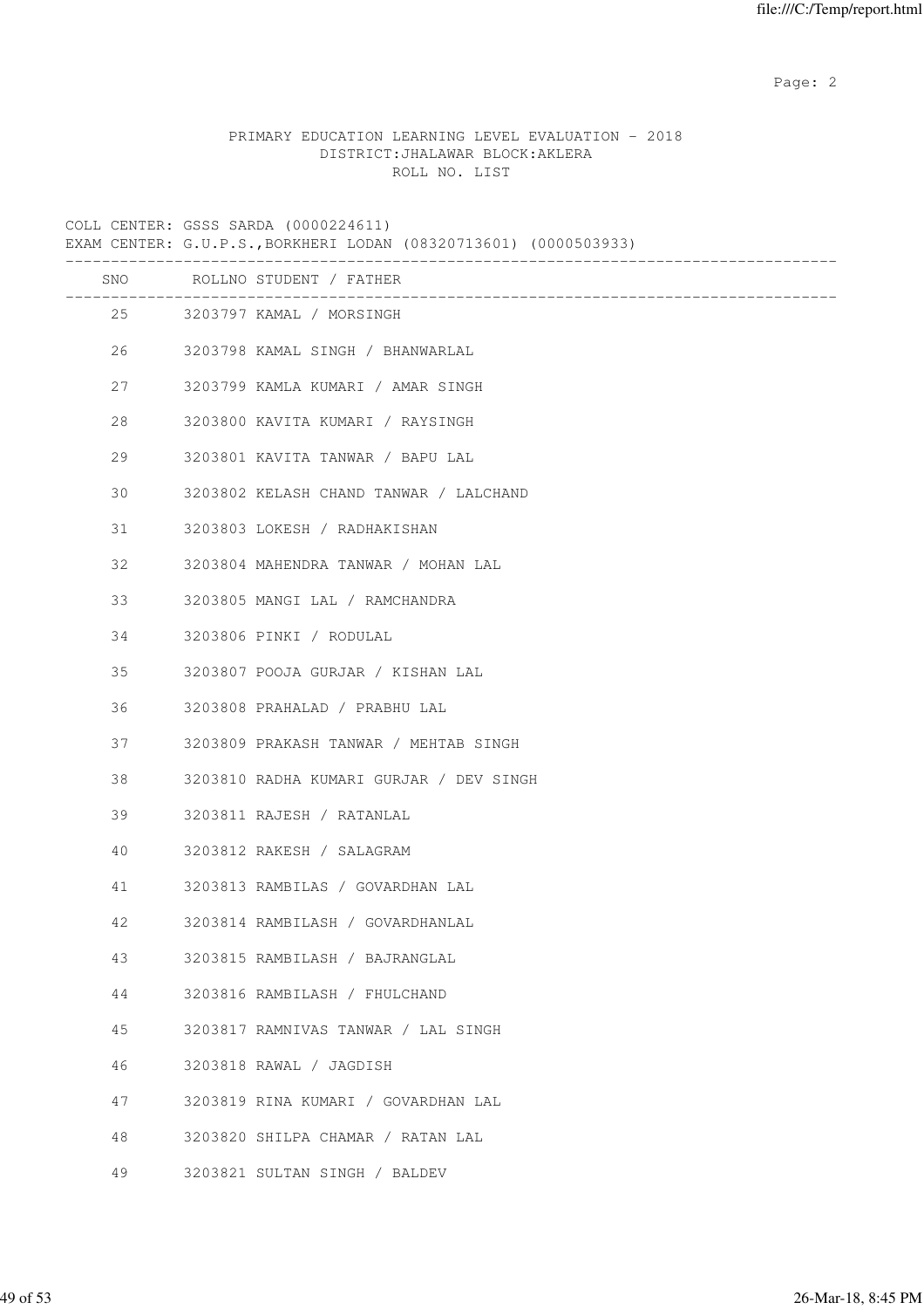PRIMARY EDUCATION LEARNING LEVEL EVALUATION - 2018
DISTRICT:JHALAWAR BLOCK:AKLERA
ROLL NO. LIST

COLL CENTER: GSSS SARDA (0000224611)
EXAM CENTER: G.U.P.S.,BORKHERI LODAN (08320713601) (0000503933)

| SNO | ROLLNO | STUDENT / FATHER |
|---|---|---|
| 25 | 3203797 | KAMAL / MORSINGH |
| 26 | 3203798 | KAMAL SINGH / BHANWARLAL |
| 27 | 3203799 | KAMLA KUMARI / AMAR SINGH |
| 28 | 3203800 | KAVITA KUMARI / RAYSINGH |
| 29 | 3203801 | KAVITA TANWAR / BAPU LAL |
| 30 | 3203802 | KELASH CHAND TANWAR / LALCHAND |
| 31 | 3203803 | LOKESH / RADHAKISHAN |
| 32 | 3203804 | MAHENDRA TANWAR / MOHAN LAL |
| 33 | 3203805 | MANGI LAL / RAMCHANDRA |
| 34 | 3203806 | PINKI / RODULAL |
| 35 | 3203807 | POOJA GURJAR / KISHAN LAL |
| 36 | 3203808 | PRAHALAD / PRABHU LAL |
| 37 | 3203809 | PRAKASH TANWAR / MEHTAB SINGH |
| 38 | 3203810 | RADHA KUMARI GURJAR / DEV SINGH |
| 39 | 3203811 | RAJESH / RATANLAL |
| 40 | 3203812 | RAKESH / SALAGRAM |
| 41 | 3203813 | RAMBILAS / GOVARDHAN LAL |
| 42 | 3203814 | RAMBILASH / GOVARDHANLAL |
| 43 | 3203815 | RAMBILASH / BAJRANGLAL |
| 44 | 3203816 | RAMBILASH / FHULCHAND |
| 45 | 3203817 | RAMNIVAS TANWAR / LAL SINGH |
| 46 | 3203818 | RAWAL / JAGDISH |
| 47 | 3203819 | RINA KUMARI / GOVARDHAN LAL |
| 48 | 3203820 | SHILPA CHAMAR / RATAN LAL |
| 49 | 3203821 | SULTAN SINGH / BALDEV |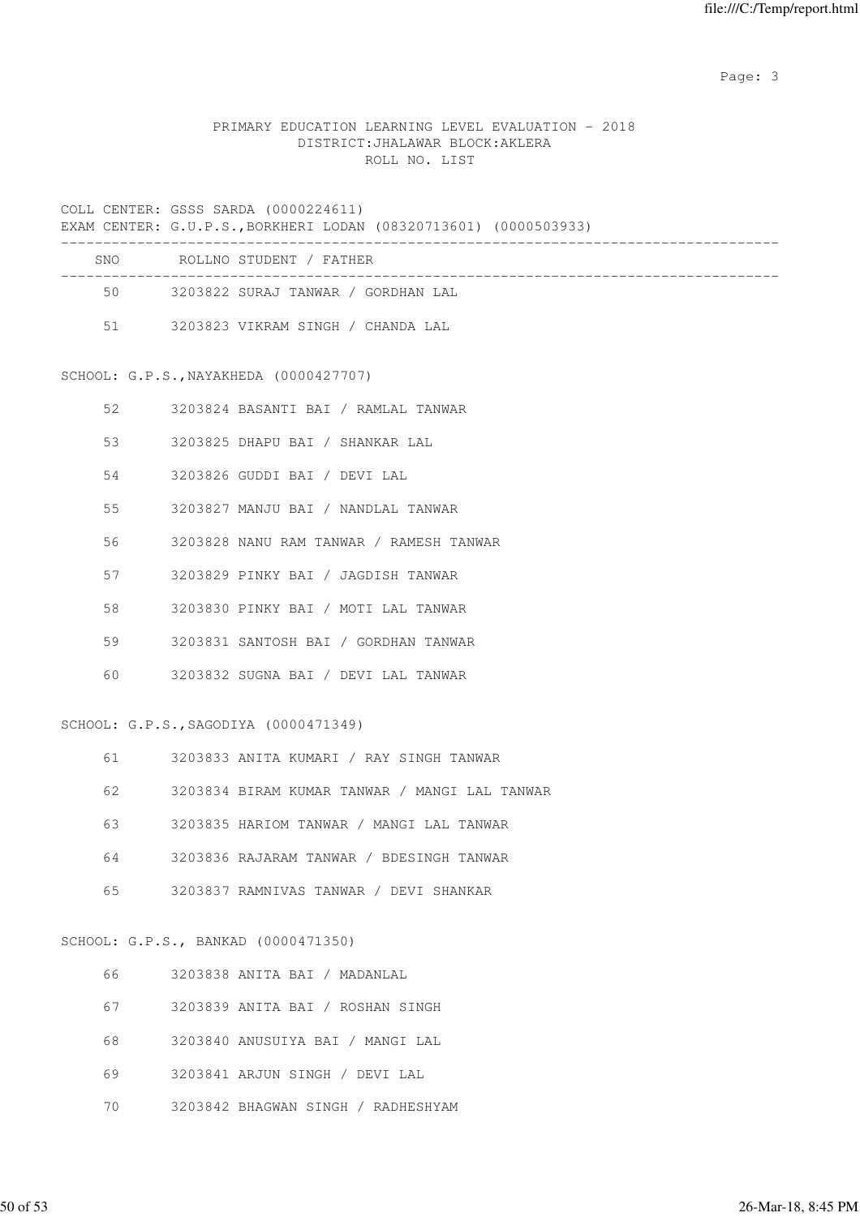PRIMARY EDUCATION LEARNING LEVEL EVALUATION - 2018
DISTRICT:JHALAWAR BLOCK:AKLERA
ROLL NO. LIST

COLL CENTER: GSSS SARDA (0000224611)
EXAM CENTER: G.U.P.S.,BORKHERI LODAN (08320713601) (0000503933)

| SNO | ROLLNO | STUDENT / FATHER |
|---|---|---|
| 50 | 3203822 | SURAJ TANWAR / GORDHAN LAL |
| 51 | 3203823 | VIKRAM SINGH / CHANDA LAL |

SCHOOL: G.P.S.,NAYAKHEDA (0000427707)

| SNO | ROLLNO | STUDENT / FATHER |
|---|---|---|
| 52 | 3203824 | BASANTI BAI / RAMLAL TANWAR |
| 53 | 3203825 | DHAPU BAI / SHANKAR LAL |
| 54 | 3203826 | GUDDI BAI / DEVI LAL |
| 55 | 3203827 | MANJU BAI / NANDLAL TANWAR |
| 56 | 3203828 | NANU RAM TANWAR / RAMESH TANWAR |
| 57 | 3203829 | PINKY BAI / JAGDISH TANWAR |
| 58 | 3203830 | PINKY BAI / MOTI LAL TANWAR |
| 59 | 3203831 | SANTOSH BAI / GORDHAN TANWAR |
| 60 | 3203832 | SUGNA BAI / DEVI LAL TANWAR |

SCHOOL: G.P.S.,SAGODIYA (0000471349)

| SNO | ROLLNO | STUDENT / FATHER |
|---|---|---|
| 61 | 3203833 | ANITA KUMARI / RAY SINGH TANWAR |
| 62 | 3203834 | BIRAM KUMAR TANWAR / MANGI LAL TANWAR |
| 63 | 3203835 | HARIOM TANWAR / MANGI LAL TANWAR |
| 64 | 3203836 | RAJARAM TANWAR / BDESINGH TANWAR |
| 65 | 3203837 | RAMNIVAS TANWAR / DEVI SHANKAR |

SCHOOL: G.P.S., BANKAD (0000471350)

| SNO | ROLLNO | STUDENT / FATHER |
|---|---|---|
| 66 | 3203838 | ANITA BAI / MADANLAL |
| 67 | 3203839 | ANITA BAI / ROSHAN SINGH |
| 68 | 3203840 | ANUSUIYA BAI / MANGI LAL |
| 69 | 3203841 | ARJUN SINGH / DEVI LAL |
| 70 | 3203842 | BHAGWAN SINGH / RADHESHYAM |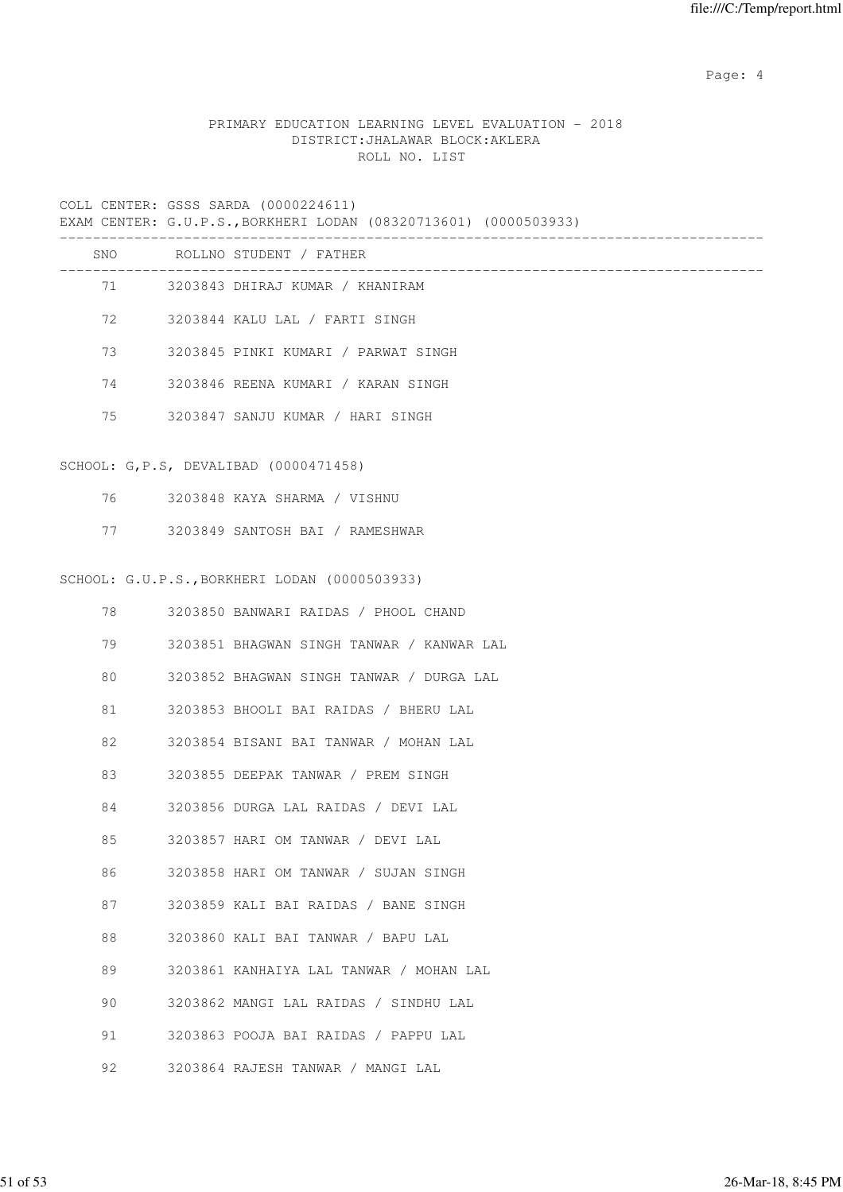PRIMARY EDUCATION LEARNING LEVEL EVALUATION - 2018
DISTRICT:JHALAWAR BLOCK:AKLERA
ROLL NO. LIST

COLL CENTER: GSSS SARDA (0000224611)
EXAM CENTER: G.U.P.S.,BORKHERI LODAN (08320713601) (0000503933)

| SNO | ROLLNO | STUDENT / FATHER |
|---|---|---|
| 71 | 3203843 | DHIRAJ KUMAR / KHANIRAM |
| 72 | 3203844 | KALU LAL / FARTI SINGH |
| 73 | 3203845 | PINKI KUMARI / PARWAT SINGH |
| 74 | 3203846 | REENA KUMARI / KARAN SINGH |
| 75 | 3203847 | SANJU KUMAR / HARI SINGH |

SCHOOL: G,P.S, DEVALIBAD (0000471458)

| SNO | ROLLNO | STUDENT / FATHER |
|---|---|---|
| 76 | 3203848 | KAYA SHARMA / VISHNU |
| 77 | 3203849 | SANTOSH BAI / RAMESHWAR |

SCHOOL: G.U.P.S.,BORKHERI LODAN (0000503933)

| SNO | ROLLNO | STUDENT / FATHER |
|---|---|---|
| 78 | 3203850 | BANWARI RAIDAS / PHOOL CHAND |
| 79 | 3203851 | BHAGWAN SINGH TANWAR / KANWAR LAL |
| 80 | 3203852 | BHAGWAN SINGH TANWAR / DURGA LAL |
| 81 | 3203853 | BHOOLI BAI RAIDAS / BHERU LAL |
| 82 | 3203854 | BISANI BAI TANWAR / MOHAN LAL |
| 83 | 3203855 | DEEPAK TANWAR / PREM SINGH |
| 84 | 3203856 | DURGA LAL RAIDAS / DEVI LAL |
| 85 | 3203857 | HARI OM TANWAR / DEVI LAL |
| 86 | 3203858 | HARI OM TANWAR / SUJAN SINGH |
| 87 | 3203859 | KALI BAI RAIDAS / BANE SINGH |
| 88 | 3203860 | KALI BAI TANWAR / BAPU LAL |
| 89 | 3203861 | KANHAIYA LAL TANWAR / MOHAN LAL |
| 90 | 3203862 | MANGI LAL RAIDAS / SINDHU LAL |
| 91 | 3203863 | POOJA BAI RAIDAS / PAPPU LAL |
| 92 | 3203864 | RAJESH TANWAR / MANGI LAL |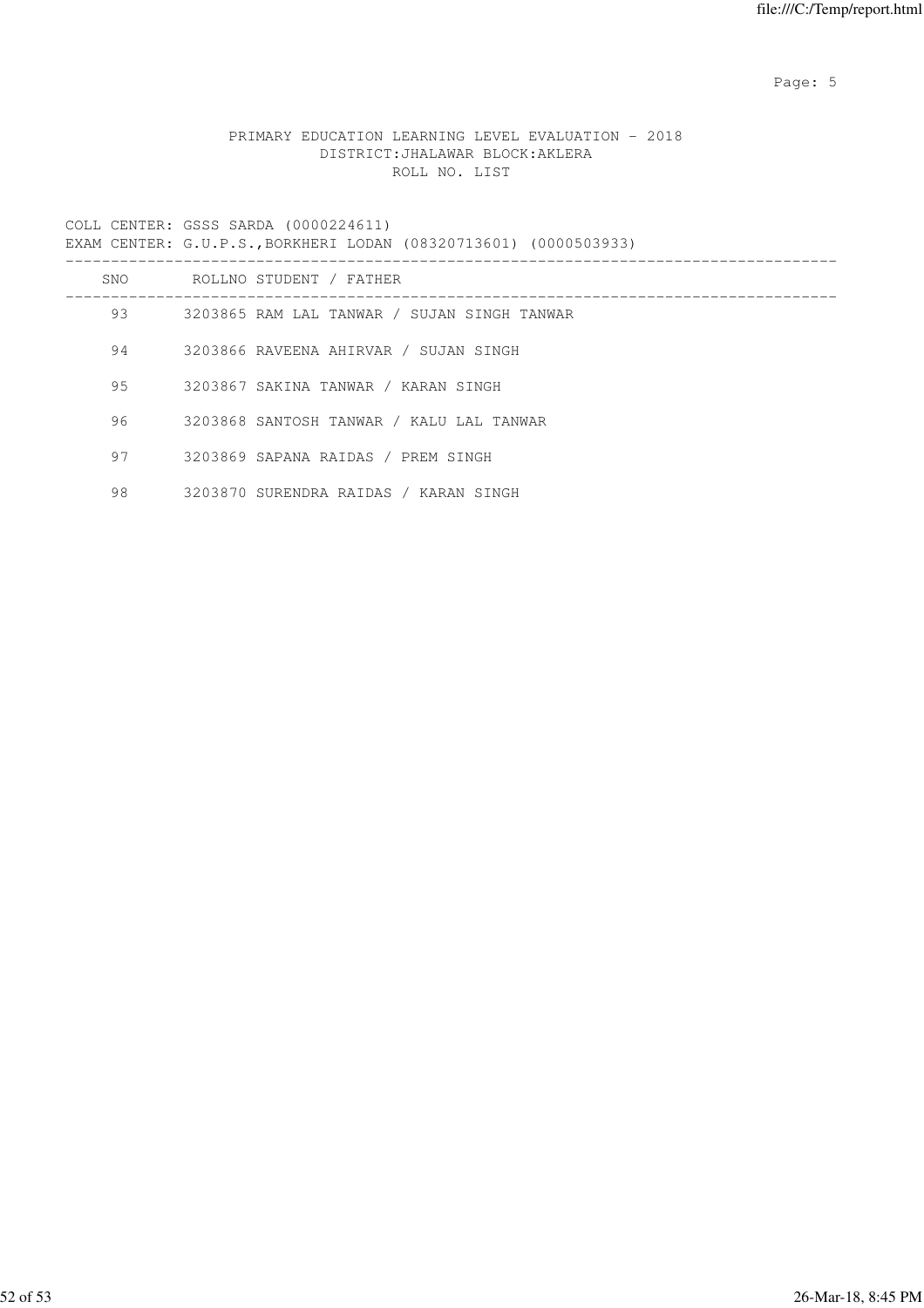PRIMARY EDUCATION LEARNING LEVEL EVALUATION - 2018
DISTRICT:JHALAWAR BLOCK:AKLERA
ROLL NO. LIST

COLL CENTER: GSSS SARDA (0000224611)
EXAM CENTER: G.U.P.S.,BORKHERI LODAN (08320713601) (0000503933)

| SNO | ROLLNO | STUDENT / FATHER |
|---|---|---|
| 93 | 3203865 | RAM LAL TANWAR / SUJAN SINGH TANWAR |
| 94 | 3203866 | RAVEENA AHIRVAR / SUJAN SINGH |
| 95 | 3203867 | SAKINA TANWAR / KARAN SINGH |
| 96 | 3203868 | SANTOSH TANWAR / KALU LAL TANWAR |
| 97 | 3203869 | SAPANA RAIDAS / PREM SINGH |
| 98 | 3203870 | SURENDRA RAIDAS / KARAN SINGH |